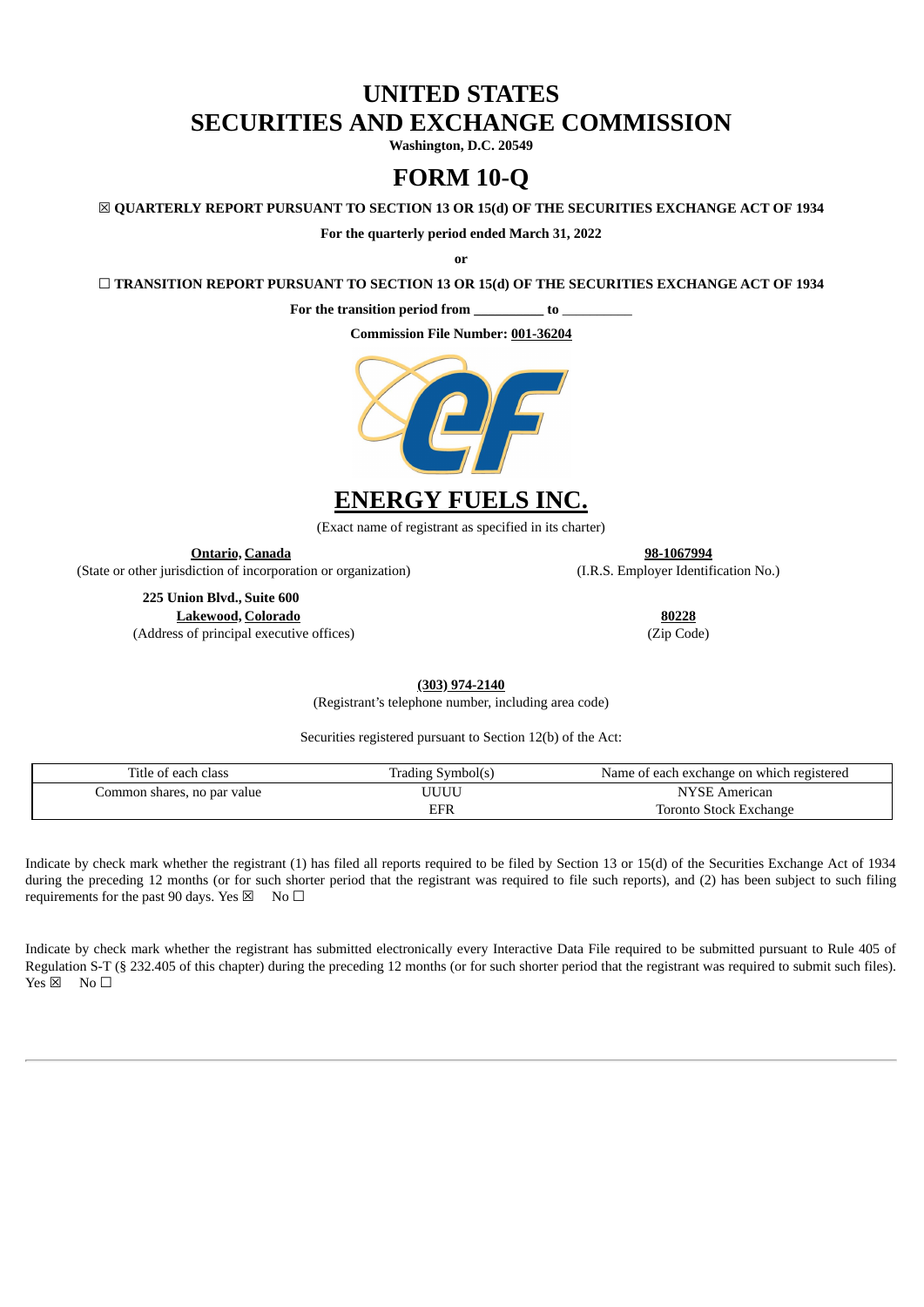# UNITED STATES
# SECURITIES AND EXCHANGE COMMISSION

**Washington, D.C. 20549**

# FORM 10-Q

☒ **QUARTERLY REPORT PURSUANT TO SECTION 13 OR 15(d) OF THE SECURITIES EXCHANGE ACT OF 1934**

**For the quarterly period ended March 31, 2022**

**or**

☐ **TRANSITION REPORT PURSUANT TO SECTION 13 OR 15(d) OF THE SECURITIES EXCHANGE ACT OF 1934**

**For the transition period from __________ to __________**

**Commission File Number: 001-36204**

# ENERGY FUELS INC.

(Exact name of registrant as specified in its charter)

| | |
|---|---|
| **Ontario, Canada** | **98-1067994** |
| (State or other jurisdiction of incorporation or organization) | (I.R.S. Employer Identification No.) |
| **225 Union Blvd., Suite 600** | |
| **Lakewood, Colorado** | **80228** |
| (Address of principal executive offices) | (Zip Code) |

**(303) 974-2140**

(Registrant's telephone number, including area code)

Securities registered pursuant to Section 12(b) of the Act:

| Title of each class | Trading Symbol(s) | Name of each exchange on which registered |
|---|---|---|
| Common shares, no par value | UUUU | NYSE American |
| | EFR | Toronto Stock Exchange |

Indicate by check mark whether the registrant (1) has filed all reports required to be filed by Section 13 or 15(d) of the Securities Exchange Act of 1934 during the preceding 12 months (or for such shorter period that the registrant was required to file such reports), and (2) has been subject to such filing requirements for the past 90 days. Yes ☒ No ☐

Indicate by check mark whether the registrant has submitted electronically every Interactive Data File required to be submitted pursuant to Rule 405 of Regulation S-T (§ 232.405 of this chapter) during the preceding 12 months (or for such shorter period that the registrant was required to submit such files). Yes ☒ No ☐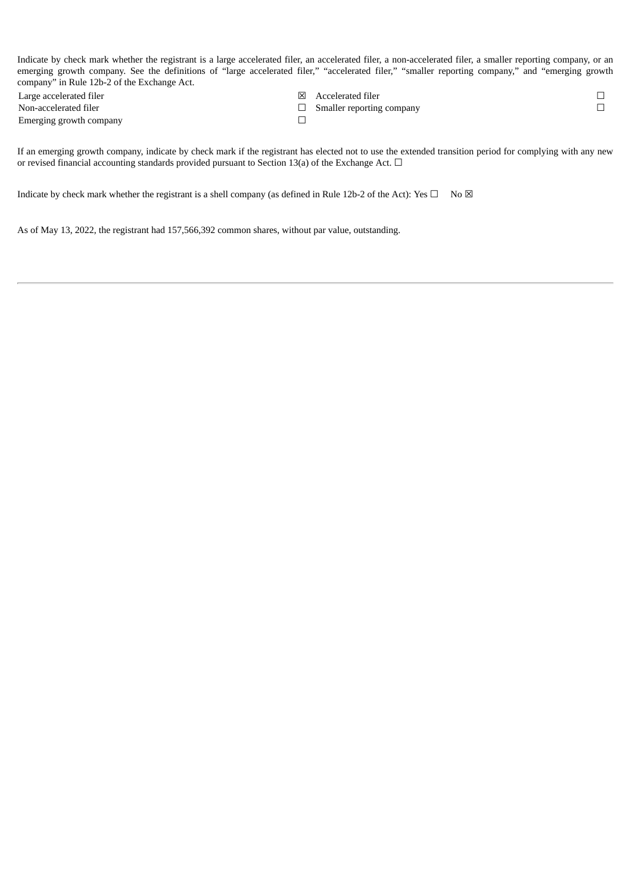Indicate by check mark whether the registrant is a large accelerated filer, an accelerated filer, a non-accelerated filer, a smaller reporting company, or an emerging growth company. See the definitions of "large accelerated filer," "accelerated filer," "smaller reporting company," and "emerging growth company" in Rule 12b-2 of the Exchange Act.

| | | | |
|---|---|---|---|
| Large accelerated filer | ☒ | Accelerated filer | ☐ |
| Non-accelerated filer | ☐ | Smaller reporting company | ☐ |
| Emerging growth company | ☐ | | |

If an emerging growth company, indicate by check mark if the registrant has elected not to use the extended transition period for complying with any new or revised financial accounting standards provided pursuant to Section 13(a) of the Exchange Act. ☐

Indicate by check mark whether the registrant is a shell company (as defined in Rule 12b-2 of the Act): Yes ☐ No ☒

As of May 13, 2022, the registrant had 157,566,392 common shares, without par value, outstanding.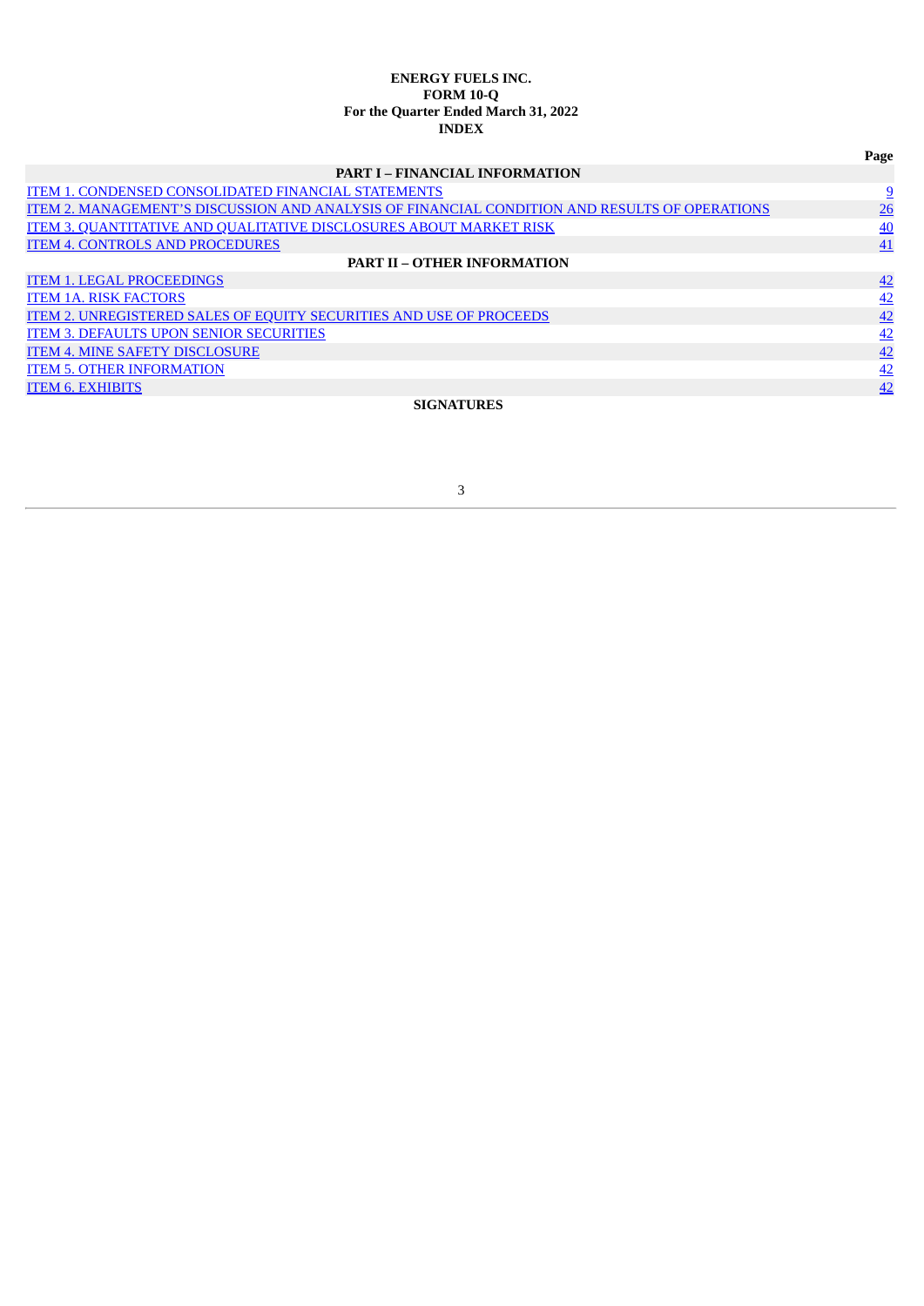**ENERGY FUELS INC.**
**FORM 10-Q**
**For the Quarter Ended March 31, 2022**
**INDEX**

| | Page |
|---|---|
| **PART I – FINANCIAL INFORMATION** | |
| ITEM 1. CONDENSED CONSOLIDATED FINANCIAL STATEMENTS | 9 |
| ITEM 2. MANAGEMENT'S DISCUSSION AND ANALYSIS OF FINANCIAL CONDITION AND RESULTS OF OPERATIONS | 26 |
| ITEM 3. QUANTITATIVE AND QUALITATIVE DISCLOSURES ABOUT MARKET RISK | 40 |
| ITEM 4. CONTROLS AND PROCEDURES | 41 |
| **PART II – OTHER INFORMATION** | |
| ITEM 1. LEGAL PROCEEDINGS | 42 |
| ITEM 1A. RISK FACTORS | 42 |
| ITEM 2. UNREGISTERED SALES OF EQUITY SECURITIES AND USE OF PROCEEDS | 42 |
| ITEM 3. DEFAULTS UPON SENIOR SECURITIES | 42 |
| ITEM 4. MINE SAFETY DISCLOSURE | 42 |
| ITEM 5. OTHER INFORMATION | 42 |
| ITEM 6. EXHIBITS | 42 |
| **SIGNATURES** | |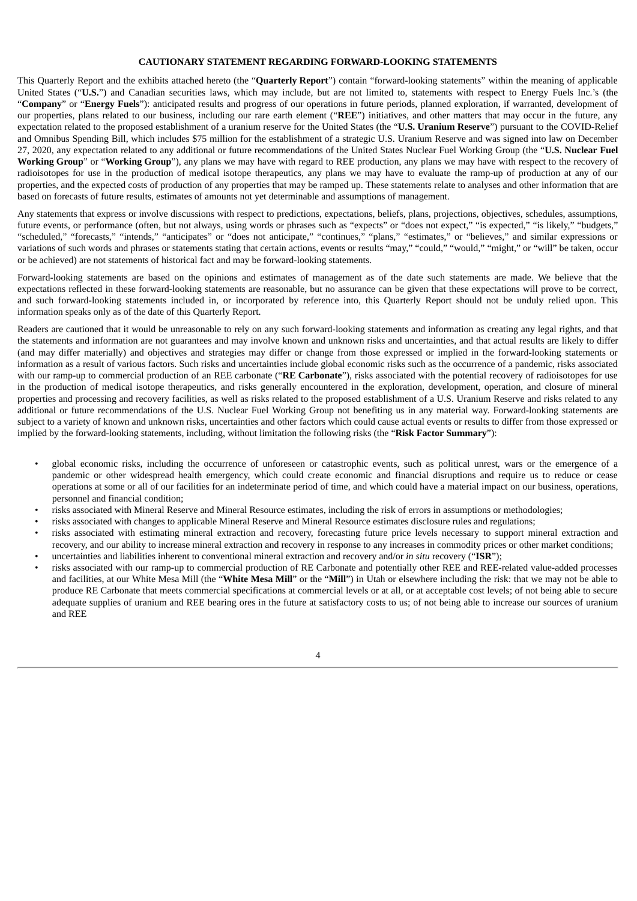## CAUTIONARY STATEMENT REGARDING FORWARD-LOOKING STATEMENTS

This Quarterly Report and the exhibits attached hereto (the "**Quarterly Report**") contain "forward-looking statements" within the meaning of applicable United States ("**U.S.**") and Canadian securities laws, which may include, but are not limited to, statements with respect to Energy Fuels Inc.'s (the "**Company**" or "**Energy Fuels**"): anticipated results and progress of our operations in future periods, planned exploration, if warranted, development of our properties, plans related to our business, including our rare earth element ("**REE**") initiatives, and other matters that may occur in the future, any expectation related to the proposed establishment of a uranium reserve for the United States (the "**U.S. Uranium Reserve**") pursuant to the COVID-Relief and Omnibus Spending Bill, which includes $75 million for the establishment of a strategic U.S. Uranium Reserve and was signed into law on December 27, 2020, any expectation related to any additional or future recommendations of the United States Nuclear Fuel Working Group (the "**U.S. Nuclear Fuel Working Group**" or "**Working Group**"), any plans we may have with regard to REE production, any plans we may have with respect to the recovery of radioisotopes for use in the production of medical isotope therapeutics, any plans we may have to evaluate the ramp-up of production at any of our properties, and the expected costs of production of any properties that may be ramped up. These statements relate to analyses and other information that are based on forecasts of future results, estimates of amounts not yet determinable and assumptions of management.

Any statements that express or involve discussions with respect to predictions, expectations, beliefs, plans, projections, objectives, schedules, assumptions, future events, or performance (often, but not always, using words or phrases such as "expects" or "does not expect," "is expected," "is likely," "budgets," "scheduled," "forecasts," "intends," "anticipates" or "does not anticipate," "continues," "plans," "estimates," or "believes," and similar expressions or variations of such words and phrases or statements stating that certain actions, events or results "may," "could," "would," "might," or "will" be taken, occur or be achieved) are not statements of historical fact and may be forward-looking statements.

Forward-looking statements are based on the opinions and estimates of management as of the date such statements are made. We believe that the expectations reflected in these forward-looking statements are reasonable, but no assurance can be given that these expectations will prove to be correct, and such forward-looking statements included in, or incorporated by reference into, this Quarterly Report should not be unduly relied upon. This information speaks only as of the date of this Quarterly Report.

Readers are cautioned that it would be unreasonable to rely on any such forward-looking statements and information as creating any legal rights, and that the statements and information are not guarantees and may involve known and unknown risks and uncertainties, and that actual results are likely to differ (and may differ materially) and objectives and strategies may differ or change from those expressed or implied in the forward-looking statements or information as a result of various factors. Such risks and uncertainties include global economic risks such as the occurrence of a pandemic, risks associated with our ramp-up to commercial production of an REE carbonate ("**RE Carbonate**"), risks associated with the potential recovery of radioisotopes for use in the production of medical isotope therapeutics, and risks generally encountered in the exploration, development, operation, and closure of mineral properties and processing and recovery facilities, as well as risks related to the proposed establishment of a U.S. Uranium Reserve and risks related to any additional or future recommendations of the U.S. Nuclear Fuel Working Group not benefiting us in any material way. Forward-looking statements are subject to a variety of known and unknown risks, uncertainties and other factors which could cause actual events or results to differ from those expressed or implied by the forward-looking statements, including, without limitation the following risks (the "**Risk Factor Summary**"):

- global economic risks, including the occurrence of unforeseen or catastrophic events, such as political unrest, wars or the emergence of a pandemic or other widespread health emergency, which could create economic and financial disruptions and require us to reduce or cease operations at some or all of our facilities for an indeterminate period of time, and which could have a material impact on our business, operations, personnel and financial condition;
- risks associated with Mineral Reserve and Mineral Resource estimates, including the risk of errors in assumptions or methodologies;
- risks associated with changes to applicable Mineral Reserve and Mineral Resource estimates disclosure rules and regulations;
- risks associated with estimating mineral extraction and recovery, forecasting future price levels necessary to support mineral extraction and recovery, and our ability to increase mineral extraction and recovery in response to any increases in commodity prices or other market conditions;
- uncertainties and liabilities inherent to conventional mineral extraction and recovery and/or *in situ* recovery ("**ISR**");
- risks associated with our ramp-up to commercial production of RE Carbonate and potentially other REE and REE-related value-added processes and facilities, at our White Mesa Mill (the "**White Mesa Mill**" or the "**Mill**") in Utah or elsewhere including the risk: that we may not be able to produce RE Carbonate that meets commercial specifications at commercial levels or at all, or at acceptable cost levels; of not being able to secure adequate supplies of uranium and REE bearing ores in the future at satisfactory costs to us; of not being able to increase our sources of uranium and REE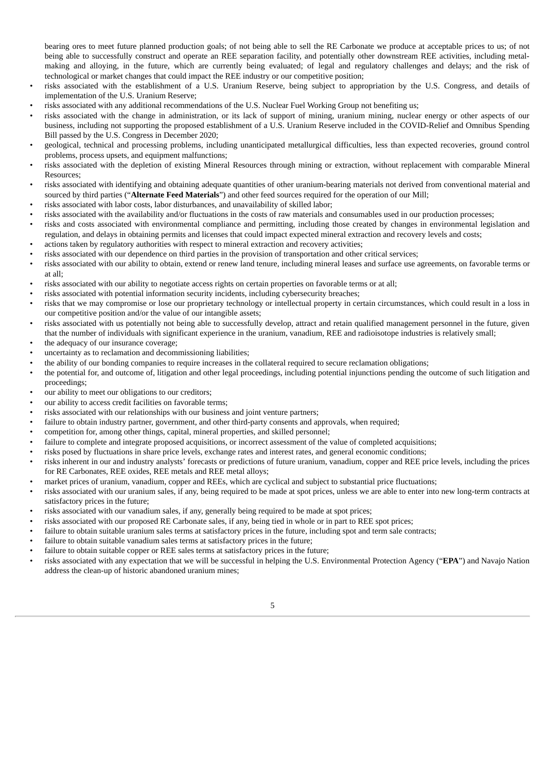bearing ores to meet future planned production goals; of not being able to sell the RE Carbonate we produce at acceptable prices to us; of not being able to successfully construct and operate an REE separation facility, and potentially other downstream REE activities, including metal-making and alloying, in the future, which are currently being evaluated; of legal and regulatory challenges and delays; and the risk of technological or market changes that could impact the REE industry or our competitive position;

- risks associated with the establishment of a U.S. Uranium Reserve, being subject to appropriation by the U.S. Congress, and details of implementation of the U.S. Uranium Reserve;
- risks associated with any additional recommendations of the U.S. Nuclear Fuel Working Group not benefiting us;
- risks associated with the change in administration, or its lack of support of mining, uranium mining, nuclear energy or other aspects of our business, including not supporting the proposed establishment of a U.S. Uranium Reserve included in the COVID-Relief and Omnibus Spending Bill passed by the U.S. Congress in December 2020;
- geological, technical and processing problems, including unanticipated metallurgical difficulties, less than expected recoveries, ground control problems, process upsets, and equipment malfunctions;
- risks associated with the depletion of existing Mineral Resources through mining or extraction, without replacement with comparable Mineral Resources;
- risks associated with identifying and obtaining adequate quantities of other uranium-bearing materials not derived from conventional material and sourced by third parties ("**Alternate Feed Materials**") and other feed sources required for the operation of our Mill;
- risks associated with labor costs, labor disturbances, and unavailability of skilled labor;
- risks associated with the availability and/or fluctuations in the costs of raw materials and consumables used in our production processes;
- risks and costs associated with environmental compliance and permitting, including those created by changes in environmental legislation and regulation, and delays in obtaining permits and licenses that could impact expected mineral extraction and recovery levels and costs;
- actions taken by regulatory authorities with respect to mineral extraction and recovery activities;
- risks associated with our dependence on third parties in the provision of transportation and other critical services;
- risks associated with our ability to obtain, extend or renew land tenure, including mineral leases and surface use agreements, on favorable terms or at all;
- risks associated with our ability to negotiate access rights on certain properties on favorable terms or at all;
- risks associated with potential information security incidents, including cybersecurity breaches;
- risks that we may compromise or lose our proprietary technology or intellectual property in certain circumstances, which could result in a loss in our competitive position and/or the value of our intangible assets;
- risks associated with us potentially not being able to successfully develop, attract and retain qualified management personnel in the future, given that the number of individuals with significant experience in the uranium, vanadium, REE and radioisotope industries is relatively small;
- the adequacy of our insurance coverage;
- uncertainty as to reclamation and decommissioning liabilities;
- the ability of our bonding companies to require increases in the collateral required to secure reclamation obligations;
- the potential for, and outcome of, litigation and other legal proceedings, including potential injunctions pending the outcome of such litigation and proceedings;
- our ability to meet our obligations to our creditors;
- our ability to access credit facilities on favorable terms;
- risks associated with our relationships with our business and joint venture partners;
- failure to obtain industry partner, government, and other third-party consents and approvals, when required;
- competition for, among other things, capital, mineral properties, and skilled personnel;
- failure to complete and integrate proposed acquisitions, or incorrect assessment of the value of completed acquisitions;
- risks posed by fluctuations in share price levels, exchange rates and interest rates, and general economic conditions;
- risks inherent in our and industry analysts' forecasts or predictions of future uranium, vanadium, copper and REE price levels, including the prices for RE Carbonates, REE oxides, REE metals and REE metal alloys;
- market prices of uranium, vanadium, copper and REEs, which are cyclical and subject to substantial price fluctuations;
- risks associated with our uranium sales, if any, being required to be made at spot prices, unless we are able to enter into new long-term contracts at satisfactory prices in the future;
- risks associated with our vanadium sales, if any, generally being required to be made at spot prices;
- risks associated with our proposed RE Carbonate sales, if any, being tied in whole or in part to REE spot prices;
- failure to obtain suitable uranium sales terms at satisfactory prices in the future, including spot and term sale contracts;
- failure to obtain suitable vanadium sales terms at satisfactory prices in the future;
- failure to obtain suitable copper or REE sales terms at satisfactory prices in the future;
- risks associated with any expectation that we will be successful in helping the U.S. Environmental Protection Agency ("**EPA**") and Navajo Nation address the clean-up of historic abandoned uranium mines;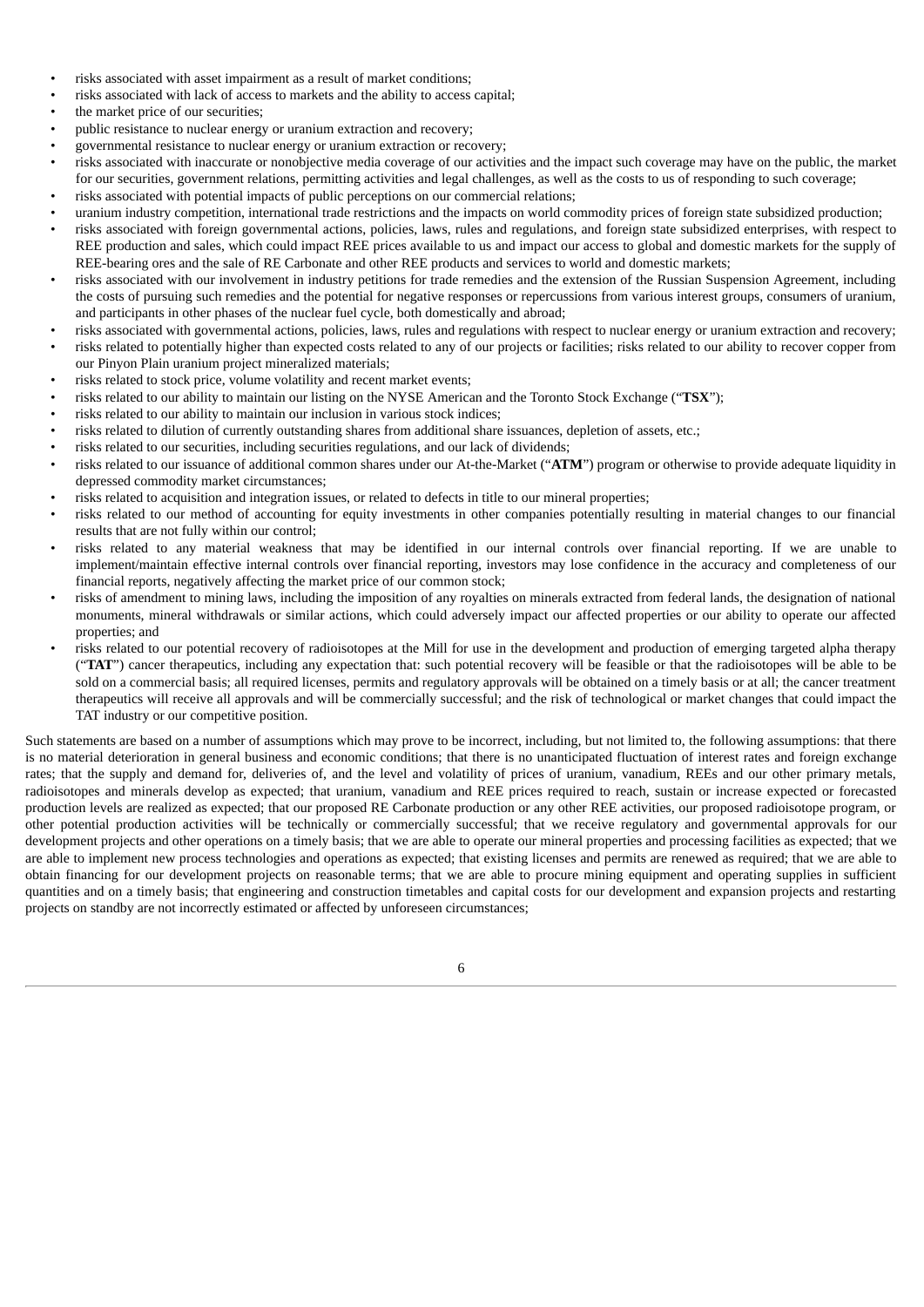- risks associated with asset impairment as a result of market conditions;
- risks associated with lack of access to markets and the ability to access capital;
- the market price of our securities;
- public resistance to nuclear energy or uranium extraction and recovery;
- governmental resistance to nuclear energy or uranium extraction or recovery;
- risks associated with inaccurate or nonobjective media coverage of our activities and the impact such coverage may have on the public, the market for our securities, government relations, permitting activities and legal challenges, as well as the costs to us of responding to such coverage;
- risks associated with potential impacts of public perceptions on our commercial relations;
- uranium industry competition, international trade restrictions and the impacts on world commodity prices of foreign state subsidized production;
- risks associated with foreign governmental actions, policies, laws, rules and regulations, and foreign state subsidized enterprises, with respect to REE production and sales, which could impact REE prices available to us and impact our access to global and domestic markets for the supply of REE-bearing ores and the sale of RE Carbonate and other REE products and services to world and domestic markets;
- risks associated with our involvement in industry petitions for trade remedies and the extension of the Russian Suspension Agreement, including the costs of pursuing such remedies and the potential for negative responses or repercussions from various interest groups, consumers of uranium, and participants in other phases of the nuclear fuel cycle, both domestically and abroad;
- risks associated with governmental actions, policies, laws, rules and regulations with respect to nuclear energy or uranium extraction and recovery;
- risks related to potentially higher than expected costs related to any of our projects or facilities; risks related to our ability to recover copper from our Pinyon Plain uranium project mineralized materials;
- risks related to stock price, volume volatility and recent market events;
- risks related to our ability to maintain our listing on the NYSE American and the Toronto Stock Exchange ("**TSX**");
- risks related to our ability to maintain our inclusion in various stock indices;
- risks related to dilution of currently outstanding shares from additional share issuances, depletion of assets, etc.;
- risks related to our securities, including securities regulations, and our lack of dividends;
- risks related to our issuance of additional common shares under our At-the-Market ("**ATM**") program or otherwise to provide adequate liquidity in depressed commodity market circumstances;
- risks related to acquisition and integration issues, or related to defects in title to our mineral properties;
- risks related to our method of accounting for equity investments in other companies potentially resulting in material changes to our financial results that are not fully within our control;
- risks related to any material weakness that may be identified in our internal controls over financial reporting. If we are unable to implement/maintain effective internal controls over financial reporting, investors may lose confidence in the accuracy and completeness of our financial reports, negatively affecting the market price of our common stock;
- risks of amendment to mining laws, including the imposition of any royalties on minerals extracted from federal lands, the designation of national monuments, mineral withdrawals or similar actions, which could adversely impact our affected properties or our ability to operate our affected properties; and
- risks related to our potential recovery of radioisotopes at the Mill for use in the development and production of emerging targeted alpha therapy ("**TAT**") cancer therapeutics, including any expectation that: such potential recovery will be feasible or that the radioisotopes will be able to be sold on a commercial basis; all required licenses, permits and regulatory approvals will be obtained on a timely basis or at all; the cancer treatment therapeutics will receive all approvals and will be commercially successful; and the risk of technological or market changes that could impact the TAT industry or our competitive position.

Such statements are based on a number of assumptions which may prove to be incorrect, including, but not limited to, the following assumptions: that there is no material deterioration in general business and economic conditions; that there is no unanticipated fluctuation of interest rates and foreign exchange rates; that the supply and demand for, deliveries of, and the level and volatility of prices of uranium, vanadium, REEs and our other primary metals, radioisotopes and minerals develop as expected; that uranium, vanadium and REE prices required to reach, sustain or increase expected or forecasted production levels are realized as expected; that our proposed RE Carbonate production or any other REE activities, our proposed radioisotope program, or other potential production activities will be technically or commercially successful; that we receive regulatory and governmental approvals for our development projects and other operations on a timely basis; that we are able to operate our mineral properties and processing facilities as expected; that we are able to implement new process technologies and operations as expected; that existing licenses and permits are renewed as required; that we are able to obtain financing for our development projects on reasonable terms; that we are able to procure mining equipment and operating supplies in sufficient quantities and on a timely basis; that engineering and construction timetables and capital costs for our development and expansion projects and restarting projects on standby are not incorrectly estimated or affected by unforeseen circumstances;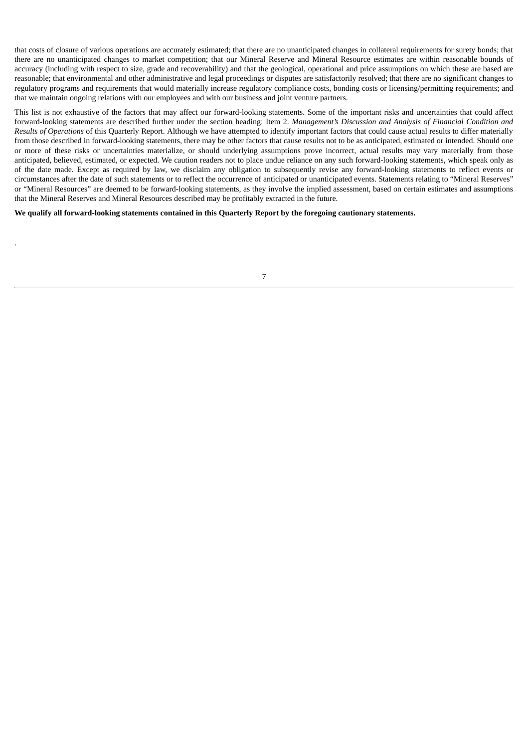that costs of closure of various operations are accurately estimated; that there are no unanticipated changes in collateral requirements for surety bonds; that there are no unanticipated changes to market competition; that our Mineral Reserve and Mineral Resource estimates are within reasonable bounds of accuracy (including with respect to size, grade and recoverability) and that the geological, operational and price assumptions on which these are based are reasonable; that environmental and other administrative and legal proceedings or disputes are satisfactorily resolved; that there are no significant changes to regulatory programs and requirements that would materially increase regulatory compliance costs, bonding costs or licensing/permitting requirements; and that we maintain ongoing relations with our employees and with our business and joint venture partners.

This list is not exhaustive of the factors that may affect our forward-looking statements. Some of the important risks and uncertainties that could affect forward-looking statements are described further under the section heading: Item 2. *Management's Discussion and Analysis of Financial Condition and Results of Operations* of this Quarterly Report. Although we have attempted to identify important factors that could cause actual results to differ materially from those described in forward-looking statements, there may be other factors that cause results not to be as anticipated, estimated or intended. Should one or more of these risks or uncertainties materialize, or should underlying assumptions prove incorrect, actual results may vary materially from those anticipated, believed, estimated, or expected. We caution readers not to place undue reliance on any such forward-looking statements, which speak only as of the date made. Except as required by law, we disclaim any obligation to subsequently revise any forward-looking statements to reflect events or circumstances after the date of such statements or to reflect the occurrence of anticipated or unanticipated events. Statements relating to "Mineral Reserves" or "Mineral Resources" are deemed to be forward-looking statements, as they involve the implied assessment, based on certain estimates and assumptions that the Mineral Reserves and Mineral Resources described may be profitably extracted in the future.

**We qualify all forward-looking statements contained in this Quarterly Report by the foregoing cautionary statements.**

.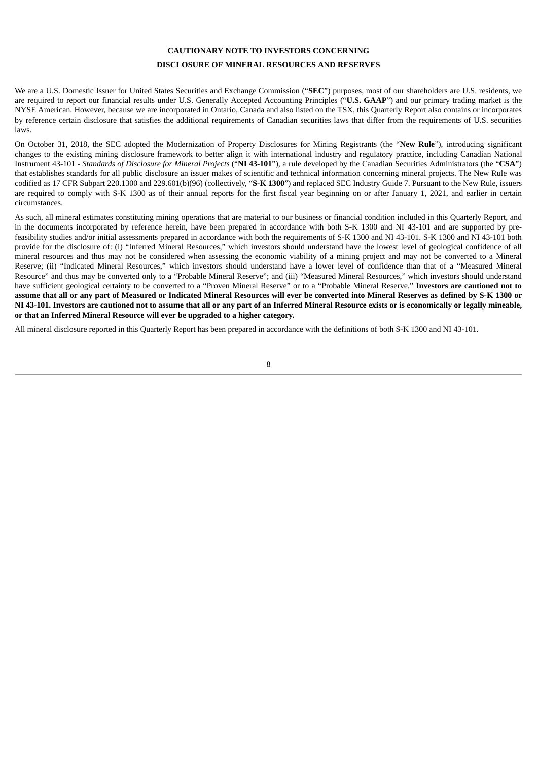## CAUTIONARY NOTE TO INVESTORS CONCERNING
## DISCLOSURE OF MINERAL RESOURCES AND RESERVES

We are a U.S. Domestic Issuer for United States Securities and Exchange Commission ("**SEC**") purposes, most of our shareholders are U.S. residents, we are required to report our financial results under U.S. Generally Accepted Accounting Principles ("**U.S. GAAP**") and our primary trading market is the NYSE American. However, because we are incorporated in Ontario, Canada and also listed on the TSX, this Quarterly Report also contains or incorporates by reference certain disclosure that satisfies the additional requirements of Canadian securities laws that differ from the requirements of U.S. securities laws.

On October 31, 2018, the SEC adopted the Modernization of Property Disclosures for Mining Registrants (the "**New Rule**"), introducing significant changes to the existing mining disclosure framework to better align it with international industry and regulatory practice, including Canadian National Instrument 43-101 - *Standards of Disclosure for Mineral Projects* ("**NI 43-101**"), a rule developed by the Canadian Securities Administrators (the "**CSA**") that establishes standards for all public disclosure an issuer makes of scientific and technical information concerning mineral projects. The New Rule was codified as 17 CFR Subpart 220.1300 and 229.601(b)(96) (collectively, "**S-K 1300**") and replaced SEC Industry Guide 7. Pursuant to the New Rule, issuers are required to comply with S-K 1300 as of their annual reports for the first fiscal year beginning on or after January 1, 2021, and earlier in certain circumstances.

As such, all mineral estimates constituting mining operations that are material to our business or financial condition included in this Quarterly Report, and in the documents incorporated by reference herein, have been prepared in accordance with both S-K 1300 and NI 43-101 and are supported by pre-feasibility studies and/or initial assessments prepared in accordance with both the requirements of S-K 1300 and NI 43-101. S-K 1300 and NI 43-101 both provide for the disclosure of: (i) "Inferred Mineral Resources," which investors should understand have the lowest level of geological confidence of all mineral resources and thus may not be considered when assessing the economic viability of a mining project and may not be converted to a Mineral Reserve; (ii) "Indicated Mineral Resources," which investors should understand have a lower level of confidence than that of a "Measured Mineral Resource" and thus may be converted only to a "Probable Mineral Reserve"; and (iii) "Measured Mineral Resources," which investors should understand have sufficient geological certainty to be converted to a "Proven Mineral Reserve" or to a "Probable Mineral Reserve." **Investors are cautioned not to assume that all or any part of Measured or Indicated Mineral Resources will ever be converted into Mineral Reserves as defined by S-K 1300 or NI 43-101. Investors are cautioned not to assume that all or any part of an Inferred Mineral Resource exists or is economically or legally mineable, or that an Inferred Mineral Resource will ever be upgraded to a higher category.**

All mineral disclosure reported in this Quarterly Report has been prepared in accordance with the definitions of both S-K 1300 and NI 43-101.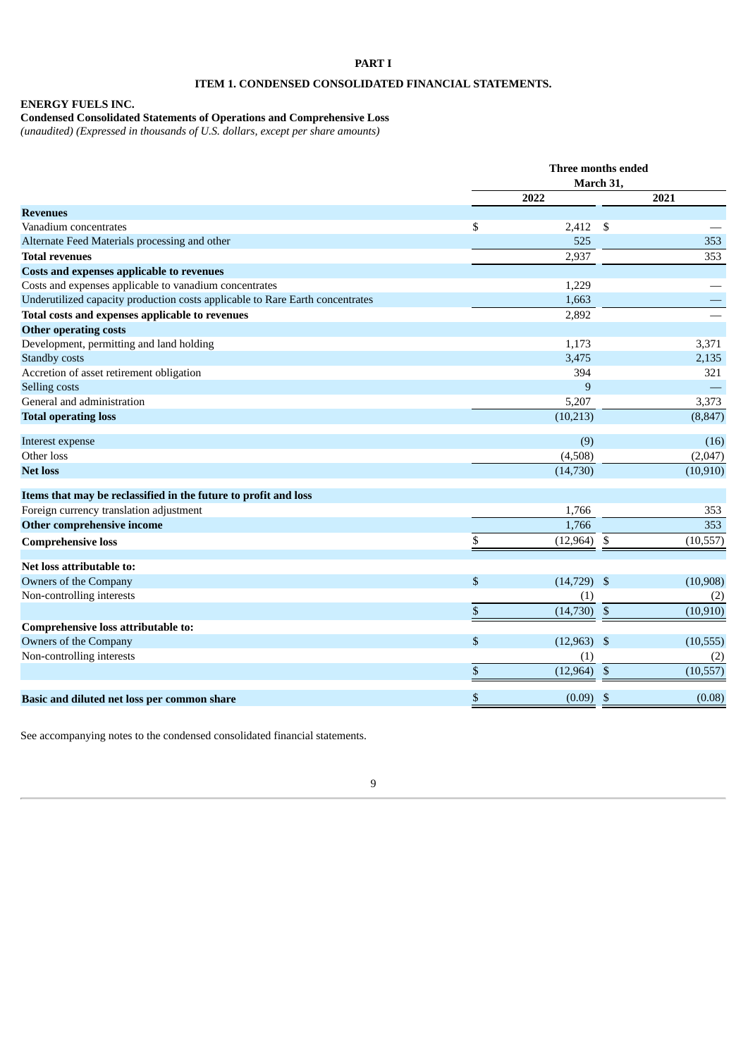# PART I

## ITEM 1. CONDENSED CONSOLIDATED FINANCIAL STATEMENTS.

**ENERGY FUELS INC.**
**Condensed Consolidated Statements of Operations and Comprehensive Loss**
*(unaudited) (Expressed in thousands of U.S. dollars, except per share amounts)*

| | Three months ended March 31, | |
|---|---|---|
| | 2022 | 2021 |
| **Revenues** | | |
| Vanadium concentrates | $ 2,412 | $ — |
| Alternate Feed Materials processing and other | 525 | 353 |
| **Total revenues** | 2,937 | 353 |
| **Costs and expenses applicable to revenues** | | |
| Costs and expenses applicable to vanadium concentrates | 1,229 | — |
| Underutilized capacity production costs applicable to Rare Earth concentrates | 1,663 | — |
| **Total costs and expenses applicable to revenues** | 2,892 | — |
| **Other operating costs** | | |
| Development, permitting and land holding | 1,173 | 3,371 |
| Standby costs | 3,475 | 2,135 |
| Accretion of asset retirement obligation | 394 | 321 |
| Selling costs | 9 | — |
| General and administration | 5,207 | 3,373 |
| **Total operating loss** | (10,213) | (8,847) |
| Interest expense | (9) | (16) |
| Other loss | (4,508) | (2,047) |
| **Net loss** | (14,730) | (10,910) |
| **Items that may be reclassified in the future to profit and loss** | | |
| Foreign currency translation adjustment | 1,766 | 353 |
| **Other comprehensive income** | 1,766 | 353 |
| **Comprehensive loss** | $ (12,964) | $ (10,557) |
| **Net loss attributable to:** | | |
| Owners of the Company | $ (14,729) | $ (10,908) |
| Non-controlling interests | (1) | (2) |
| | $ (14,730) | $ (10,910) |
| **Comprehensive loss attributable to:** | | |
| Owners of the Company | $ (12,963) | $ (10,555) |
| Non-controlling interests | (1) | (2) |
| | $ (12,964) | $ (10,557) |
| **Basic and diluted net loss per common share** | $ (0.09) | $ (0.08) |

See accompanying notes to the condensed consolidated financial statements.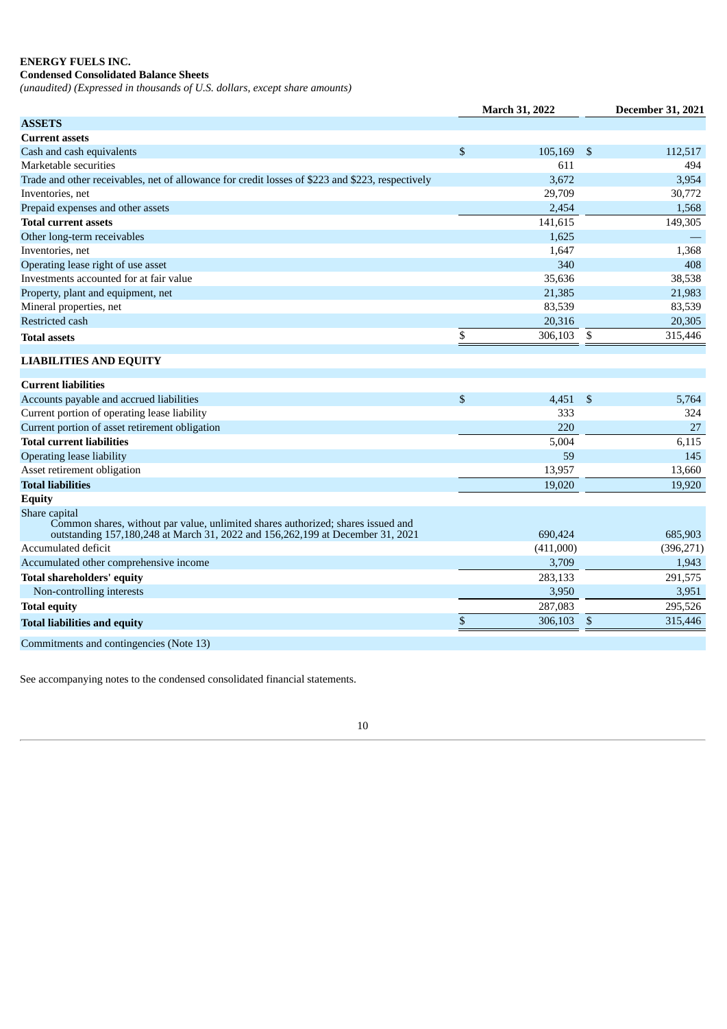**ENERGY FUELS INC.**

**Condensed Consolidated Balance Sheets**

*(unaudited) (Expressed in thousands of U.S. dollars, except share amounts)*

| | March 31, 2022 | December 31, 2021 |
|---|---|---|
| **ASSETS** | | |
| **Current assets** | | |
| Cash and cash equivalents | $ 105,169 | $ 112,517 |
| Marketable securities | 611 | 494 |
| Trade and other receivables, net of allowance for credit losses of $223 and $223, respectively | 3,672 | 3,954 |
| Inventories, net | 29,709 | 30,772 |
| Prepaid expenses and other assets | 2,454 | 1,568 |
| **Total current assets** | 141,615 | 149,305 |
| Other long-term receivables | 1,625 | — |
| Inventories, net | 1,647 | 1,368 |
| Operating lease right of use asset | 340 | 408 |
| Investments accounted for at fair value | 35,636 | 38,538 |
| Property, plant and equipment, net | 21,385 | 21,983 |
| Mineral properties, net | 83,539 | 83,539 |
| Restricted cash | 20,316 | 20,305 |
| **Total assets** | $ 306,103 | $ 315,446 |
| **LIABILITIES AND EQUITY** | | |
| **Current liabilities** | | |
| Accounts payable and accrued liabilities | $ 4,451 | $ 5,764 |
| Current portion of operating lease liability | 333 | 324 |
| Current portion of asset retirement obligation | 220 | 27 |
| **Total current liabilities** | 5,004 | 6,115 |
| Operating lease liability | 59 | 145 |
| Asset retirement obligation | 13,957 | 13,660 |
| **Total liabilities** | 19,020 | 19,920 |
| **Equity** | | |
| Share capital<br>Common shares, without par value, unlimited shares authorized; shares issued and outstanding 157,180,248 at March 31, 2022 and 156,262,199 at December 31, 2021 | 690,424 | 685,903 |
| Accumulated deficit | (411,000) | (396,271) |
| Accumulated other comprehensive income | 3,709 | 1,943 |
| **Total shareholders' equity** | 283,133 | 291,575 |
| Non-controlling interests | 3,950 | 3,951 |
| **Total equity** | 287,083 | 295,526 |
| **Total liabilities and equity** | $ 306,103 | $ 315,446 |
| Commitments and contingencies (Note 13) | | |

See accompanying notes to the condensed consolidated financial statements.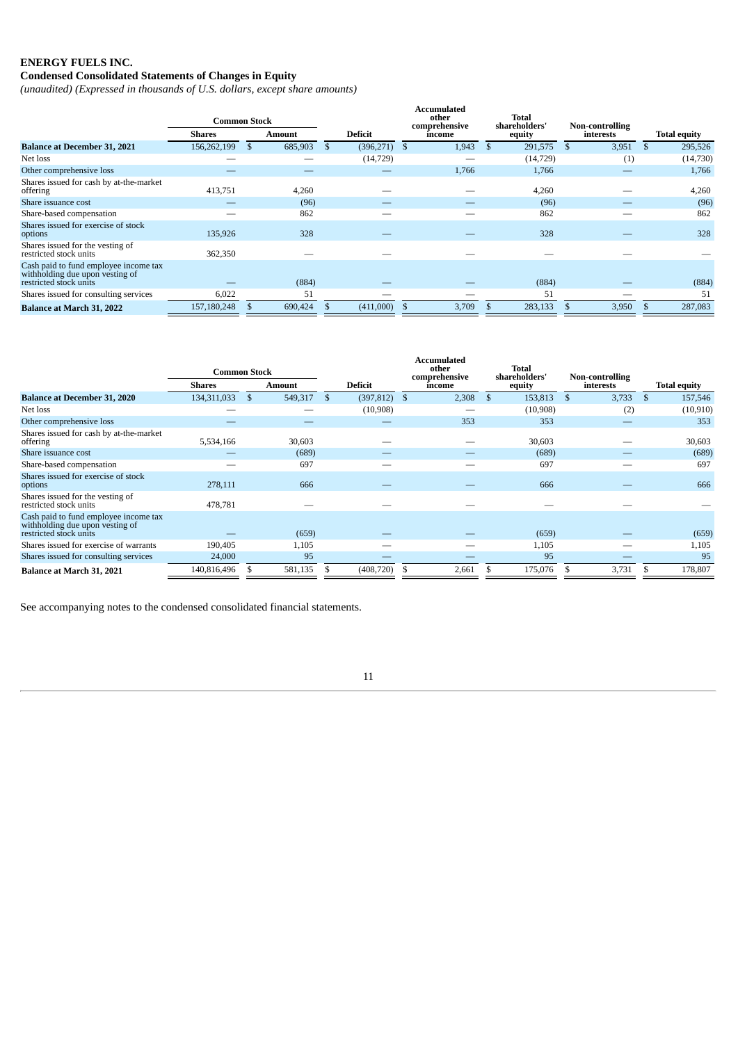**ENERGY FUELS INC.**

**Condensed Consolidated Statements of Changes in Equity**

*(unaudited) (Expressed in thousands of U.S. dollars, except share amounts)*

| | Common Stock | | Deficit | Accumulated other comprehensive income | Total shareholders' equity | Non-controlling interests | Total equity |
|---|---|---|---|---|---|---|---|
| | Shares | Amount | | | | | |
| **Balance at December 31, 2021** | 156,262,199 | $ 685,903 | $ (396,271) | $ 1,943 | $ 291,575 | $ 3,951 | $ 295,526 |
| Net loss | — | — | (14,729) | — | (14,729) | (1) | (14,730) |
| Other comprehensive loss | — | — | — | 1,766 | 1,766 | — | 1,766 |
| Shares issued for cash by at-the-market offering | 413,751 | 4,260 | — | — | 4,260 | — | 4,260 |
| Share issuance cost | — | (96) | — | — | (96) | — | (96) |
| Share-based compensation | — | 862 | — | — | 862 | — | 862 |
| Shares issued for exercise of stock options | 135,926 | 328 | — | — | 328 | — | 328 |
| Shares issued for the vesting of restricted stock units | 362,350 | — | — | — | — | — | — |
| Cash paid to fund employee income tax withholding due upon vesting of restricted stock units | — | (884) | — | — | (884) | — | (884) |
| Shares issued for consulting services | 6,022 | 51 | — | — | 51 | — | 51 |
| **Balance at March 31, 2022** | 157,180,248 | $ 690,424 | $ (411,000) | $ 3,709 | $ 283,133 | $ 3,950 | $ 287,083 |

| | Common Stock | | Deficit | Accumulated other comprehensive income | Total shareholders' equity | Non-controlling interests | Total equity |
|---|---|---|---|---|---|---|---|
| | Shares | Amount | | | | | |
| **Balance at December 31, 2020** | 134,311,033 | $ 549,317 | $ (397,812) | $ 2,308 | $ 153,813 | $ 3,733 | $ 157,546 |
| Net loss | — | — | (10,908) | — | (10,908) | (2) | (10,910) |
| Other comprehensive loss | — | — | — | 353 | 353 | — | 353 |
| Shares issued for cash by at-the-market offering | 5,534,166 | 30,603 | — | — | 30,603 | — | 30,603 |
| Share issuance cost | — | (689) | — | — | (689) | — | (689) |
| Share-based compensation | — | 697 | — | — | 697 | — | 697 |
| Shares issued for exercise of stock options | 278,111 | 666 | — | — | 666 | — | 666 |
| Shares issued for the vesting of restricted stock units | 478,781 | — | — | — | — | — | — |
| Cash paid to fund employee income tax withholding due upon vesting of restricted stock units | — | (659) | — | — | (659) | — | (659) |
| Shares issued for exercise of warrants | 190,405 | 1,105 | — | — | 1,105 | — | 1,105 |
| Shares issued for consulting services | 24,000 | 95 | — | — | 95 | — | 95 |
| **Balance at March 31, 2021** | 140,816,496 | $ 581,135 | $ (408,720) | $ 2,661 | $ 175,076 | $ 3,731 | $ 178,807 |

See accompanying notes to the condensed consolidated financial statements.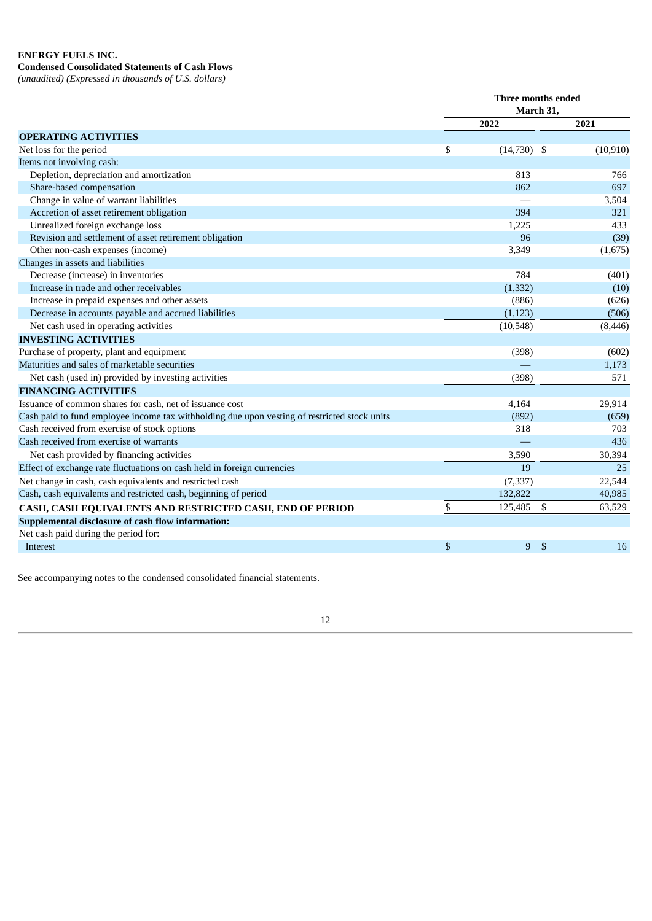**ENERGY FUELS INC.**
**Condensed Consolidated Statements of Cash Flows**
*(unaudited) (Expressed in thousands of U.S. dollars)*

| | Three months ended March 31, | |
|---|---|---|
| | 2022 | 2021 |
| **OPERATING ACTIVITIES** | | |
| Net loss for the period | $ (14,730) | $ (10,910) |
| Items not involving cash: | | |
| Depletion, depreciation and amortization | 813 | 766 |
| Share-based compensation | 862 | 697 |
| Change in value of warrant liabilities | — | 3,504 |
| Accretion of asset retirement obligation | 394 | 321 |
| Unrealized foreign exchange loss | 1,225 | 433 |
| Revision and settlement of asset retirement obligation | 96 | (39) |
| Other non-cash expenses (income) | 3,349 | (1,675) |
| Changes in assets and liabilities | | |
| Decrease (increase) in inventories | 784 | (401) |
| Increase in trade and other receivables | (1,332) | (10) |
| Increase in prepaid expenses and other assets | (886) | (626) |
| Decrease in accounts payable and accrued liabilities | (1,123) | (506) |
| Net cash used in operating activities | (10,548) | (8,446) |
| **INVESTING ACTIVITIES** | | |
| Purchase of property, plant and equipment | (398) | (602) |
| Maturities and sales of marketable securities | — | 1,173 |
| Net cash (used in) provided by investing activities | (398) | 571 |
| **FINANCING ACTIVITIES** | | |
| Issuance of common shares for cash, net of issuance cost | 4,164 | 29,914 |
| Cash paid to fund employee income tax withholding due upon vesting of restricted stock units | (892) | (659) |
| Cash received from exercise of stock options | 318 | 703 |
| Cash received from exercise of warrants | — | 436 |
| Net cash provided by financing activities | 3,590 | 30,394 |
| Effect of exchange rate fluctuations on cash held in foreign currencies | 19 | 25 |
| Net change in cash, cash equivalents and restricted cash | (7,337) | 22,544 |
| Cash, cash equivalents and restricted cash, beginning of period | 132,822 | 40,985 |
| **CASH, CASH EQUIVALENTS AND RESTRICTED CASH, END OF PERIOD** | $ 125,485 | $ 63,529 |
| **Supplemental disclosure of cash flow information:** | | |
| Net cash paid during the period for: | | |
| Interest | $ 9 | $ 16 |

See accompanying notes to the condensed consolidated financial statements.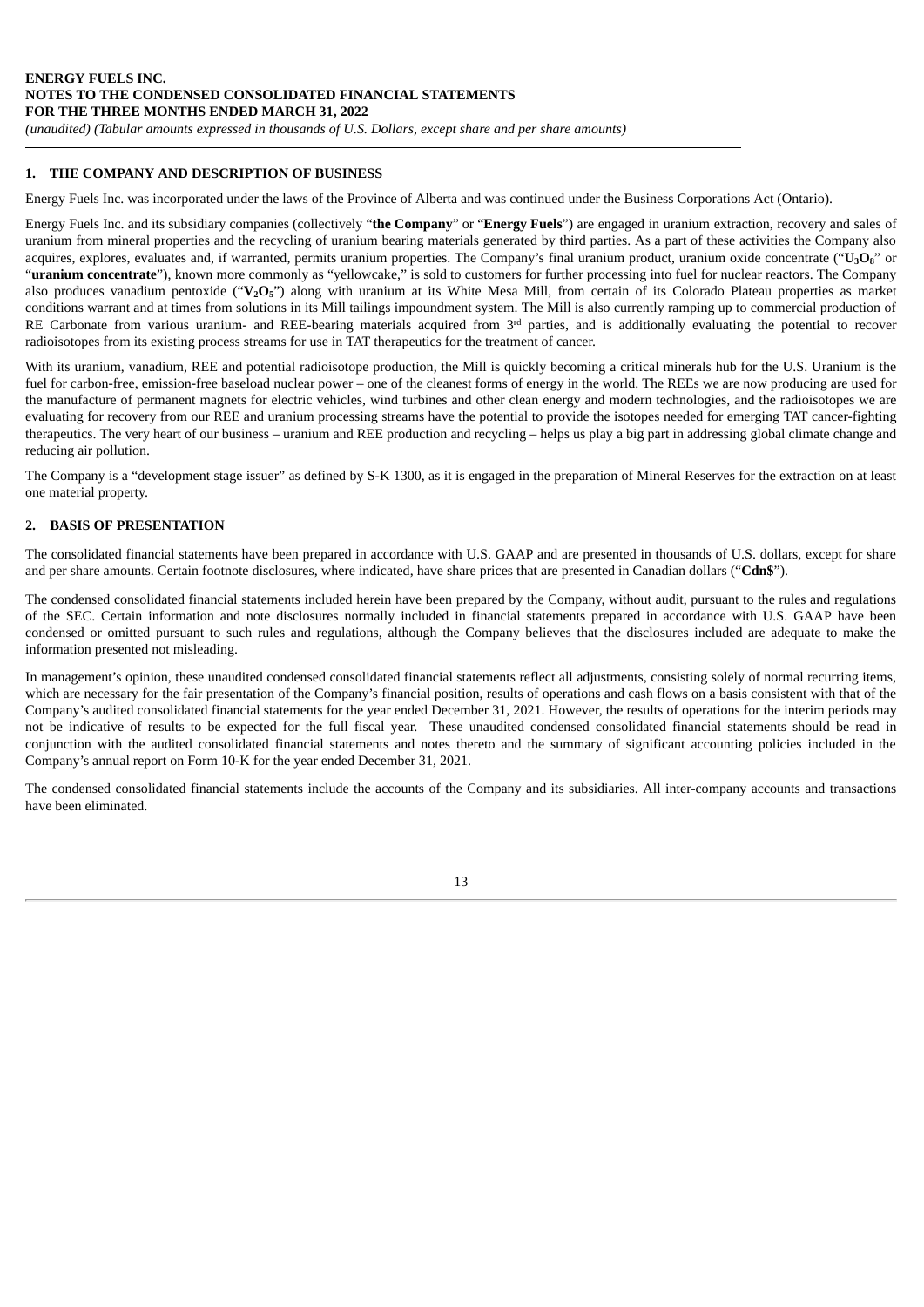**ENERGY FUELS INC.**
**NOTES TO THE CONDENSED CONSOLIDATED FINANCIAL STATEMENTS**
**FOR THE THREE MONTHS ENDED MARCH 31, 2022**
*(unaudited) (Tabular amounts expressed in thousands of U.S. Dollars, except share and per share amounts)*

## 1. THE COMPANY AND DESCRIPTION OF BUSINESS

Energy Fuels Inc. was incorporated under the laws of the Province of Alberta and was continued under the Business Corporations Act (Ontario).

Energy Fuels Inc. and its subsidiary companies (collectively "**the Company**" or "**Energy Fuels**") are engaged in uranium extraction, recovery and sales of uranium from mineral properties and the recycling of uranium bearing materials generated by third parties. As a part of these activities the Company also acquires, explores, evaluates and, if warranted, permits uranium properties. The Company's final uranium product, uranium oxide concentrate ("**$U_3O_8$**" or "**uranium concentrate**"), known more commonly as "yellowcake," is sold to customers for further processing into fuel for nuclear reactors. The Company also produces vanadium pentoxide ("**$V_2O_5$**") along with uranium at its White Mesa Mill, from certain of its Colorado Plateau properties as market conditions warrant and at times from solutions in its Mill tailings impoundment system. The Mill is also currently ramping up to commercial production of RE Carbonate from various uranium- and REE-bearing materials acquired from 3rd parties, and is additionally evaluating the potential to recover radioisotopes from its existing process streams for use in TAT therapeutics for the treatment of cancer.

With its uranium, vanadium, REE and potential radioisotope production, the Mill is quickly becoming a critical minerals hub for the U.S. Uranium is the fuel for carbon-free, emission-free baseload nuclear power – one of the cleanest forms of energy in the world. The REEs we are now producing are used for the manufacture of permanent magnets for electric vehicles, wind turbines and other clean energy and modern technologies, and the radioisotopes we are evaluating for recovery from our REE and uranium processing streams have the potential to provide the isotopes needed for emerging TAT cancer-fighting therapeutics. The very heart of our business – uranium and REE production and recycling – helps us play a big part in addressing global climate change and reducing air pollution.

The Company is a "development stage issuer" as defined by S-K 1300, as it is engaged in the preparation of Mineral Reserves for the extraction on at least one material property.

## 2. BASIS OF PRESENTATION

The consolidated financial statements have been prepared in accordance with U.S. GAAP and are presented in thousands of U.S. dollars, except for share and per share amounts. Certain footnote disclosures, where indicated, have share prices that are presented in Canadian dollars ("**Cdn$**").

The condensed consolidated financial statements included herein have been prepared by the Company, without audit, pursuant to the rules and regulations of the SEC. Certain information and note disclosures normally included in financial statements prepared in accordance with U.S. GAAP have been condensed or omitted pursuant to such rules and regulations, although the Company believes that the disclosures included are adequate to make the information presented not misleading.

In management's opinion, these unaudited condensed consolidated financial statements reflect all adjustments, consisting solely of normal recurring items, which are necessary for the fair presentation of the Company's financial position, results of operations and cash flows on a basis consistent with that of the Company's audited consolidated financial statements for the year ended December 31, 2021. However, the results of operations for the interim periods may not be indicative of results to be expected for the full fiscal year. These unaudited condensed consolidated financial statements should be read in conjunction with the audited consolidated financial statements and notes thereto and the summary of significant accounting policies included in the Company's annual report on Form 10-K for the year ended December 31, 2021.

The condensed consolidated financial statements include the accounts of the Company and its subsidiaries. All inter-company accounts and transactions have been eliminated.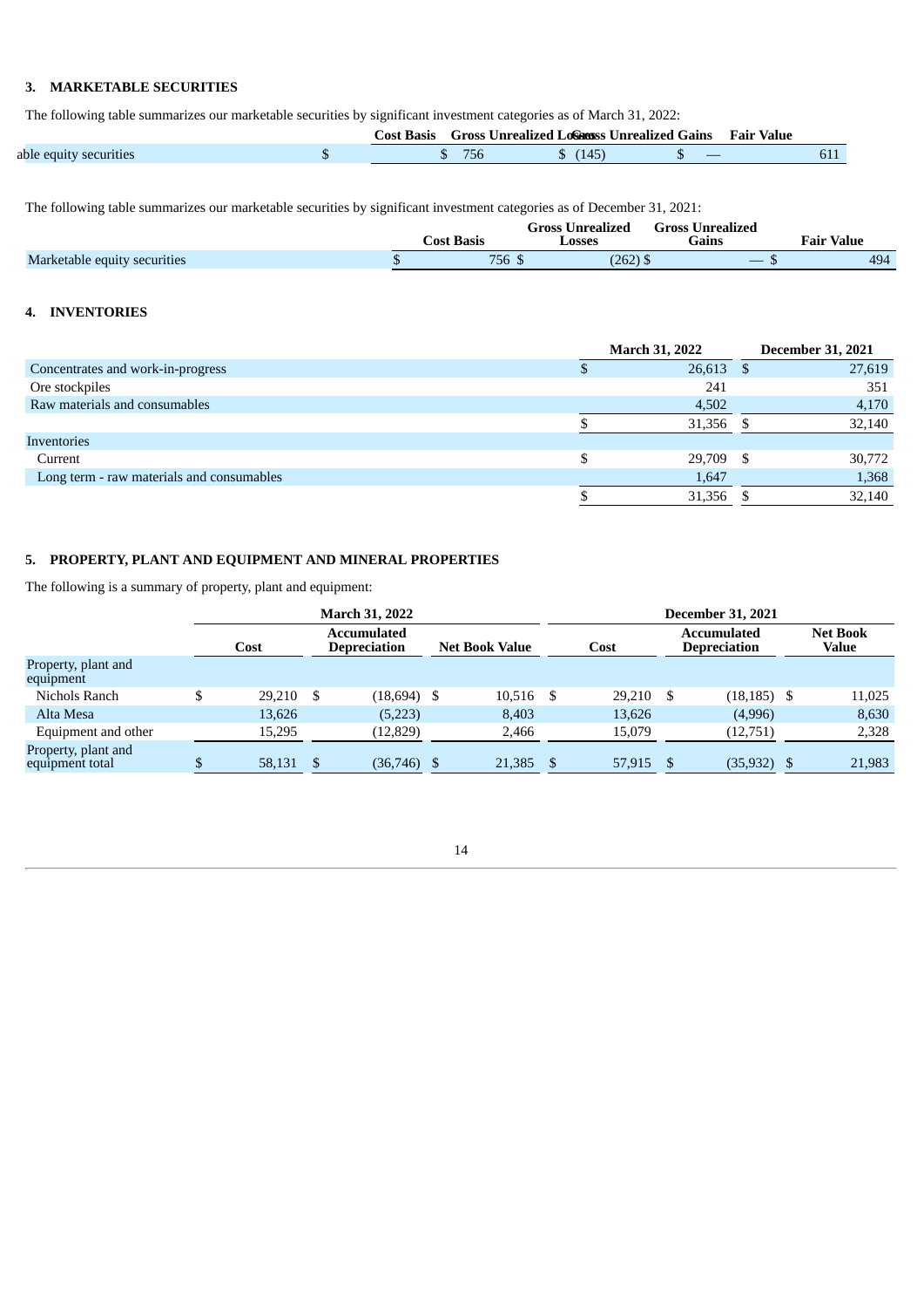## 3. MARKETABLE SECURITIES

The following table summarizes our marketable securities by significant investment categories as of March 31, 2022:

| | Cost Basis | Gross Unrealized Losses | Gross Unrealized Gains | Fair Value |
|---|---|---|---|---|
| Marketable equity securities | $ 756 | $ (145) | $ — | 611 |

The following table summarizes our marketable securities by significant investment categories as of December 31, 2021:

| | Cost Basis | Gross Unrealized Losses | Gross Unrealized Gains | Fair Value |
|---|---|---|---|---|
| Marketable equity securities | $ 756 | $ (262) | $ — | $ 494 |

## 4. INVENTORIES

| | March 31, 2022 | December 31, 2021 |
|---|---|---|
| Concentrates and work-in-progress | $ 26,613 | $ 27,619 |
| Ore stockpiles | 241 | 351 |
| Raw materials and consumables | 4,502 | 4,170 |
| | $ 31,356 | $ 32,140 |
| Inventories | | |
| Current | $ 29,709 | $ 30,772 |
| Long term - raw materials and consumables | 1,647 | 1,368 |
| | $ 31,356 | $ 32,140 |

## 5. PROPERTY, PLANT AND EQUIPMENT AND MINERAL PROPERTIES

The following is a summary of property, plant and equipment:

| | March 31, 2022 | | | December 31, 2021 | | |
|---|---|---|---|---|---|---|
| | Cost | Accumulated Depreciation | Net Book Value | Cost | Accumulated Depreciation | Net Book Value |
| Property, plant and equipment | | | | | | |
| Nichols Ranch | $ 29,210 | $ (18,694) | $ 10,516 | $ 29,210 | $ (18,185) | $ 11,025 |
| Alta Mesa | 13,626 | (5,223) | 8,403 | 13,626 | (4,996) | 8,630 |
| Equipment and other | 15,295 | (12,829) | 2,466 | 15,079 | (12,751) | 2,328 |
| Property, plant and equipment total | $ 58,131 | $ (36,746) | $ 21,385 | $ 57,915 | $ (35,932) | $ 21,983 |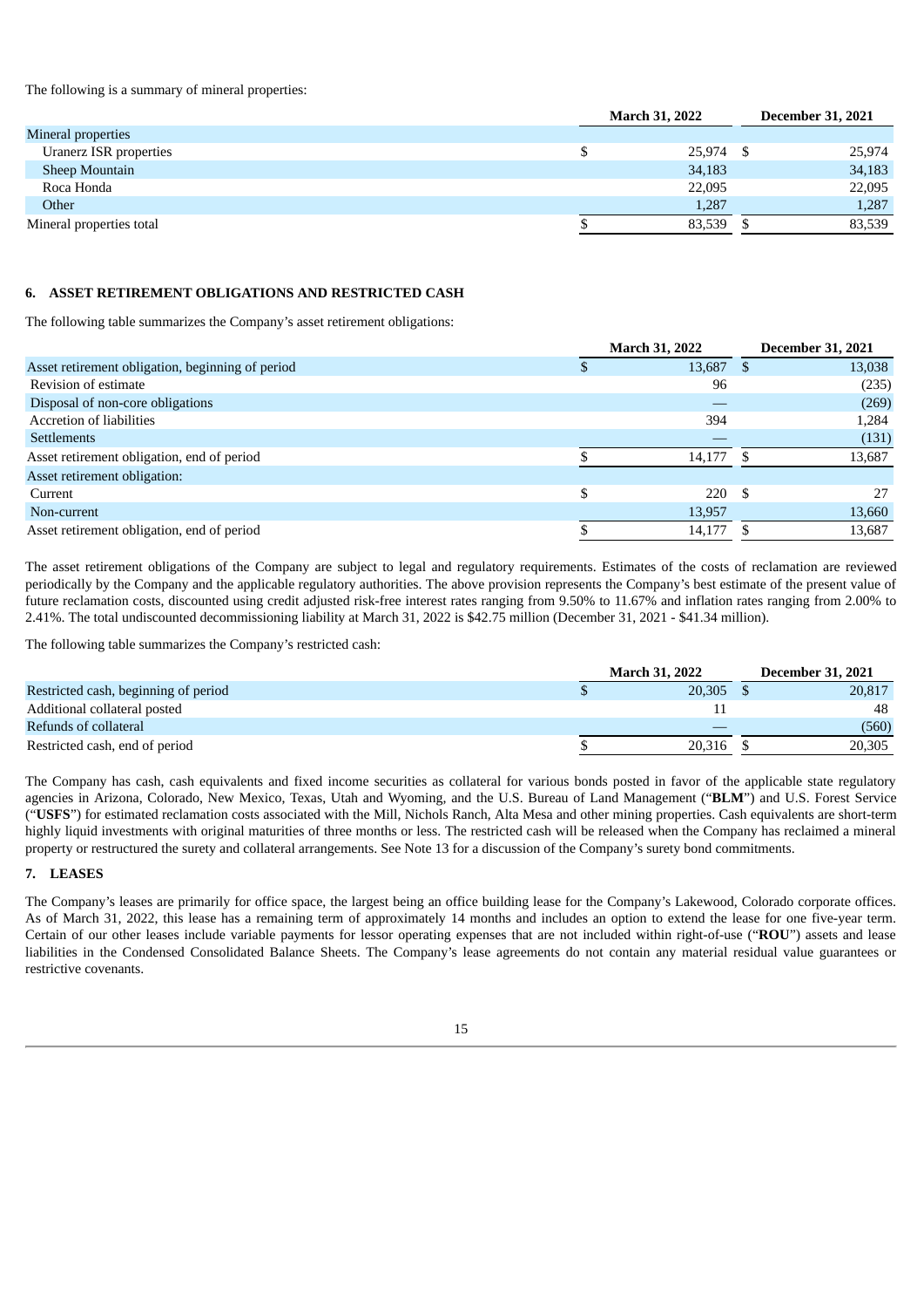The following is a summary of mineral properties:

| | March 31, 2022 | December 31, 2021 |
|---|---|---|
| Mineral properties | | |
| Uranerz ISR properties | $ 25,974 | $ 25,974 |
| Sheep Mountain | 34,183 | 34,183 |
| Roca Honda | 22,095 | 22,095 |
| Other | 1,287 | 1,287 |
| Mineral properties total | $ 83,539 | $ 83,539 |

## 6. ASSET RETIREMENT OBLIGATIONS AND RESTRICTED CASH

The following table summarizes the Company's asset retirement obligations:

| | March 31, 2022 | December 31, 2021 |
|---|---|---|
| Asset retirement obligation, beginning of period | $ 13,687 | $ 13,038 |
| Revision of estimate | 96 | (235) |
| Disposal of non-core obligations | — | (269) |
| Accretion of liabilities | 394 | 1,284 |
| Settlements | — | (131) |
| Asset retirement obligation, end of period | $ 14,177 | $ 13,687 |
| Asset retirement obligation: | | |
| Current | $ 220 | $ 27 |
| Non-current | 13,957 | 13,660 |
| Asset retirement obligation, end of period | $ 14,177 | $ 13,687 |

The asset retirement obligations of the Company are subject to legal and regulatory requirements. Estimates of the costs of reclamation are reviewed periodically by the Company and the applicable regulatory authorities. The above provision represents the Company's best estimate of the present value of future reclamation costs, discounted using credit adjusted risk-free interest rates ranging from 9.50% to 11.67% and inflation rates ranging from 2.00% to 2.41%. The total undiscounted decommissioning liability at March 31, 2022 is $42.75 million (December 31, 2021 - $41.34 million).

The following table summarizes the Company's restricted cash:

| | March 31, 2022 | December 31, 2021 |
|---|---|---|
| Restricted cash, beginning of period | $ 20,305 | $ 20,817 |
| Additional collateral posted | 11 | 48 |
| Refunds of collateral | — | (560) |
| Restricted cash, end of period | $ 20,316 | $ 20,305 |

The Company has cash, cash equivalents and fixed income securities as collateral for various bonds posted in favor of the applicable state regulatory agencies in Arizona, Colorado, New Mexico, Texas, Utah and Wyoming, and the U.S. Bureau of Land Management ("**BLM**") and U.S. Forest Service ("**USFS**") for estimated reclamation costs associated with the Mill, Nichols Ranch, Alta Mesa and other mining properties. Cash equivalents are short-term highly liquid investments with original maturities of three months or less. The restricted cash will be released when the Company has reclaimed a mineral property or restructured the surety and collateral arrangements. See Note 13 for a discussion of the Company's surety bond commitments.

## 7. LEASES

The Company's leases are primarily for office space, the largest being an office building lease for the Company's Lakewood, Colorado corporate offices. As of March 31, 2022, this lease has a remaining term of approximately 14 months and includes an option to extend the lease for one five-year term. Certain of our other leases include variable payments for lessor operating expenses that are not included within right-of-use ("**ROU**") assets and lease liabilities in the Condensed Consolidated Balance Sheets. The Company's lease agreements do not contain any material residual value guarantees or restrictive covenants.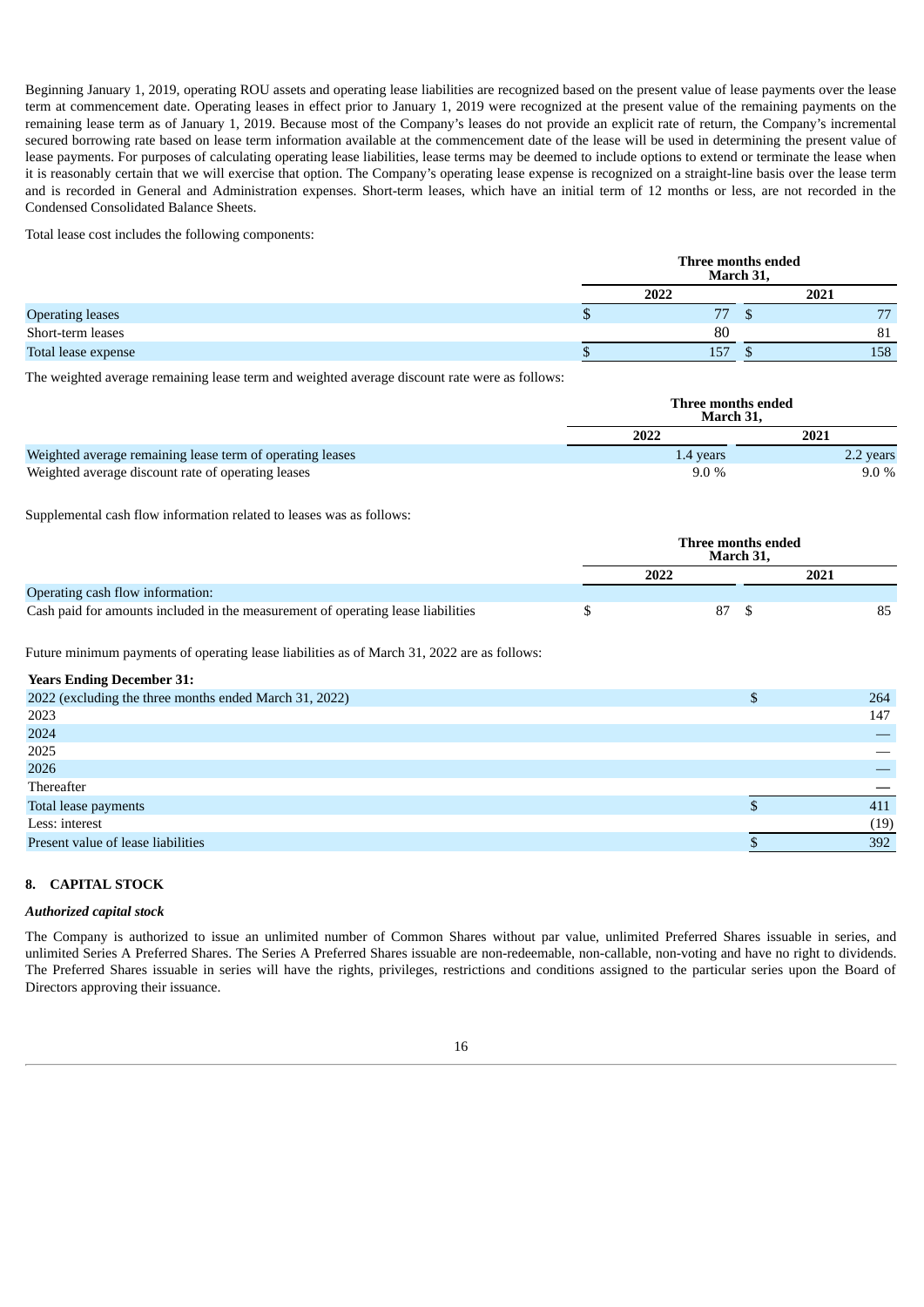Beginning January 1, 2019, operating ROU assets and operating lease liabilities are recognized based on the present value of lease payments over the lease term at commencement date. Operating leases in effect prior to January 1, 2019 were recognized at the present value of the remaining payments on the remaining lease term as of January 1, 2019. Because most of the Company's leases do not provide an explicit rate of return, the Company's incremental secured borrowing rate based on lease term information available at the commencement date of the lease will be used in determining the present value of lease payments. For purposes of calculating operating lease liabilities, lease terms may be deemed to include options to extend or terminate the lease when it is reasonably certain that we will exercise that option. The Company's operating lease expense is recognized on a straight-line basis over the lease term and is recorded in General and Administration expenses. Short-term leases, which have an initial term of 12 months or less, are not recorded in the Condensed Consolidated Balance Sheets.

Total lease cost includes the following components:

| | Three months ended March 31, | |
|---|---|---|
| | 2022 | 2021 |
| Operating leases | $ 77 | $ 77 |
| Short-term leases | 80 | 81 |
| Total lease expense | $ 157 | $ 158 |

The weighted average remaining lease term and weighted average discount rate were as follows:

| | Three months ended March 31, | |
|---|---|---|
| | 2022 | 2021 |
| Weighted average remaining lease term of operating leases | 1.4 years | 2.2 years |
| Weighted average discount rate of operating leases | 9.0 % | 9.0 % |

Supplemental cash flow information related to leases was as follows:

| | Three months ended March 31, | |
|---|---|---|
| | 2022 | 2021 |
| Operating cash flow information: | | |
| Cash paid for amounts included in the measurement of operating lease liabilities | $ 87 | $ 85 |

Future minimum payments of operating lease liabilities as of March 31, 2022 are as follows:

| Years Ending December 31: | |
|---|---|
| 2022 (excluding the three months ended March 31, 2022) | $ 264 |
| 2023 | 147 |
| 2024 | — |
| 2025 | — |
| 2026 | — |
| Thereafter | — |
| Total lease payments | $ 411 |
| Less: interest | (19) |
| Present value of lease liabilities | $ 392 |

## 8. CAPITAL STOCK

***Authorized capital stock***

The Company is authorized to issue an unlimited number of Common Shares without par value, unlimited Preferred Shares issuable in series, and unlimited Series A Preferred Shares. The Series A Preferred Shares issuable are non-redeemable, non-callable, non-voting and have no right to dividends. The Preferred Shares issuable in series will have the rights, privileges, restrictions and conditions assigned to the particular series upon the Board of Directors approving their issuance.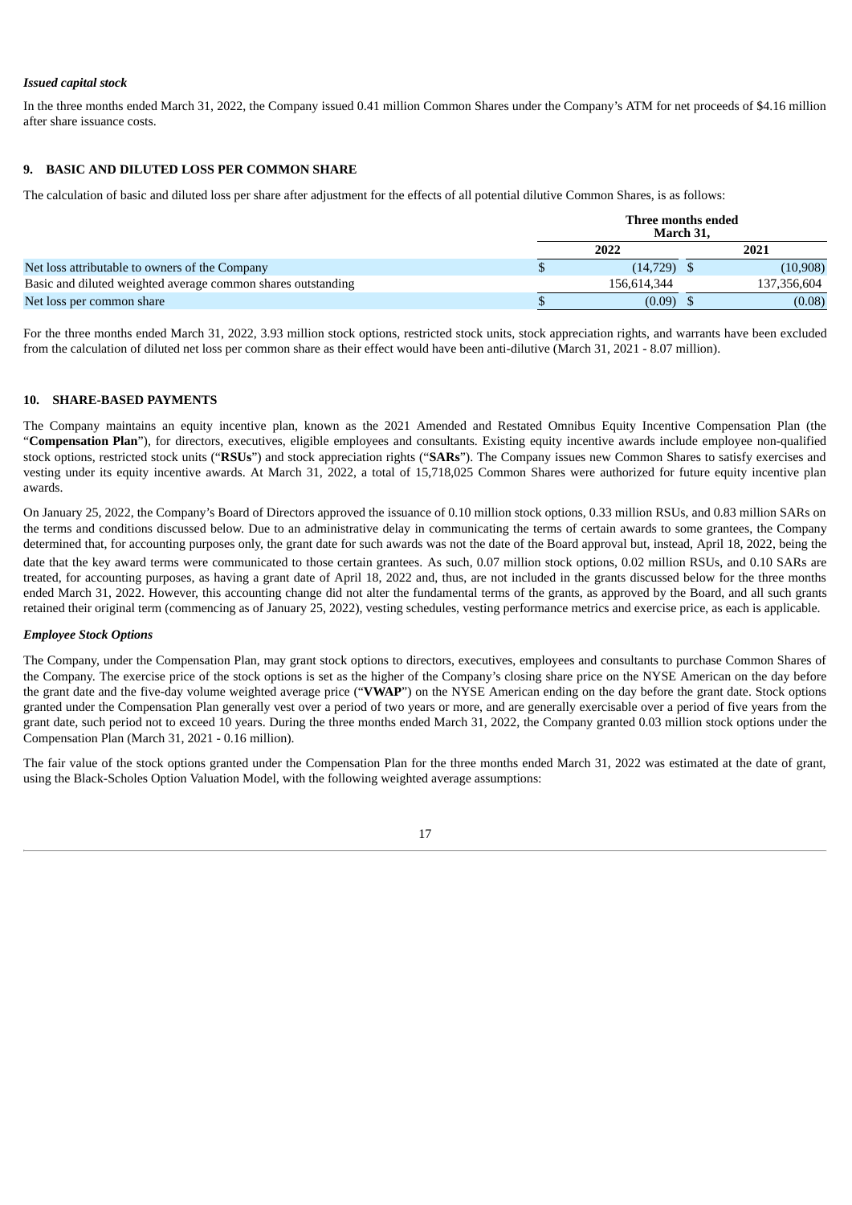*Issued capital stock*

In the three months ended March 31, 2022, the Company issued 0.41 million Common Shares under the Company's ATM for net proceeds of $4.16 million after share issuance costs.

## 9. BASIC AND DILUTED LOSS PER COMMON SHARE

The calculation of basic and diluted loss per share after adjustment for the effects of all potential dilutive Common Shares, is as follows:

| | Three months ended March 31, | |
|---|---|---|
| | 2022 | 2021 |
| Net loss attributable to owners of the Company | $ (14,729) | $ (10,908) |
| Basic and diluted weighted average common shares outstanding | 156,614,344 | 137,356,604 |
| Net loss per common share | $ (0.09) | $ (0.08) |

For the three months ended March 31, 2022, 3.93 million stock options, restricted stock units, stock appreciation rights, and warrants have been excluded from the calculation of diluted net loss per common share as their effect would have been anti-dilutive (March 31, 2021 - 8.07 million).

## 10. SHARE-BASED PAYMENTS

The Company maintains an equity incentive plan, known as the 2021 Amended and Restated Omnibus Equity Incentive Compensation Plan (the "**Compensation Plan**"), for directors, executives, eligible employees and consultants. Existing equity incentive awards include employee non-qualified stock options, restricted stock units ("**RSUs**") and stock appreciation rights ("**SARs**"). The Company issues new Common Shares to satisfy exercises and vesting under its equity incentive awards. At March 31, 2022, a total of 15,718,025 Common Shares were authorized for future equity incentive plan awards.

On January 25, 2022, the Company's Board of Directors approved the issuance of 0.10 million stock options, 0.33 million RSUs, and 0.83 million SARs on the terms and conditions discussed below. Due to an administrative delay in communicating the terms of certain awards to some grantees, the Company determined that, for accounting purposes only, the grant date for such awards was not the date of the Board approval but, instead, April 18, 2022, being the date that the key award terms were communicated to those certain grantees. As such, 0.07 million stock options, 0.02 million RSUs, and 0.10 SARs are treated, for accounting purposes, as having a grant date of April 18, 2022 and, thus, are not included in the grants discussed below for the three months ended March 31, 2022. However, this accounting change did not alter the fundamental terms of the grants, as approved by the Board, and all such grants retained their original term (commencing as of January 25, 2022), vesting schedules, vesting performance metrics and exercise price, as each is applicable.

*Employee Stock Options*

The Company, under the Compensation Plan, may grant stock options to directors, executives, employees and consultants to purchase Common Shares of the Company. The exercise price of the stock options is set as the higher of the Company's closing share price on the NYSE American on the day before the grant date and the five-day volume weighted average price ("**VWAP**") on the NYSE American ending on the day before the grant date. Stock options granted under the Compensation Plan generally vest over a period of two years or more, and are generally exercisable over a period of five years from the grant date, such period not to exceed 10 years. During the three months ended March 31, 2022, the Company granted 0.03 million stock options under the Compensation Plan (March 31, 2021 - 0.16 million).

The fair value of the stock options granted under the Compensation Plan for the three months ended March 31, 2022 was estimated at the date of grant, using the Black-Scholes Option Valuation Model, with the following weighted average assumptions: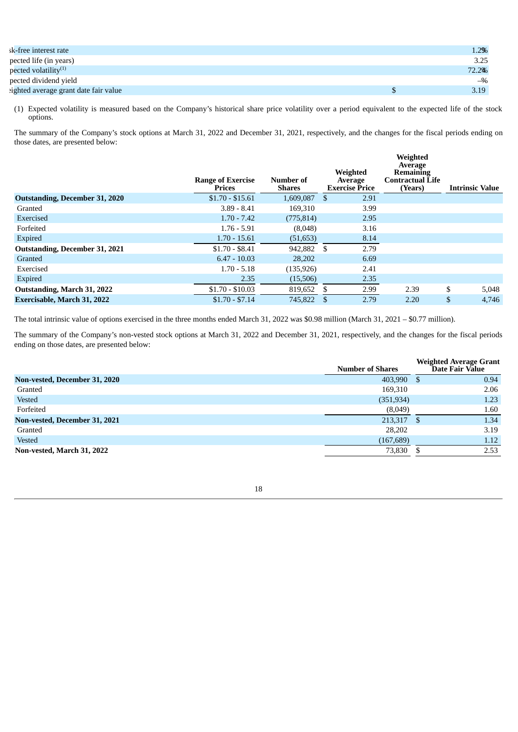| | | |
|---|---|---|
| sk-free interest rate | | 1.29% |
| pected life (in years) | | 3.25 |
| pected volatility[(1)] | | 72.29% |
| pected dividend yield | | –% |
| eighted average grant date fair value | $ | 3.19 |

(1) Expected volatility is measured based on the Company's historical share price volatility over a period equivalent to the expected life of the stock options.

The summary of the Company's stock options at March 31, 2022 and December 31, 2021, respectively, and the changes for the fiscal periods ending on those dates, are presented below:

| | Range of Exercise Prices | Number of Shares | Weighted Average Exercise Price | Weighted Average Remaining Contractual Life (Years) | Intrinsic Value |
|---|---|---|---|---|---|
| **Outstanding, December 31, 2020** | $1.70 - $15.61 | 1,609,087 | $ 2.91 | | |
| Granted | 3.89 - 8.41 | 169,310 | 3.99 | | |
| Exercised | 1.70 - 7.42 | (775,814) | 2.95 | | |
| Forfeited | 1.76 - 5.91 | (8,048) | 3.16 | | |
| Expired | 1.70 - 15.61 | (51,653) | 8.14 | | |
| **Outstanding, December 31, 2021** | $1.70 - $8.41 | 942,882 | $ 2.79 | | |
| Granted | 6.47 - 10.03 | 28,202 | 6.69 | | |
| Exercised | 1.70 - 5.18 | (135,926) | 2.41 | | |
| Expired | 2.35 | (15,506) | 2.35 | | |
| **Outstanding, March 31, 2022** | $1.70 - $10.03 | 819,652 | $ 2.99 | 2.39 | $ 5,048 |
| **Exercisable, March 31, 2022** | $1.70 - $7.14 | 745,822 | $ 2.79 | 2.20 | $ 4,746 |

The total intrinsic value of options exercised in the three months ended March 31, 2022 was $0.98 million (March 31, 2021 – $0.77 million).

The summary of the Company's non-vested stock options at March 31, 2022 and December 31, 2021, respectively, and the changes for the fiscal periods ending on those dates, are presented below:

| | Number of Shares | Weighted Average Grant Date Fair Value |
|---|---|---|
| **Non-vested, December 31, 2020** | 403,990 | $ 0.94 |
| Granted | 169,310 | 2.06 |
| Vested | (351,934) | 1.23 |
| Forfeited | (8,049) | 1.60 |
| **Non-vested, December 31, 2021** | 213,317 | $ 1.34 |
| Granted | 28,202 | 3.19 |
| Vested | (167,689) | 1.12 |
| **Non-vested, March 31, 2022** | 73,830 | $ 2.53 |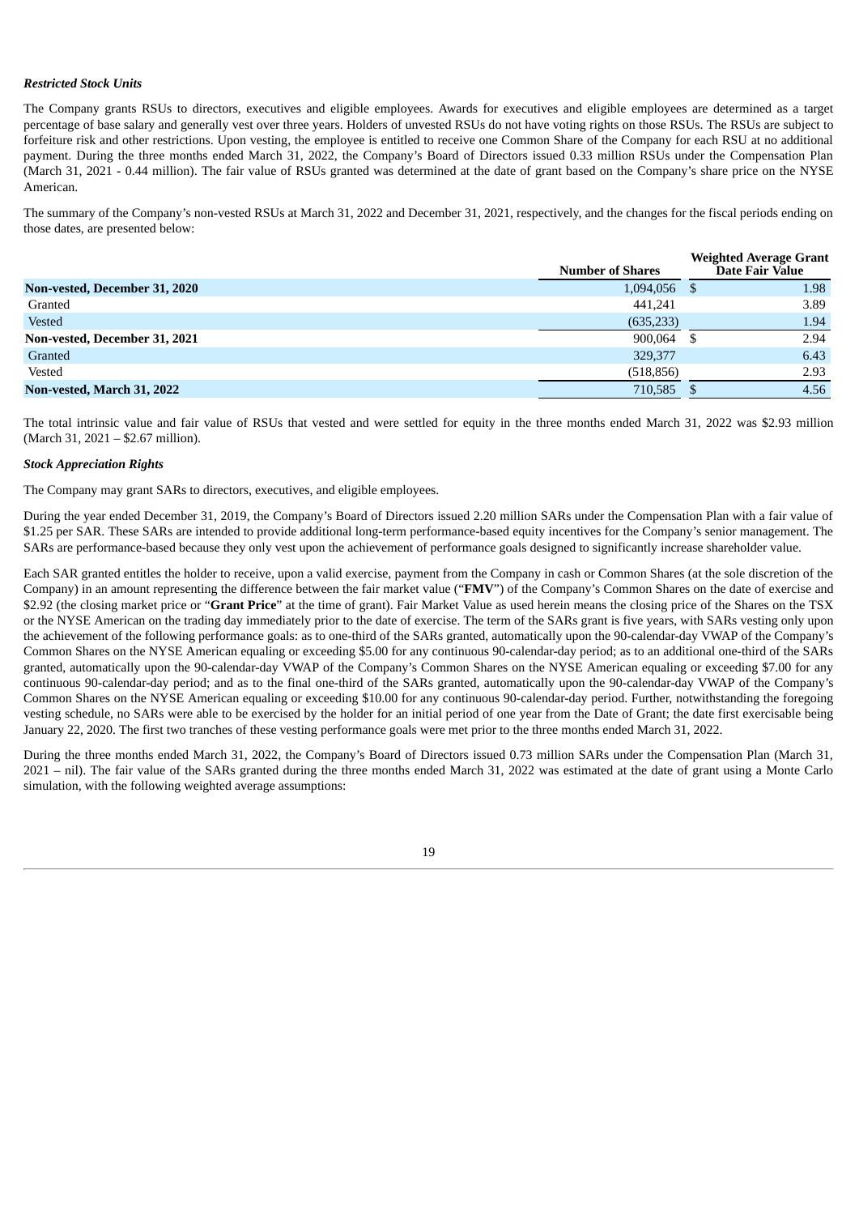***Restricted Stock Units***

The Company grants RSUs to directors, executives and eligible employees. Awards for executives and eligible employees are determined as a target percentage of base salary and generally vest over three years. Holders of unvested RSUs do not have voting rights on those RSUs. The RSUs are subject to forfeiture risk and other restrictions. Upon vesting, the employee is entitled to receive one Common Share of the Company for each RSU at no additional payment. During the three months ended March 31, 2022, the Company's Board of Directors issued 0.33 million RSUs under the Compensation Plan (March 31, 2021 - 0.44 million). The fair value of RSUs granted was determined at the date of grant based on the Company's share price on the NYSE American.

The summary of the Company's non-vested RSUs at March 31, 2022 and December 31, 2021, respectively, and the changes for the fiscal periods ending on those dates, are presented below:

| | Number of Shares | Weighted Average Grant Date Fair Value |
|---|---|---|
| **Non-vested, December 31, 2020** | 1,094,056 | $ 1.98 |
| Granted | 441,241 | 3.89 |
| Vested | (635,233) | 1.94 |
| **Non-vested, December 31, 2021** | 900,064 | $ 2.94 |
| Granted | 329,377 | 6.43 |
| Vested | (518,856) | 2.93 |
| **Non-vested, March 31, 2022** | 710,585 | $ 4.56 |

The total intrinsic value and fair value of RSUs that vested and were settled for equity in the three months ended March 31, 2022 was $2.93 million (March 31, 2021 – $2.67 million).

***Stock Appreciation Rights***

The Company may grant SARs to directors, executives, and eligible employees.

During the year ended December 31, 2019, the Company's Board of Directors issued 2.20 million SARs under the Compensation Plan with a fair value of $1.25 per SAR. These SARs are intended to provide additional long-term performance-based equity incentives for the Company's senior management. The SARs are performance-based because they only vest upon the achievement of performance goals designed to significantly increase shareholder value.

Each SAR granted entitles the holder to receive, upon a valid exercise, payment from the Company in cash or Common Shares (at the sole discretion of the Company) in an amount representing the difference between the fair market value ("**FMV**") of the Company's Common Shares on the date of exercise and $2.92 (the closing market price or "**Grant Price**" at the time of grant). Fair Market Value as used herein means the closing price of the Shares on the TSX or the NYSE American on the trading day immediately prior to the date of exercise. The term of the SARs grant is five years, with SARs vesting only upon the achievement of the following performance goals: as to one-third of the SARs granted, automatically upon the 90-calendar-day VWAP of the Company's Common Shares on the NYSE American equaling or exceeding $5.00 for any continuous 90-calendar-day period; as to an additional one-third of the SARs granted, automatically upon the 90-calendar-day VWAP of the Company's Common Shares on the NYSE American equaling or exceeding $7.00 for any continuous 90-calendar-day period; and as to the final one-third of the SARs granted, automatically upon the 90-calendar-day VWAP of the Company's Common Shares on the NYSE American equaling or exceeding $10.00 for any continuous 90-calendar-day period. Further, notwithstanding the foregoing vesting schedule, no SARs were able to be exercised by the holder for an initial period of one year from the Date of Grant; the date first exercisable being January 22, 2020. The first two tranches of these vesting performance goals were met prior to the three months ended March 31, 2022.

During the three months ended March 31, 2022, the Company's Board of Directors issued 0.73 million SARs under the Compensation Plan (March 31, 2021 – nil). The fair value of the SARs granted during the three months ended March 31, 2022 was estimated at the date of grant using a Monte Carlo simulation, with the following weighted average assumptions: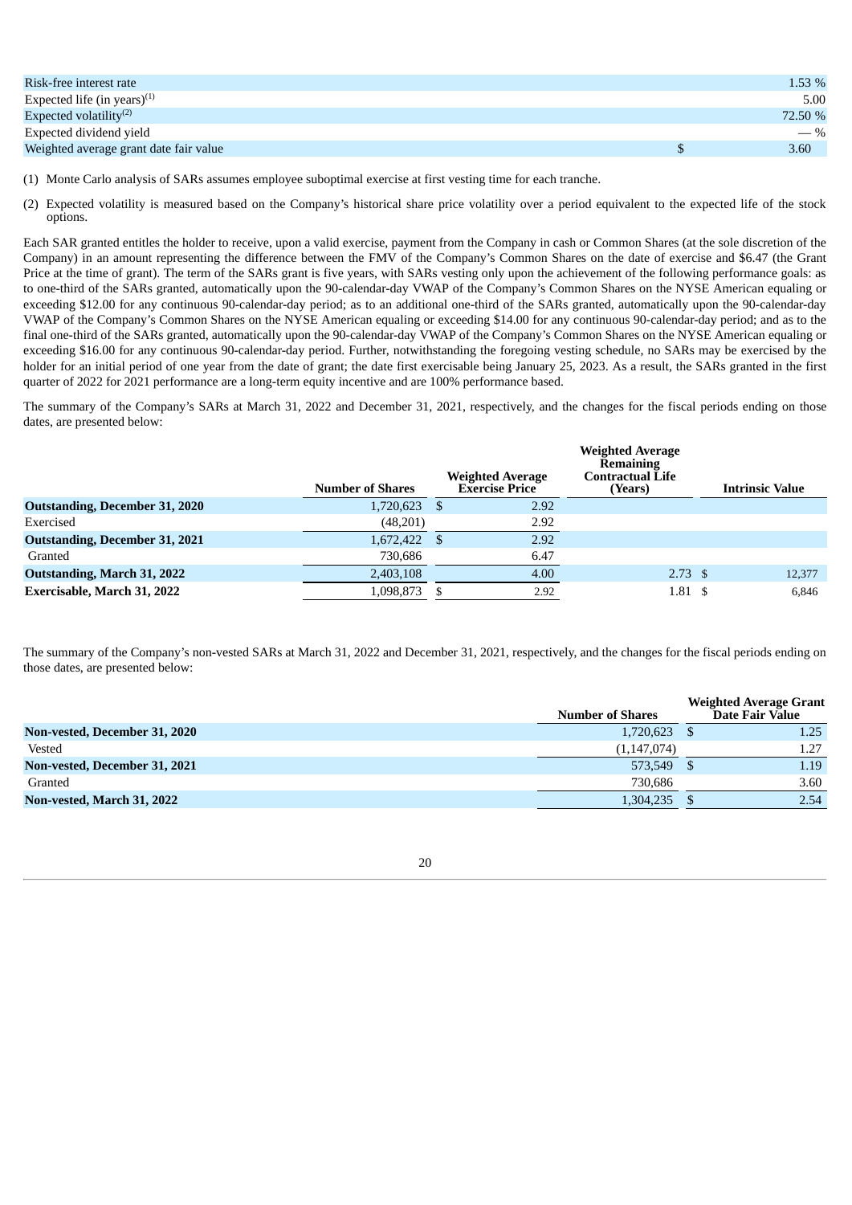| | |
|---|---|
| Risk-free interest rate | 1.53 % |
| Expected life (in years)[(1)] | 5.00 |
| Expected volatility[(2)] | 72.50 % |
| Expected dividend yield | — % |
| Weighted average grant date fair value | $ 3.60 |

(1) Monte Carlo analysis of SARs assumes employee suboptimal exercise at first vesting time for each tranche.

(2) Expected volatility is measured based on the Company's historical share price volatility over a period equivalent to the expected life of the stock options.

Each SAR granted entitles the holder to receive, upon a valid exercise, payment from the Company in cash or Common Shares (at the sole discretion of the Company) in an amount representing the difference between the FMV of the Company's Common Shares on the date of exercise and $6.47 (the Grant Price at the time of grant). The term of the SARs grant is five years, with SARs vesting only upon the achievement of the following performance goals: as to one-third of the SARs granted, automatically upon the 90-calendar-day VWAP of the Company's Common Shares on the NYSE American equaling or exceeding $12.00 for any continuous 90-calendar-day period; as to an additional one-third of the SARs granted, automatically upon the 90-calendar-day VWAP of the Company's Common Shares on the NYSE American equaling or exceeding $14.00 for any continuous 90-calendar-day period; and as to the final one-third of the SARs granted, automatically upon the 90-calendar-day VWAP of the Company's Common Shares on the NYSE American equaling or exceeding $16.00 for any continuous 90-calendar-day period. Further, notwithstanding the foregoing vesting schedule, no SARs may be exercised by the holder for an initial period of one year from the date of grant; the date first exercisable being January 25, 2023. As a result, the SARs granted in the first quarter of 2022 for 2021 performance are a long-term equity incentive and are 100% performance based.

The summary of the Company's SARs at March 31, 2022 and December 31, 2021, respectively, and the changes for the fiscal periods ending on those dates, are presented below:

| | Number of Shares | Weighted Average Exercise Price | Weighted Average Remaining Contractual Life (Years) | Intrinsic Value |
|---|---|---|---|---|
| **Outstanding, December 31, 2020** | 1,720,623 | $ 2.92 | | |
| Exercised | (48,201) | 2.92 | | |
| **Outstanding, December 31, 2021** | 1,672,422 | $ 2.92 | | |
| Granted | 730,686 | 6.47 | | |
| **Outstanding, March 31, 2022** | 2,403,108 | 4.00 | 2.73 | $ 12,377 |
| **Exercisable, March 31, 2022** | 1,098,873 | $ 2.92 | 1.81 | $ 6,846 |

The summary of the Company's non-vested SARs at March 31, 2022 and December 31, 2021, respectively, and the changes for the fiscal periods ending on those dates, are presented below:

| | Number of Shares | Weighted Average Grant Date Fair Value |
|---|---|---|
| **Non-vested, December 31, 2020** | 1,720,623 | $ 1.25 |
| Vested | (1,147,074) | 1.27 |
| **Non-vested, December 31, 2021** | 573,549 | $ 1.19 |
| Granted | 730,686 | 3.60 |
| **Non-vested, March 31, 2022** | 1,304,235 | $ 2.54 |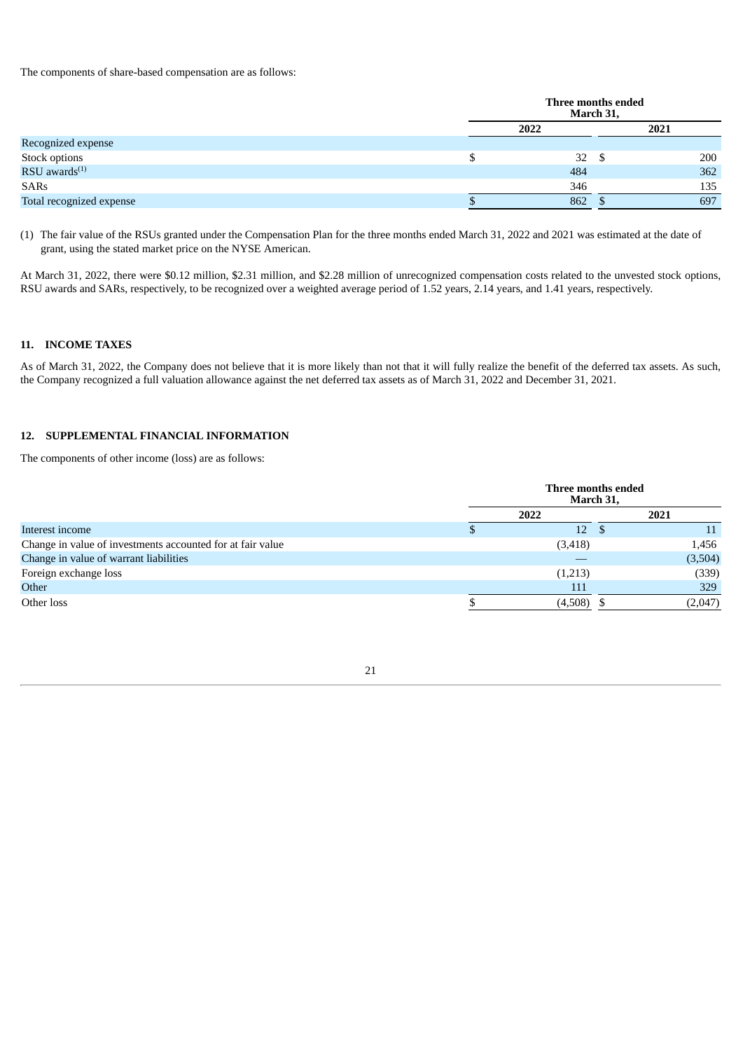The components of share-based compensation are as follows:

| | Three months ended March 31, | |
|---|---|---|
| | 2022 | 2021 |
| Recognized expense | | |
| Stock options | $ 32 | $ 200 |
| RSU awards[(1)] | 484 | 362 |
| SARs | 346 | 135 |
| Total recognized expense | $ 862 | $ 697 |

(1) The fair value of the RSUs granted under the Compensation Plan for the three months ended March 31, 2022 and 2021 was estimated at the date of grant, using the stated market price on the NYSE American.

At March 31, 2022, there were $0.12 million, $2.31 million, and $2.28 million of unrecognized compensation costs related to the unvested stock options, RSU awards and SARs, respectively, to be recognized over a weighted average period of 1.52 years, 2.14 years, and 1.41 years, respectively.

## 11. INCOME TAXES

As of March 31, 2022, the Company does not believe that it is more likely than not that it will fully realize the benefit of the deferred tax assets. As such, the Company recognized a full valuation allowance against the net deferred tax assets as of March 31, 2022 and December 31, 2021.

## 12. SUPPLEMENTAL FINANCIAL INFORMATION

The components of other income (loss) are as follows:

| | Three months ended March 31, | |
|---|---|---|
| | 2022 | 2021 |
| Interest income | $ 12 | $ 11 |
| Change in value of investments accounted for at fair value | (3,418) | 1,456 |
| Change in value of warrant liabilities | — | (3,504) |
| Foreign exchange loss | (1,213) | (339) |
| Other | 111 | 329 |
| Other loss | $ (4,508) | $ (2,047) |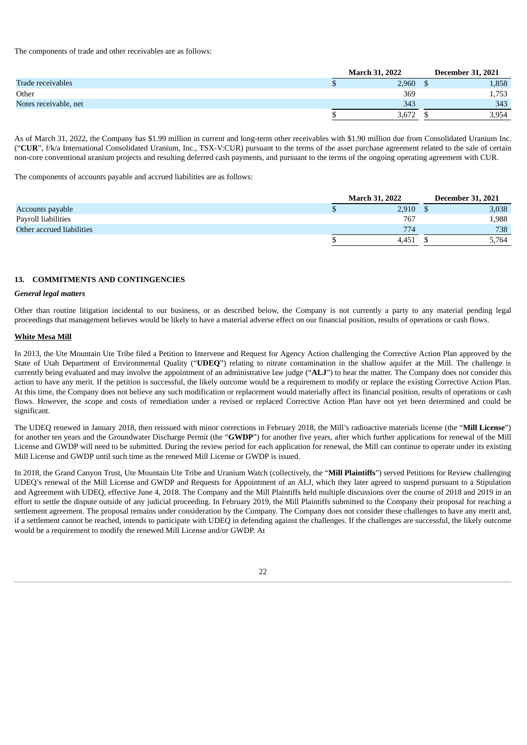The components of trade and other receivables are as follows:

| | March 31, 2022 | December 31, 2021 |
|---|---|---|
| Trade receivables | $ 2,960 | $ 1,858 |
| Other | 369 | 1,753 |
| Notes receivable, net | 343 | 343 |
| | $ 3,672 | $ 3,954 |

As of March 31, 2022, the Company has $1.99 million in current and long-term other receivables with $1.90 million due from Consolidated Uranium Inc. ("**CUR**", f/k/a International Consolidated Uranium, Inc., TSX-V:CUR) pursuant to the terms of the asset purchase agreement related to the sale of certain non-core conventional uranium projects and resulting deferred cash payments, and pursuant to the terms of the ongoing operating agreement with CUR.

The components of accounts payable and accrued liabilities are as follows:

| | March 31, 2022 | December 31, 2021 |
|---|---|---|
| Accounts payable | $ 2,910 | $ 3,038 |
| Payroll liabilities | 767 | 1,988 |
| Other accrued liabilities | 774 | 738 |
| | $ 4,451 | $ 5,764 |

## 13. COMMITMENTS AND CONTINGENCIES

### *General legal matters*

Other than routine litigation incidental to our business, or as described below, the Company is not currently a party to any material pending legal proceedings that management believes would be likely to have a material adverse effect on our financial position, results of operations or cash flows.

**White Mesa Mill**

In 2013, the Ute Mountain Ute Tribe filed a Petition to Intervene and Request for Agency Action challenging the Corrective Action Plan approved by the State of Utah Department of Environmental Quality ("**UDEQ**") relating to nitrate contamination in the shallow aquifer at the Mill. The challenge is currently being evaluated and may involve the appointment of an administrative law judge ("**ALJ**") to hear the matter. The Company does not consider this action to have any merit. If the petition is successful, the likely outcome would be a requirement to modify or replace the existing Corrective Action Plan. At this time, the Company does not believe any such modification or replacement would materially affect its financial position, results of operations or cash flows. However, the scope and costs of remediation under a revised or replaced Corrective Action Plan have not yet been determined and could be significant.

The UDEQ renewed in January 2018, then reissued with minor corrections in February 2018, the Mill's radioactive materials license (the "**Mill License**") for another ten years and the Groundwater Discharge Permit (the "**GWDP**") for another five years, after which further applications for renewal of the Mill License and GWDP will need to be submitted. During the review period for each application for renewal, the Mill can continue to operate under its existing Mill License and GWDP until such time as the renewed Mill License or GWDP is issued.

In 2018, the Grand Canyon Trust, Ute Mountain Ute Tribe and Uranium Watch (collectively, the "**Mill Plaintiffs**") served Petitions for Review challenging UDEQ's renewal of the Mill License and GWDP and Requests for Appointment of an ALJ, which they later agreed to suspend pursuant to a Stipulation and Agreement with UDEQ, effective June 4, 2018. The Company and the Mill Plaintiffs held multiple discussions over the course of 2018 and 2019 in an effort to settle the dispute outside of any judicial proceeding. In February 2019, the Mill Plaintiffs submitted to the Company their proposal for reaching a settlement agreement. The proposal remains under consideration by the Company. The Company does not consider these challenges to have any merit and, if a settlement cannot be reached, intends to participate with UDEQ in defending against the challenges. If the challenges are successful, the likely outcome would be a requirement to modify the renewed Mill License and/or GWDP. At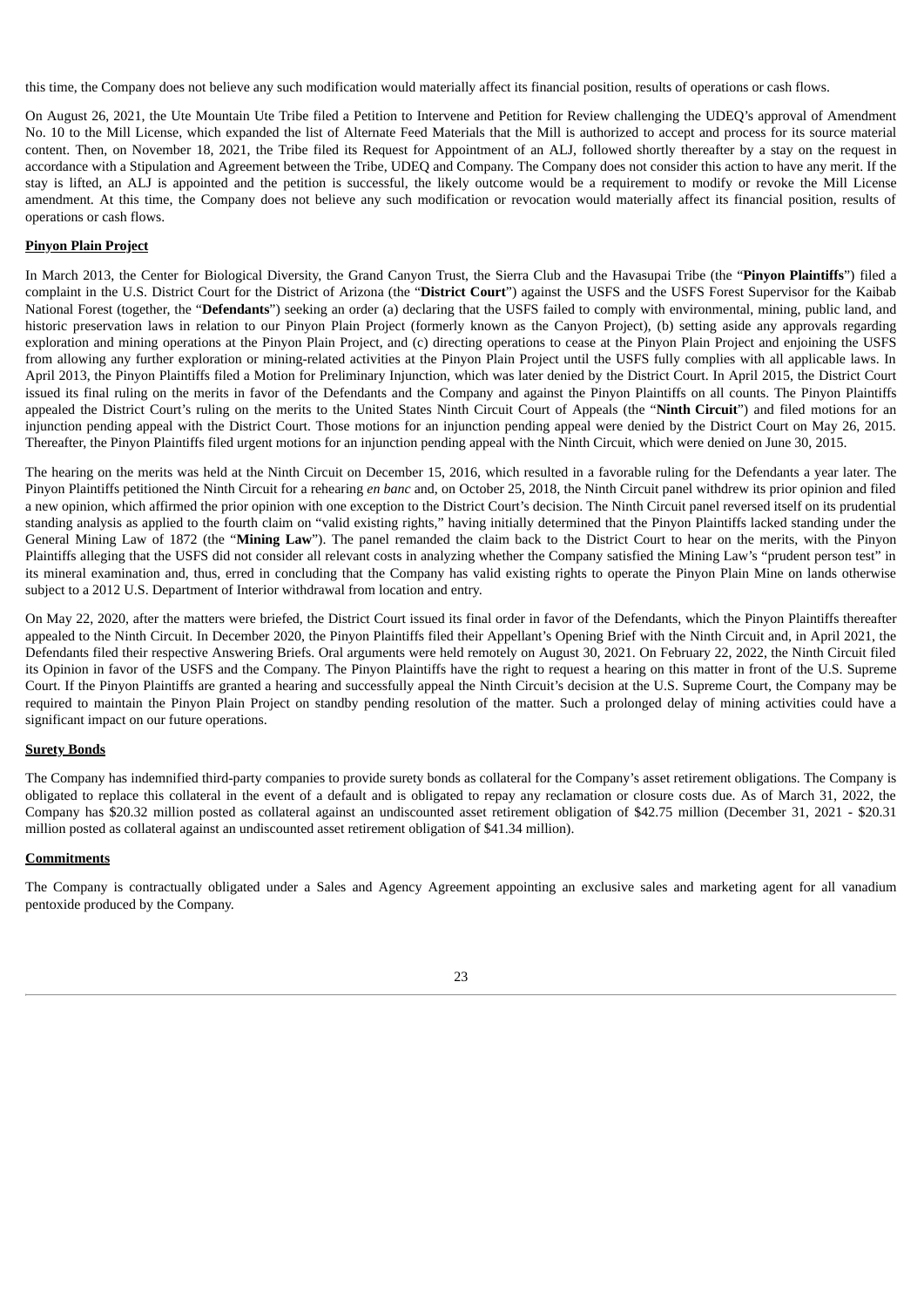this time, the Company does not believe any such modification would materially affect its financial position, results of operations or cash flows.

On August 26, 2021, the Ute Mountain Ute Tribe filed a Petition to Intervene and Petition for Review challenging the UDEQ's approval of Amendment No. 10 to the Mill License, which expanded the list of Alternate Feed Materials that the Mill is authorized to accept and process for its source material content. Then, on November 18, 2021, the Tribe filed its Request for Appointment of an ALJ, followed shortly thereafter by a stay on the request in accordance with a Stipulation and Agreement between the Tribe, UDEQ and Company. The Company does not consider this action to have any merit. If the stay is lifted, an ALJ is appointed and the petition is successful, the likely outcome would be a requirement to modify or revoke the Mill License amendment. At this time, the Company does not believe any such modification or revocation would materially affect its financial position, results of operations or cash flows.

**Pinyon Plain Project**

In March 2013, the Center for Biological Diversity, the Grand Canyon Trust, the Sierra Club and the Havasupai Tribe (the "**Pinyon Plaintiffs**") filed a complaint in the U.S. District Court for the District of Arizona (the "**District Court**") against the USFS and the USFS Forest Supervisor for the Kaibab National Forest (together, the "**Defendants**") seeking an order (a) declaring that the USFS failed to comply with environmental, mining, public land, and historic preservation laws in relation to our Pinyon Plain Project (formerly known as the Canyon Project), (b) setting aside any approvals regarding exploration and mining operations at the Pinyon Plain Project, and (c) directing operations to cease at the Pinyon Plain Project and enjoining the USFS from allowing any further exploration or mining-related activities at the Pinyon Plain Project until the USFS fully complies with all applicable laws. In April 2013, the Pinyon Plaintiffs filed a Motion for Preliminary Injunction, which was later denied by the District Court. In April 2015, the District Court issued its final ruling on the merits in favor of the Defendants and the Company and against the Pinyon Plaintiffs on all counts. The Pinyon Plaintiffs appealed the District Court's ruling on the merits to the United States Ninth Circuit Court of Appeals (the "**Ninth Circuit**") and filed motions for an injunction pending appeal with the District Court. Those motions for an injunction pending appeal were denied by the District Court on May 26, 2015. Thereafter, the Pinyon Plaintiffs filed urgent motions for an injunction pending appeal with the Ninth Circuit, which were denied on June 30, 2015.

The hearing on the merits was held at the Ninth Circuit on December 15, 2016, which resulted in a favorable ruling for the Defendants a year later. The Pinyon Plaintiffs petitioned the Ninth Circuit for a rehearing *en banc* and, on October 25, 2018, the Ninth Circuit panel withdrew its prior opinion and filed a new opinion, which affirmed the prior opinion with one exception to the District Court's decision. The Ninth Circuit panel reversed itself on its prudential standing analysis as applied to the fourth claim on "valid existing rights," having initially determined that the Pinyon Plaintiffs lacked standing under the General Mining Law of 1872 (the "**Mining Law**"). The panel remanded the claim back to the District Court to hear on the merits, with the Pinyon Plaintiffs alleging that the USFS did not consider all relevant costs in analyzing whether the Company satisfied the Mining Law's "prudent person test" in its mineral examination and, thus, erred in concluding that the Company has valid existing rights to operate the Pinyon Plain Mine on lands otherwise subject to a 2012 U.S. Department of Interior withdrawal from location and entry.

On May 22, 2020, after the matters were briefed, the District Court issued its final order in favor of the Defendants, which the Pinyon Plaintiffs thereafter appealed to the Ninth Circuit. In December 2020, the Pinyon Plaintiffs filed their Appellant's Opening Brief with the Ninth Circuit and, in April 2021, the Defendants filed their respective Answering Briefs. Oral arguments were held remotely on August 30, 2021. On February 22, 2022, the Ninth Circuit filed its Opinion in favor of the USFS and the Company. The Pinyon Plaintiffs have the right to request a hearing on this matter in front of the U.S. Supreme Court. If the Pinyon Plaintiffs are granted a hearing and successfully appeal the Ninth Circuit's decision at the U.S. Supreme Court, the Company may be required to maintain the Pinyon Plain Project on standby pending resolution of the matter. Such a prolonged delay of mining activities could have a significant impact on our future operations.

**Surety Bonds**

The Company has indemnified third-party companies to provide surety bonds as collateral for the Company's asset retirement obligations. The Company is obligated to replace this collateral in the event of a default and is obligated to repay any reclamation or closure costs due. As of March 31, 2022, the Company has \$20.32 million posted as collateral against an undiscounted asset retirement obligation of \$42.75 million (December 31, 2021 - \$20.31 million posted as collateral against an undiscounted asset retirement obligation of \$41.34 million).

**Commitments**

The Company is contractually obligated under a Sales and Agency Agreement appointing an exclusive sales and marketing agent for all vanadium pentoxide produced by the Company.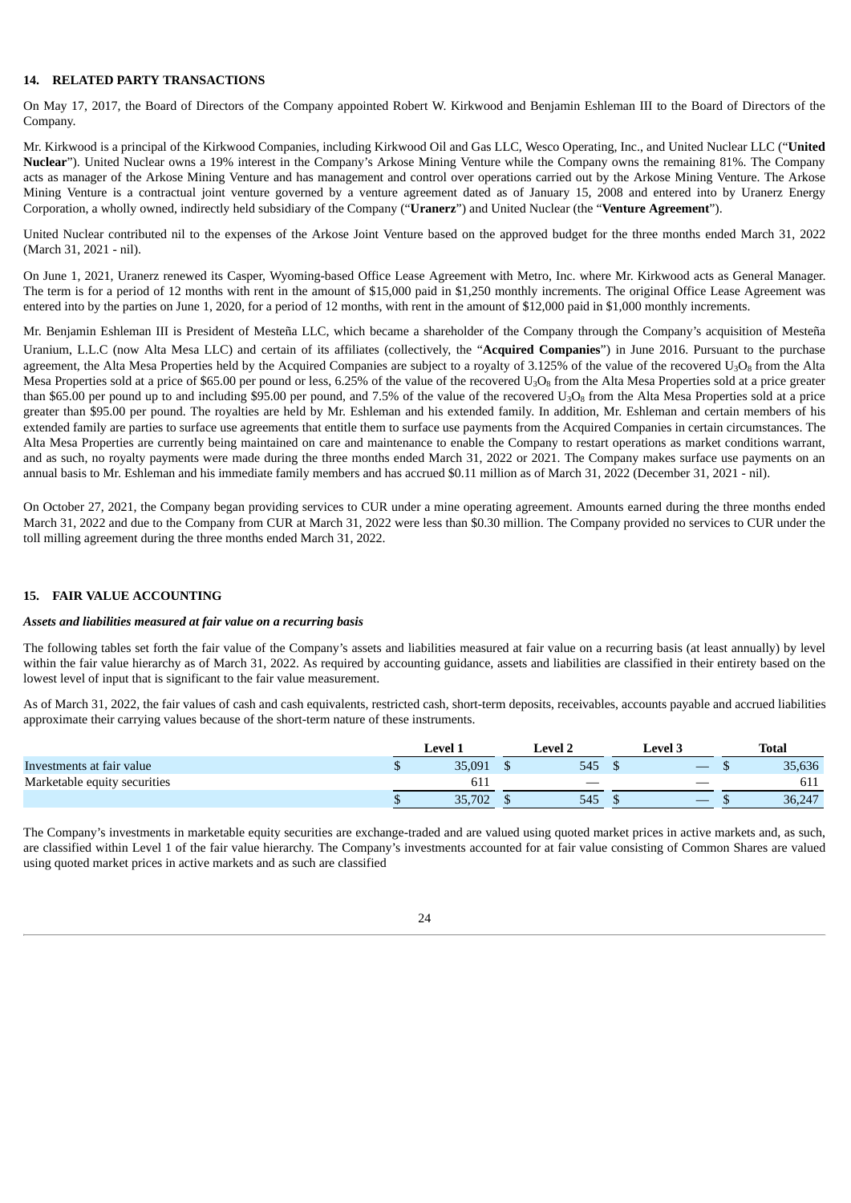## 14. RELATED PARTY TRANSACTIONS

On May 17, 2017, the Board of Directors of the Company appointed Robert W. Kirkwood and Benjamin Eshleman III to the Board of Directors of the Company.

Mr. Kirkwood is a principal of the Kirkwood Companies, including Kirkwood Oil and Gas LLC, Wesco Operating, Inc., and United Nuclear LLC ("**United Nuclear**"). United Nuclear owns a 19% interest in the Company's Arkose Mining Venture while the Company owns the remaining 81%. The Company acts as manager of the Arkose Mining Venture and has management and control over operations carried out by the Arkose Mining Venture. The Arkose Mining Venture is a contractual joint venture governed by a venture agreement dated as of January 15, 2008 and entered into by Uranerz Energy Corporation, a wholly owned, indirectly held subsidiary of the Company ("**Uranerz**") and United Nuclear (the "**Venture Agreement**").

United Nuclear contributed nil to the expenses of the Arkose Joint Venture based on the approved budget for the three months ended March 31, 2022 (March 31, 2021 - nil).

On June 1, 2021, Uranerz renewed its Casper, Wyoming-based Office Lease Agreement with Metro, Inc. where Mr. Kirkwood acts as General Manager. The term is for a period of 12 months with rent in the amount of $15,000 paid in $1,250 monthly increments. The original Office Lease Agreement was entered into by the parties on June 1, 2020, for a period of 12 months, with rent in the amount of $12,000 paid in $1,000 monthly increments.

Mr. Benjamin Eshleman III is President of Mesteña LLC, which became a shareholder of the Company through the Company's acquisition of Mesteña Uranium, L.L.C (now Alta Mesa LLC) and certain of its affiliates (collectively, the "**Acquired Companies**") in June 2016. Pursuant to the purchase agreement, the Alta Mesa Properties held by the Acquired Companies are subject to a royalty of 3.125% of the value of the recovered $U_3O_8$ from the Alta Mesa Properties sold at a price of $65.00 per pound or less, 6.25% of the value of the recovered $U_3O_8$ from the Alta Mesa Properties sold at a price greater than $65.00 per pound up to and including $95.00 per pound, and 7.5% of the value of the recovered $U_3O_8$ from the Alta Mesa Properties sold at a price greater than $95.00 per pound. The royalties are held by Mr. Eshleman and his extended family. In addition, Mr. Eshleman and certain members of his extended family are parties to surface use agreements that entitle them to surface use payments from the Acquired Companies in certain circumstances. The Alta Mesa Properties are currently being maintained on care and maintenance to enable the Company to restart operations as market conditions warrant, and as such, no royalty payments were made during the three months ended March 31, 2022 or 2021. The Company makes surface use payments on an annual basis to Mr. Eshleman and his immediate family members and has accrued $0.11 million as of March 31, 2022 (December 31, 2021 - nil).

On October 27, 2021, the Company began providing services to CUR under a mine operating agreement. Amounts earned during the three months ended March 31, 2022 and due to the Company from CUR at March 31, 2022 were less than $0.30 million. The Company provided no services to CUR under the toll milling agreement during the three months ended March 31, 2022.

## 15. FAIR VALUE ACCOUNTING

***Assets and liabilities measured at fair value on a recurring basis***

The following tables set forth the fair value of the Company's assets and liabilities measured at fair value on a recurring basis (at least annually) by level within the fair value hierarchy as of March 31, 2022. As required by accounting guidance, assets and liabilities are classified in their entirety based on the lowest level of input that is significant to the fair value measurement.

As of March 31, 2022, the fair values of cash and cash equivalents, restricted cash, short-term deposits, receivables, accounts payable and accrued liabilities approximate their carrying values because of the short-term nature of these instruments.

| | Level 1 | Level 2 | Level 3 | Total |
|---|---|---|---|---|
| Investments at fair value | $ 35,091 | $ 545 | $ — | $ 35,636 |
| Marketable equity securities | 611 | — | — | 611 |
| | $ 35,702 | $ 545 | $ — | $ 36,247 |

The Company's investments in marketable equity securities are exchange-traded and are valued using quoted market prices in active markets and, as such, are classified within Level 1 of the fair value hierarchy. The Company's investments accounted for at fair value consisting of Common Shares are valued using quoted market prices in active markets and as such are classified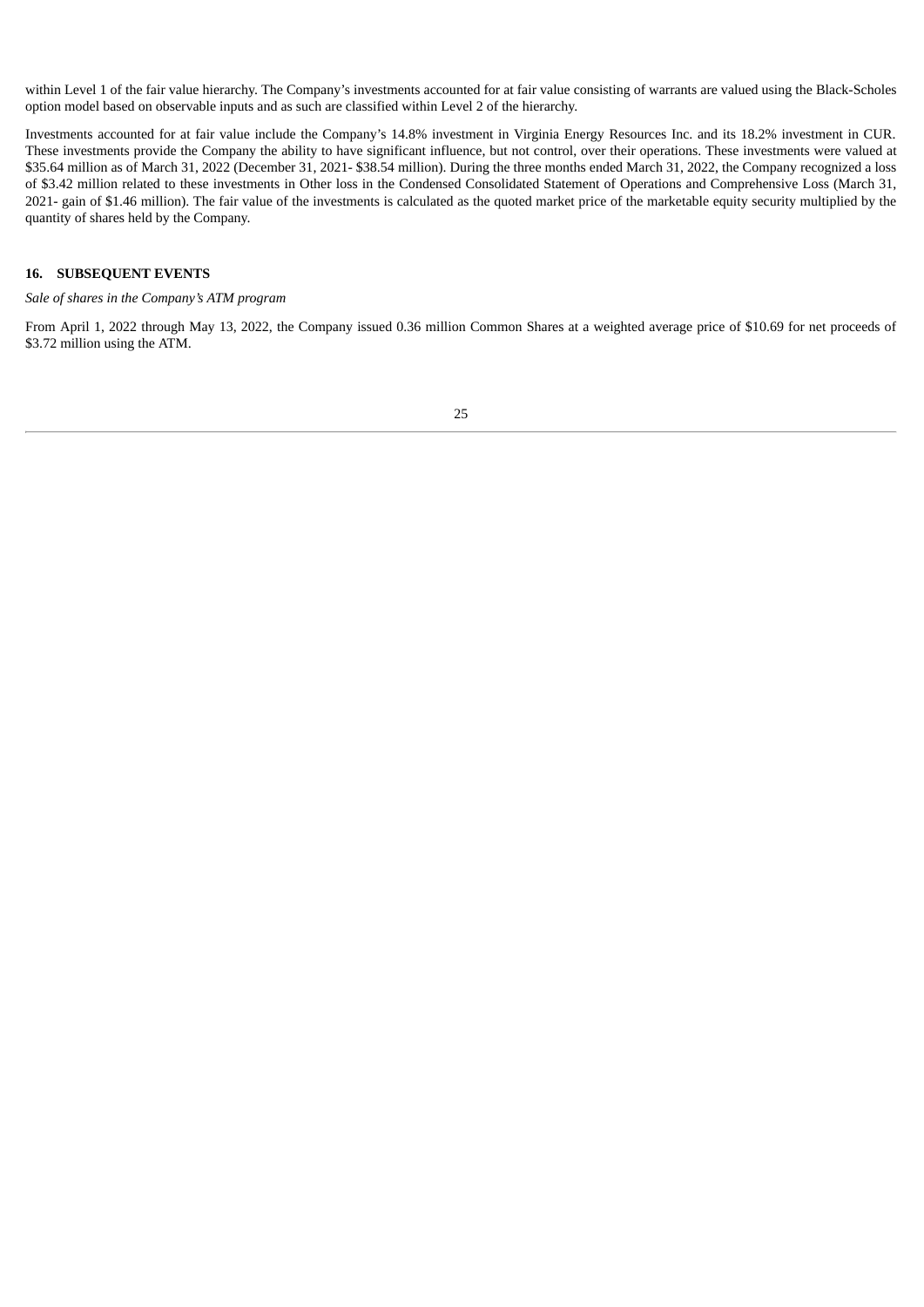within Level 1 of the fair value hierarchy. The Company's investments accounted for at fair value consisting of warrants are valued using the Black-Scholes option model based on observable inputs and as such are classified within Level 2 of the hierarchy.

Investments accounted for at fair value include the Company's 14.8% investment in Virginia Energy Resources Inc. and its 18.2% investment in CUR. These investments provide the Company the ability to have significant influence, but not control, over their operations. These investments were valued at $35.64 million as of March 31, 2022 (December 31, 2021- $38.54 million). During the three months ended March 31, 2022, the Company recognized a loss of $3.42 million related to these investments in Other loss in the Condensed Consolidated Statement of Operations and Comprehensive Loss (March 31, 2021- gain of $1.46 million). The fair value of the investments is calculated as the quoted market price of the marketable equity security multiplied by the quantity of shares held by the Company.

## 16. SUBSEQUENT EVENTS

*Sale of shares in the Company's ATM program*

From April 1, 2022 through May 13, 2022, the Company issued 0.36 million Common Shares at a weighted average price of $10.69 for net proceeds of $3.72 million using the ATM.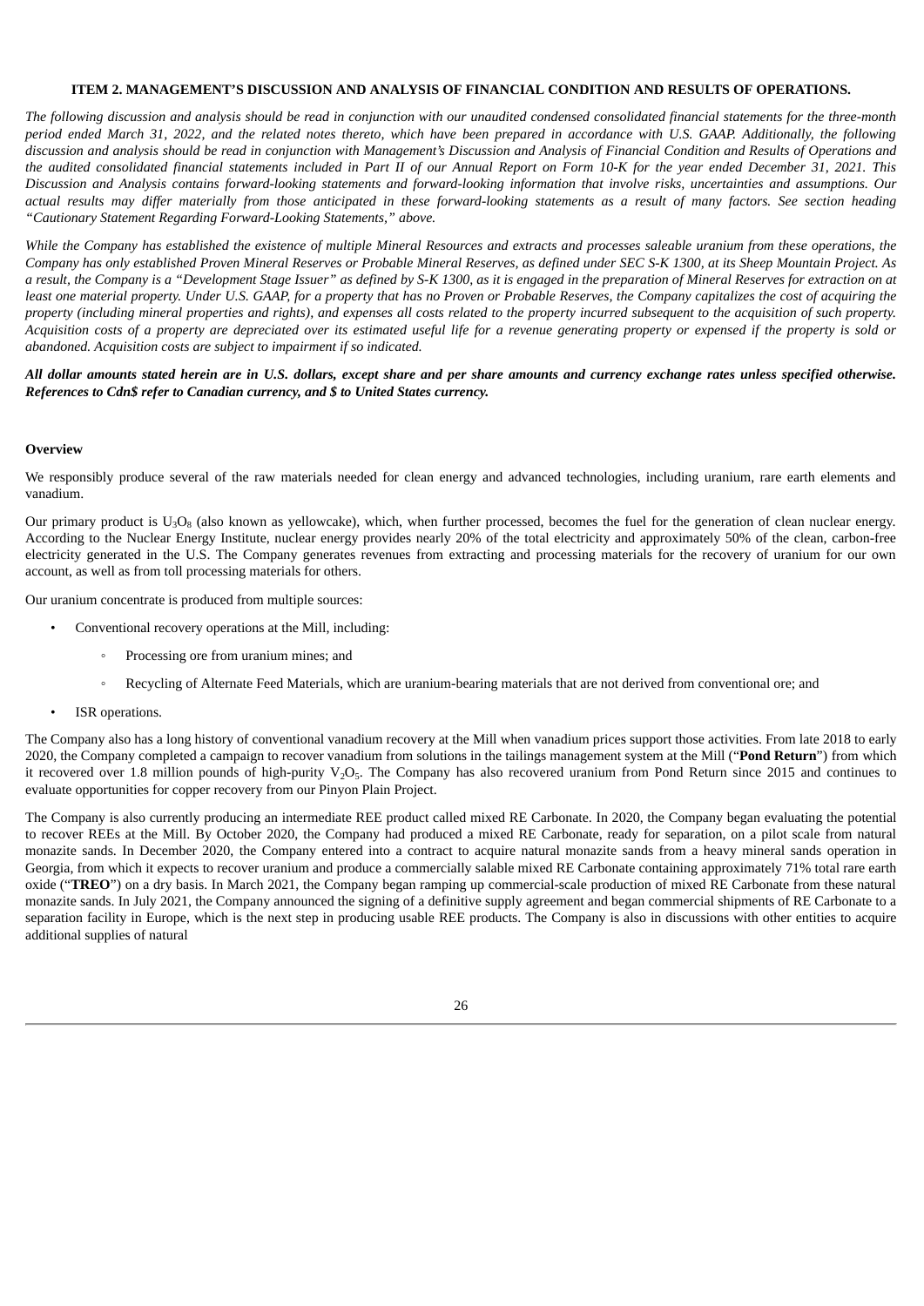### ITEM 2. MANAGEMENT'S DISCUSSION AND ANALYSIS OF FINANCIAL CONDITION AND RESULTS OF OPERATIONS.

*The following discussion and analysis should be read in conjunction with our unaudited condensed consolidated financial statements for the three-month period ended March 31, 2022, and the related notes thereto, which have been prepared in accordance with U.S. GAAP. Additionally, the following discussion and analysis should be read in conjunction with Management's Discussion and Analysis of Financial Condition and Results of Operations and the audited consolidated financial statements included in Part II of our Annual Report on Form 10-K for the year ended December 31, 2021. This Discussion and Analysis contains forward-looking statements and forward-looking information that involve risks, uncertainties and assumptions. Our actual results may differ materially from those anticipated in these forward-looking statements as a result of many factors. See section heading "Cautionary Statement Regarding Forward-Looking Statements," above.*

*While the Company has established the existence of multiple Mineral Resources and extracts and processes saleable uranium from these operations, the Company has only established Proven Mineral Reserves or Probable Mineral Reserves, as defined under SEC S-K 1300, at its Sheep Mountain Project. As a result, the Company is a "Development Stage Issuer" as defined by S-K 1300, as it is engaged in the preparation of Mineral Reserves for extraction on at least one material property. Under U.S. GAAP, for a property that has no Proven or Probable Reserves, the Company capitalizes the cost of acquiring the property (including mineral properties and rights), and expenses all costs related to the property incurred subsequent to the acquisition of such property. Acquisition costs of a property are depreciated over its estimated useful life for a revenue generating property or expensed if the property is sold or abandoned. Acquisition costs are subject to impairment if so indicated.*

***All dollar amounts stated herein are in U.S. dollars, except share and per share amounts and currency exchange rates unless specified otherwise. References to Cdn$ refer to Canadian currency, and $ to United States currency.***

**Overview**

We responsibly produce several of the raw materials needed for clean energy and advanced technologies, including uranium, rare earth elements and vanadium.

Our primary product is $U_3O_8$ (also known as yellowcake), which, when further processed, becomes the fuel for the generation of clean nuclear energy. According to the Nuclear Energy Institute, nuclear energy provides nearly 20% of the total electricity and approximately 50% of the clean, carbon-free electricity generated in the U.S. The Company generates revenues from extracting and processing materials for the recovery of uranium for our own account, as well as from toll processing materials for others.

Our uranium concentrate is produced from multiple sources:

- Conventional recovery operations at the Mill, including:
  - Processing ore from uranium mines; and
  - Recycling of Alternate Feed Materials, which are uranium-bearing materials that are not derived from conventional ore; and
- ISR operations.

The Company also has a long history of conventional vanadium recovery at the Mill when vanadium prices support those activities. From late 2018 to early 2020, the Company completed a campaign to recover vanadium from solutions in the tailings management system at the Mill ("**Pond Return**") from which it recovered over 1.8 million pounds of high-purity $V_2O_5$. The Company has also recovered uranium from Pond Return since 2015 and continues to evaluate opportunities for copper recovery from our Pinyon Plain Project.

The Company is also currently producing an intermediate REE product called mixed RE Carbonate. In 2020, the Company began evaluating the potential to recover REEs at the Mill. By October 2020, the Company had produced a mixed RE Carbonate, ready for separation, on a pilot scale from natural monazite sands. In December 2020, the Company entered into a contract to acquire natural monazite sands from a heavy mineral sands operation in Georgia, from which it expects to recover uranium and produce a commercially salable mixed RE Carbonate containing approximately 71% total rare earth oxide ("**TREO**") on a dry basis. In March 2021, the Company began ramping up commercial-scale production of mixed RE Carbonate from these natural monazite sands. In July 2021, the Company announced the signing of a definitive supply agreement and began commercial shipments of RE Carbonate to a separation facility in Europe, which is the next step in producing usable REE products. The Company is also in discussions with other entities to acquire additional supplies of natural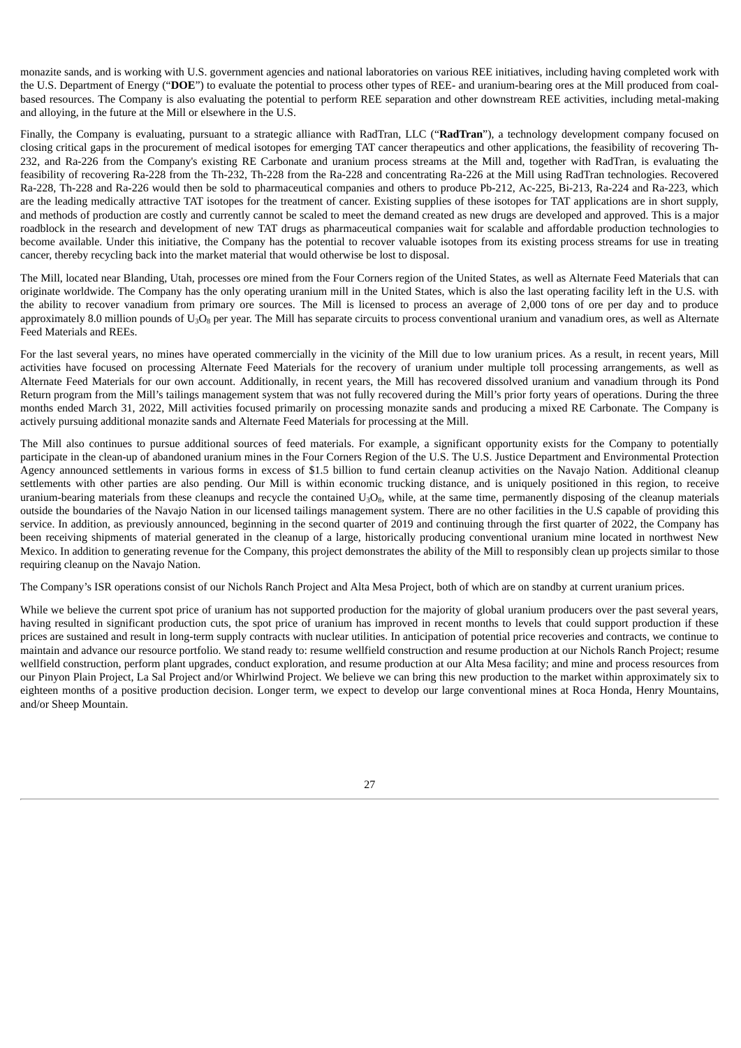monazite sands, and is working with U.S. government agencies and national laboratories on various REE initiatives, including having completed work with the U.S. Department of Energy ("**DOE**") to evaluate the potential to process other types of REE- and uranium-bearing ores at the Mill produced from coal-based resources. The Company is also evaluating the potential to perform REE separation and other downstream REE activities, including metal-making and alloying, in the future at the Mill or elsewhere in the U.S.

Finally, the Company is evaluating, pursuant to a strategic alliance with RadTran, LLC ("**RadTran**"), a technology development company focused on closing critical gaps in the procurement of medical isotopes for emerging TAT cancer therapeutics and other applications, the feasibility of recovering Th-232, and Ra-226 from the Company's existing RE Carbonate and uranium process streams at the Mill and, together with RadTran, is evaluating the feasibility of recovering Ra-228 from the Th-232, Th-228 from the Ra-228 and concentrating Ra-226 at the Mill using RadTran technologies. Recovered Ra-228, Th-228 and Ra-226 would then be sold to pharmaceutical companies and others to produce Pb-212, Ac-225, Bi-213, Ra-224 and Ra-223, which are the leading medically attractive TAT isotopes for the treatment of cancer. Existing supplies of these isotopes for TAT applications are in short supply, and methods of production are costly and currently cannot be scaled to meet the demand created as new drugs are developed and approved. This is a major roadblock in the research and development of new TAT drugs as pharmaceutical companies wait for scalable and affordable production technologies to become available. Under this initiative, the Company has the potential to recover valuable isotopes from its existing process streams for use in treating cancer, thereby recycling back into the market material that would otherwise be lost to disposal.

The Mill, located near Blanding, Utah, processes ore mined from the Four Corners region of the United States, as well as Alternate Feed Materials that can originate worldwide. The Company has the only operating uranium mill in the United States, which is also the last operating facility left in the U.S. with the ability to recover vanadium from primary ore sources. The Mill is licensed to process an average of 2,000 tons of ore per day and to produce approximately 8.0 million pounds of $U_3O_8$ per year. The Mill has separate circuits to process conventional uranium and vanadium ores, as well as Alternate Feed Materials and REEs.

For the last several years, no mines have operated commercially in the vicinity of the Mill due to low uranium prices. As a result, in recent years, Mill activities have focused on processing Alternate Feed Materials for the recovery of uranium under multiple toll processing arrangements, as well as Alternate Feed Materials for our own account. Additionally, in recent years, the Mill has recovered dissolved uranium and vanadium through its Pond Return program from the Mill's tailings management system that was not fully recovered during the Mill's prior forty years of operations. During the three months ended March 31, 2022, Mill activities focused primarily on processing monazite sands and producing a mixed RE Carbonate. The Company is actively pursuing additional monazite sands and Alternate Feed Materials for processing at the Mill.

The Mill also continues to pursue additional sources of feed materials. For example, a significant opportunity exists for the Company to potentially participate in the clean-up of abandoned uranium mines in the Four Corners Region of the U.S. The U.S. Justice Department and Environmental Protection Agency announced settlements in various forms in excess of $1.5 billion to fund certain cleanup activities on the Navajo Nation. Additional cleanup settlements with other parties are also pending. Our Mill is within economic trucking distance, and is uniquely positioned in this region, to receive uranium-bearing materials from these cleanups and recycle the contained $U_3O_8$, while, at the same time, permanently disposing of the cleanup materials outside the boundaries of the Navajo Nation in our licensed tailings management system. There are no other facilities in the U.S capable of providing this service. In addition, as previously announced, beginning in the second quarter of 2019 and continuing through the first quarter of 2022, the Company has been receiving shipments of material generated in the cleanup of a large, historically producing conventional uranium mine located in northwest New Mexico. In addition to generating revenue for the Company, this project demonstrates the ability of the Mill to responsibly clean up projects similar to those requiring cleanup on the Navajo Nation.

The Company's ISR operations consist of our Nichols Ranch Project and Alta Mesa Project, both of which are on standby at current uranium prices.

While we believe the current spot price of uranium has not supported production for the majority of global uranium producers over the past several years, having resulted in significant production cuts, the spot price of uranium has improved in recent months to levels that could support production if these prices are sustained and result in long-term supply contracts with nuclear utilities. In anticipation of potential price recoveries and contracts, we continue to maintain and advance our resource portfolio. We stand ready to: resume wellfield construction and resume production at our Nichols Ranch Project; resume wellfield construction, perform plant upgrades, conduct exploration, and resume production at our Alta Mesa facility; and mine and process resources from our Pinyon Plain Project, La Sal Project and/or Whirlwind Project. We believe we can bring this new production to the market within approximately six to eighteen months of a positive production decision. Longer term, we expect to develop our large conventional mines at Roca Honda, Henry Mountains, and/or Sheep Mountain.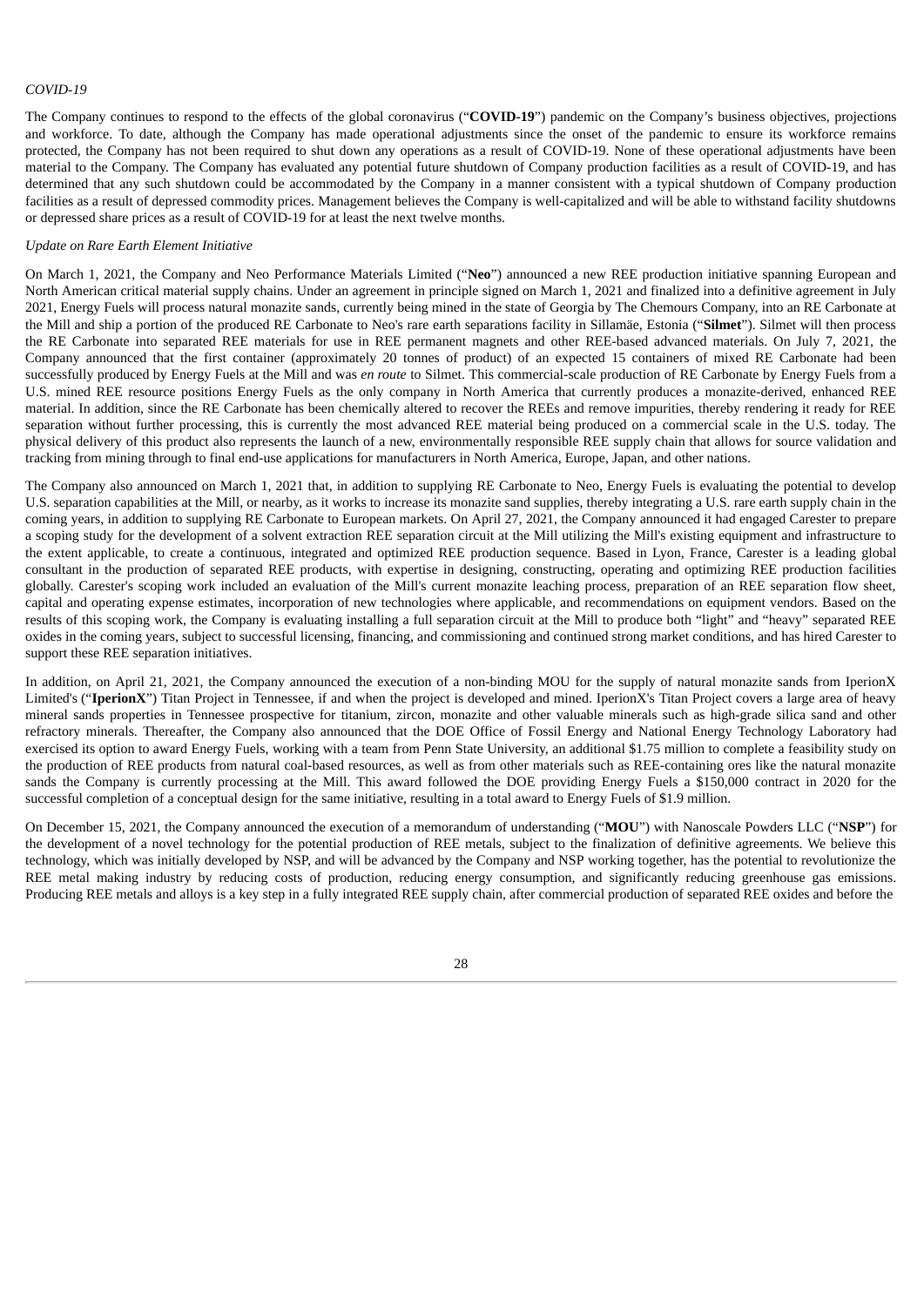*COVID-19*

The Company continues to respond to the effects of the global coronavirus ("**COVID-19**") pandemic on the Company's business objectives, projections and workforce. To date, although the Company has made operational adjustments since the onset of the pandemic to ensure its workforce remains protected, the Company has not been required to shut down any operations as a result of COVID-19. None of these operational adjustments have been material to the Company. The Company has evaluated any potential future shutdown of Company production facilities as a result of COVID-19, and has determined that any such shutdown could be accommodated by the Company in a manner consistent with a typical shutdown of Company production facilities as a result of depressed commodity prices. Management believes the Company is well-capitalized and will be able to withstand facility shutdowns or depressed share prices as a result of COVID-19 for at least the next twelve months.

*Update on Rare Earth Element Initiative*

On March 1, 2021, the Company and Neo Performance Materials Limited ("**Neo**") announced a new REE production initiative spanning European and North American critical material supply chains. Under an agreement in principle signed on March 1, 2021 and finalized into a definitive agreement in July 2021, Energy Fuels will process natural monazite sands, currently being mined in the state of Georgia by The Chemours Company, into an RE Carbonate at the Mill and ship a portion of the produced RE Carbonate to Neo's rare earth separations facility in Sillamäe, Estonia ("**Silmet**"). Silmet will then process the RE Carbonate into separated REE materials for use in REE permanent magnets and other REE-based advanced materials. On July 7, 2021, the Company announced that the first container (approximately 20 tonnes of product) of an expected 15 containers of mixed RE Carbonate had been successfully produced by Energy Fuels at the Mill and was *en route* to Silmet. This commercial-scale production of RE Carbonate by Energy Fuels from a U.S. mined REE resource positions Energy Fuels as the only company in North America that currently produces a monazite-derived, enhanced REE material. In addition, since the RE Carbonate has been chemically altered to recover the REEs and remove impurities, thereby rendering it ready for REE separation without further processing, this is currently the most advanced REE material being produced on a commercial scale in the U.S. today. The physical delivery of this product also represents the launch of a new, environmentally responsible REE supply chain that allows for source validation and tracking from mining through to final end-use applications for manufacturers in North America, Europe, Japan, and other nations.

The Company also announced on March 1, 2021 that, in addition to supplying RE Carbonate to Neo, Energy Fuels is evaluating the potential to develop U.S. separation capabilities at the Mill, or nearby, as it works to increase its monazite sand supplies, thereby integrating a U.S. rare earth supply chain in the coming years, in addition to supplying RE Carbonate to European markets. On April 27, 2021, the Company announced it had engaged Carester to prepare a scoping study for the development of a solvent extraction REE separation circuit at the Mill utilizing the Mill's existing equipment and infrastructure to the extent applicable, to create a continuous, integrated and optimized REE production sequence. Based in Lyon, France, Carester is a leading global consultant in the production of separated REE products, with expertise in designing, constructing, operating and optimizing REE production facilities globally. Carester's scoping work included an evaluation of the Mill's current monazite leaching process, preparation of an REE separation flow sheet, capital and operating expense estimates, incorporation of new technologies where applicable, and recommendations on equipment vendors. Based on the results of this scoping work, the Company is evaluating installing a full separation circuit at the Mill to produce both "light" and "heavy" separated REE oxides in the coming years, subject to successful licensing, financing, and commissioning and continued strong market conditions, and has hired Carester to support these REE separation initiatives.

In addition, on April 21, 2021, the Company announced the execution of a non-binding MOU for the supply of natural monazite sands from IperionX Limited's ("**IperionX**") Titan Project in Tennessee, if and when the project is developed and mined. IperionX's Titan Project covers a large area of heavy mineral sands properties in Tennessee prospective for titanium, zircon, monazite and other valuable minerals such as high-grade silica sand and other refractory minerals. Thereafter, the Company also announced that the DOE Office of Fossil Energy and National Energy Technology Laboratory had exercised its option to award Energy Fuels, working with a team from Penn State University, an additional $1.75 million to complete a feasibility study on the production of REE products from natural coal-based resources, as well as from other materials such as REE-containing ores like the natural monazite sands the Company is currently processing at the Mill. This award followed the DOE providing Energy Fuels a $150,000 contract in 2020 for the successful completion of a conceptual design for the same initiative, resulting in a total award to Energy Fuels of $1.9 million.

On December 15, 2021, the Company announced the execution of a memorandum of understanding ("**MOU**") with Nanoscale Powders LLC ("**NSP**") for the development of a novel technology for the potential production of REE metals, subject to the finalization of definitive agreements. We believe this technology, which was initially developed by NSP, and will be advanced by the Company and NSP working together, has the potential to revolutionize the REE metal making industry by reducing costs of production, reducing energy consumption, and significantly reducing greenhouse gas emissions. Producing REE metals and alloys is a key step in a fully integrated REE supply chain, after commercial production of separated REE oxides and before the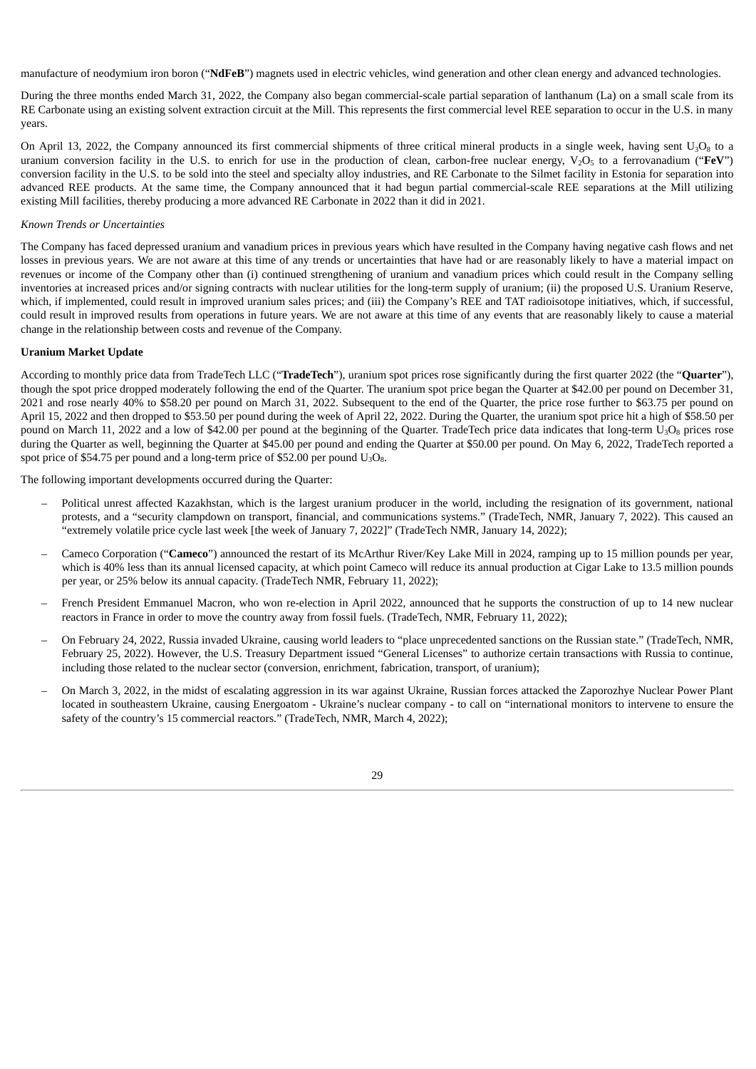manufacture of neodymium iron boron ("**NdFeB**") magnets used in electric vehicles, wind generation and other clean energy and advanced technologies.

During the three months ended March 31, 2022, the Company also began commercial-scale partial separation of lanthanum (La) on a small scale from its RE Carbonate using an existing solvent extraction circuit at the Mill. This represents the first commercial level REE separation to occur in the U.S. in many years.

On April 13, 2022, the Company announced its first commercial shipments of three critical mineral products in a single week, having sent $U_3O_8$ to a uranium conversion facility in the U.S. to enrich for use in the production of clean, carbon-free nuclear energy, $V_2O_5$ to a ferrovanadium ("**FeV**") conversion facility in the U.S. to be sold into the steel and specialty alloy industries, and RE Carbonate to the Silmet facility in Estonia for separation into advanced REE products. At the same time, the Company announced that it had begun partial commercial-scale REE separations at the Mill utilizing existing Mill facilities, thereby producing a more advanced RE Carbonate in 2022 than it did in 2021.

*Known Trends or Uncertainties*

The Company has faced depressed uranium and vanadium prices in previous years which have resulted in the Company having negative cash flows and net losses in previous years. We are not aware at this time of any trends or uncertainties that have had or are reasonably likely to have a material impact on revenues or income of the Company other than (i) continued strengthening of uranium and vanadium prices which could result in the Company selling inventories at increased prices and/or signing contracts with nuclear utilities for the long-term supply of uranium; (ii) the proposed U.S. Uranium Reserve, which, if implemented, could result in improved uranium sales prices; and (iii) the Company's REE and TAT radioisotope initiatives, which, if successful, could result in improved results from operations in future years. We are not aware at this time of any events that are reasonably likely to cause a material change in the relationship between costs and revenue of the Company.

**Uranium Market Update**

According to monthly price data from TradeTech LLC ("**TradeTech**"), uranium spot prices rose significantly during the first quarter 2022 (the "**Quarter**"), though the spot price dropped moderately following the end of the Quarter. The uranium spot price began the Quarter at $42.00 per pound on December 31, 2021 and rose nearly 40% to $58.20 per pound on March 31, 2022. Subsequent to the end of the Quarter, the price rose further to $63.75 per pound on April 15, 2022 and then dropped to $53.50 per pound during the week of April 22, 2022. During the Quarter, the uranium spot price hit a high of $58.50 per pound on March 11, 2022 and a low of $42.00 per pound at the beginning of the Quarter. TradeTech price data indicates that long-term $U_3O_8$ prices rose during the Quarter as well, beginning the Quarter at $45.00 per pound and ending the Quarter at $50.00 per pound. On May 6, 2022, TradeTech reported a spot price of $54.75 per pound and a long-term price of $52.00 per pound $U_3O_8$.

The following important developments occurred during the Quarter:

- Political unrest affected Kazakhstan, which is the largest uranium producer in the world, including the resignation of its government, national protests, and a "security clampdown on transport, financial, and communications systems." (TradeTech, NMR, January 7, 2022). This caused an "extremely volatile price cycle last week [the week of January 7, 2022]" (TradeTech NMR, January 14, 2022);
- Cameco Corporation ("**Cameco**") announced the restart of its McArthur River/Key Lake Mill in 2024, ramping up to 15 million pounds per year, which is 40% less than its annual licensed capacity, at which point Cameco will reduce its annual production at Cigar Lake to 13.5 million pounds per year, or 25% below its annual capacity. (TradeTech NMR, February 11, 2022);
- French President Emmanuel Macron, who won re-election in April 2022, announced that he supports the construction of up to 14 new nuclear reactors in France in order to move the country away from fossil fuels. (TradeTech, NMR, February 11, 2022);
- On February 24, 2022, Russia invaded Ukraine, causing world leaders to "place unprecedented sanctions on the Russian state." (TradeTech, NMR, February 25, 2022). However, the U.S. Treasury Department issued "General Licenses" to authorize certain transactions with Russia to continue, including those related to the nuclear sector (conversion, enrichment, fabrication, transport, of uranium);
- On March 3, 2022, in the midst of escalating aggression in its war against Ukraine, Russian forces attacked the Zaporozhye Nuclear Power Plant located in southeastern Ukraine, causing Energoatom - Ukraine's nuclear company - to call on "international monitors to intervene to ensure the safety of the country's 15 commercial reactors." (TradeTech, NMR, March 4, 2022);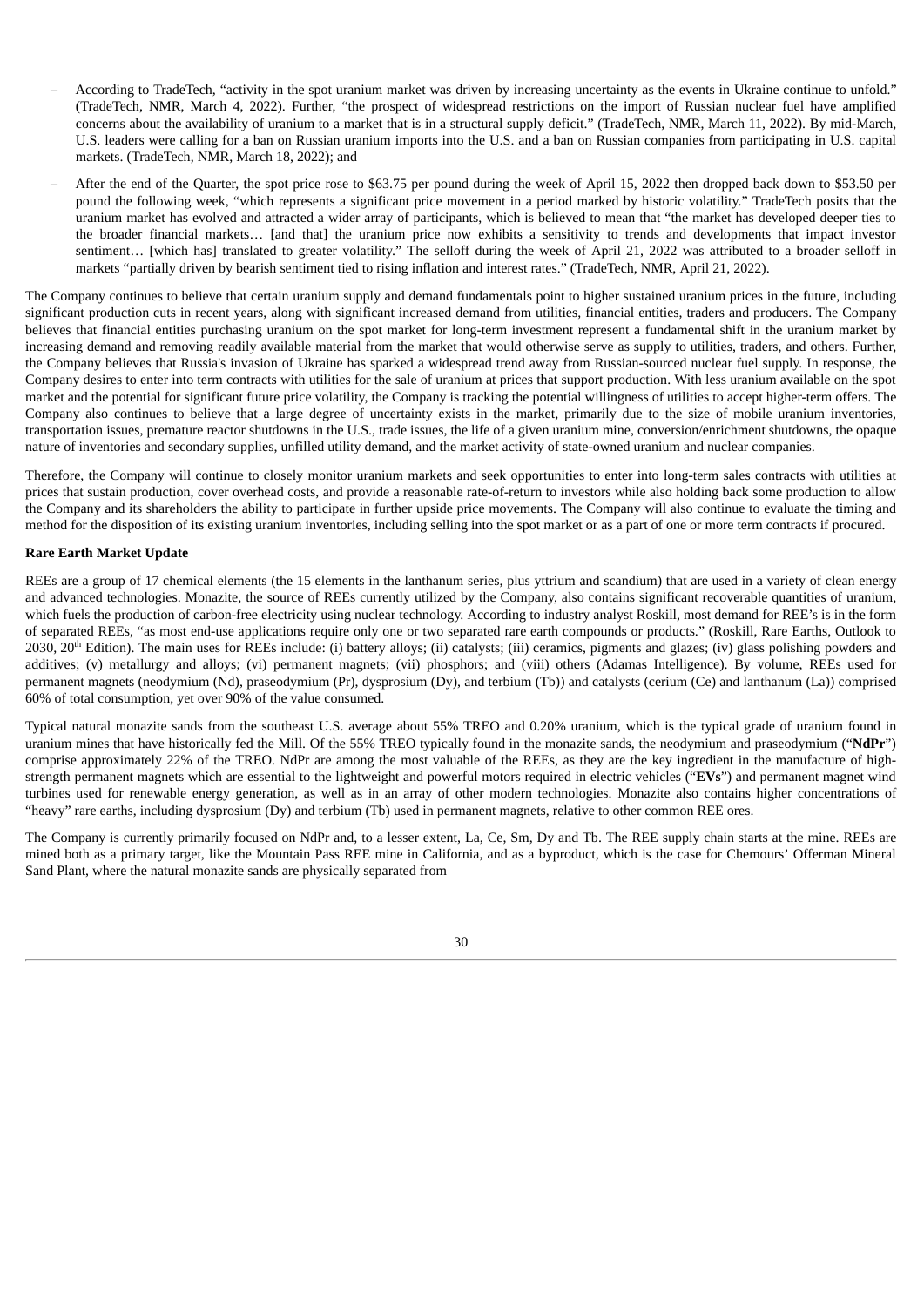- According to TradeTech, "activity in the spot uranium market was driven by increasing uncertainty as the events in Ukraine continue to unfold." (TradeTech, NMR, March 4, 2022). Further, "the prospect of widespread restrictions on the import of Russian nuclear fuel have amplified concerns about the availability of uranium to a market that is in a structural supply deficit." (TradeTech, NMR, March 11, 2022). By mid-March, U.S. leaders were calling for a ban on Russian uranium imports into the U.S. and a ban on Russian companies from participating in U.S. capital markets. (TradeTech, NMR, March 18, 2022); and
- After the end of the Quarter, the spot price rose to $63.75 per pound during the week of April 15, 2022 then dropped back down to $53.50 per pound the following week, "which represents a significant price movement in a period marked by historic volatility." TradeTech posits that the uranium market has evolved and attracted a wider array of participants, which is believed to mean that "the market has developed deeper ties to the broader financial markets… [and that] the uranium price now exhibits a sensitivity to trends and developments that impact investor sentiment… [which has] translated to greater volatility." The selloff during the week of April 21, 2022 was attributed to a broader selloff in markets "partially driven by bearish sentiment tied to rising inflation and interest rates." (TradeTech, NMR, April 21, 2022).

The Company continues to believe that certain uranium supply and demand fundamentals point to higher sustained uranium prices in the future, including significant production cuts in recent years, along with significant increased demand from utilities, financial entities, traders and producers. The Company believes that financial entities purchasing uranium on the spot market for long-term investment represent a fundamental shift in the uranium market by increasing demand and removing readily available material from the market that would otherwise serve as supply to utilities, traders, and others. Further, the Company believes that Russia's invasion of Ukraine has sparked a widespread trend away from Russian-sourced nuclear fuel supply. In response, the Company desires to enter into term contracts with utilities for the sale of uranium at prices that support production. With less uranium available on the spot market and the potential for significant future price volatility, the Company is tracking the potential willingness of utilities to accept higher-term offers. The Company also continues to believe that a large degree of uncertainty exists in the market, primarily due to the size of mobile uranium inventories, transportation issues, premature reactor shutdowns in the U.S., trade issues, the life of a given uranium mine, conversion/enrichment shutdowns, the opaque nature of inventories and secondary supplies, unfilled utility demand, and the market activity of state-owned uranium and nuclear companies.

Therefore, the Company will continue to closely monitor uranium markets and seek opportunities to enter into long-term sales contracts with utilities at prices that sustain production, cover overhead costs, and provide a reasonable rate-of-return to investors while also holding back some production to allow the Company and its shareholders the ability to participate in further upside price movements. The Company will also continue to evaluate the timing and method for the disposition of its existing uranium inventories, including selling into the spot market or as a part of one or more term contracts if procured.

**Rare Earth Market Update**

REEs are a group of 17 chemical elements (the 15 elements in the lanthanum series, plus yttrium and scandium) that are used in a variety of clean energy and advanced technologies. Monazite, the source of REEs currently utilized by the Company, also contains significant recoverable quantities of uranium, which fuels the production of carbon-free electricity using nuclear technology. According to industry analyst Roskill, most demand for REE's is in the form of separated REEs, "as most end-use applications require only one or two separated rare earth compounds or products." (Roskill, Rare Earths, Outlook to 2030, 20th Edition). The main uses for REEs include: (i) battery alloys; (ii) catalysts; (iii) ceramics, pigments and glazes; (iv) glass polishing powders and additives; (v) metallurgy and alloys; (vi) permanent magnets; (vii) phosphors; and (viii) others (Adamas Intelligence). By volume, REEs used for permanent magnets (neodymium (Nd), praseodymium (Pr), dysprosium (Dy), and terbium (Tb)) and catalysts (cerium (Ce) and lanthanum (La)) comprised 60% of total consumption, yet over 90% of the value consumed.

Typical natural monazite sands from the southeast U.S. average about 55% TREO and 0.20% uranium, which is the typical grade of uranium found in uranium mines that have historically fed the Mill. Of the 55% TREO typically found in the monazite sands, the neodymium and praseodymium ("**NdPr**") comprise approximately 22% of the TREO. NdPr are among the most valuable of the REEs, as they are the key ingredient in the manufacture of high-strength permanent magnets which are essential to the lightweight and powerful motors required in electric vehicles ("**EVs**") and permanent magnet wind turbines used for renewable energy generation, as well as in an array of other modern technologies. Monazite also contains higher concentrations of "heavy" rare earths, including dysprosium (Dy) and terbium (Tb) used in permanent magnets, relative to other common REE ores.

The Company is currently primarily focused on NdPr and, to a lesser extent, La, Ce, Sm, Dy and Tb. The REE supply chain starts at the mine. REEs are mined both as a primary target, like the Mountain Pass REE mine in California, and as a byproduct, which is the case for Chemours' Offerman Mineral Sand Plant, where the natural monazite sands are physically separated from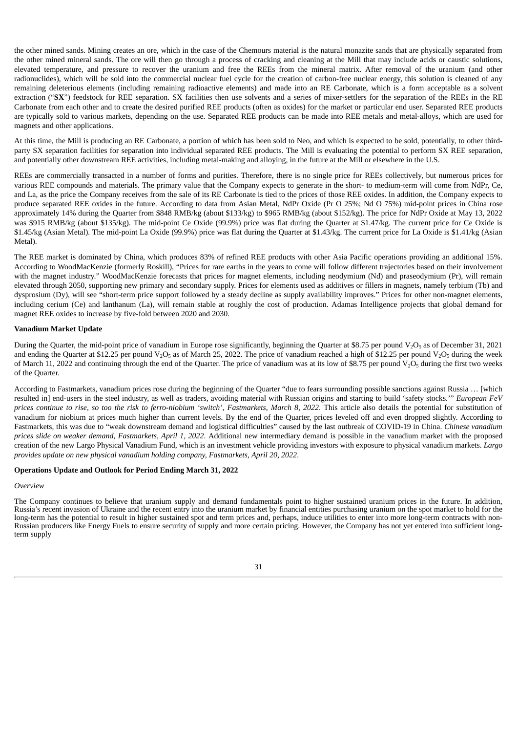the other mined sands. Mining creates an ore, which in the case of the Chemours material is the natural monazite sands that are physically separated from the other mined mineral sands. The ore will then go through a process of cracking and cleaning at the Mill that may include acids or caustic solutions, elevated temperature, and pressure to recover the uranium and free the REEs from the mineral matrix. After removal of the uranium (and other radionuclides), which will be sold into the commercial nuclear fuel cycle for the creation of carbon-free nuclear energy, this solution is cleaned of any remaining deleterious elements (including remaining radioactive elements) and made into an RE Carbonate, which is a form acceptable as a solvent extraction ("**SX**") feedstock for REE separation. SX facilities then use solvents and a series of mixer-settlers for the separation of the REEs in the RE Carbonate from each other and to create the desired purified REE products (often as oxides) for the market or particular end user. Separated REE products are typically sold to various markets, depending on the use. Separated REE products can be made into REE metals and metal-alloys, which are used for magnets and other applications.

At this time, the Mill is producing an RE Carbonate, a portion of which has been sold to Neo, and which is expected to be sold, potentially, to other third-party SX separation facilities for separation into individual separated REE products. The Mill is evaluating the potential to perform SX REE separation, and potentially other downstream REE activities, including metal-making and alloying, in the future at the Mill or elsewhere in the U.S.

REEs are commercially transacted in a number of forms and purities. Therefore, there is no single price for REEs collectively, but numerous prices for various REE compounds and materials. The primary value that the Company expects to generate in the short- to medium-term will come from NdPr, Ce, and La, as the price the Company receives from the sale of its RE Carbonate is tied to the prices of those REE oxides. In addition, the Company expects to produce separated REE oxides in the future. According to data from Asian Metal, NdPr Oxide (Pr O 25%; Nd O 75%) mid-point prices in China rose approximately 14% during the Quarter from $848 RMB/kg (about $133/kg) to $965 RMB/kg (about $152/kg). The price for NdPr Oxide at May 13, 2022 was $915 RMB/kg (about $135/kg). The mid-point Ce Oxide (99.9%) price was flat during the Quarter at $1.47/kg. The current price for Ce Oxide is $1.45/kg (Asian Metal). The mid-point La Oxide (99.9%) price was flat during the Quarter at $1.43/kg. The current price for La Oxide is $1.41/kg (Asian Metal).

The REE market is dominated by China, which produces 83% of refined REE products with other Asia Pacific operations providing an additional 15%. According to WoodMacKenzie (formerly Roskill), "Prices for rare earths in the years to come will follow different trajectories based on their involvement with the magnet industry." WoodMacKenzie forecasts that prices for magnet elements, including neodymium (Nd) and praseodymium (Pr), will remain elevated through 2050, supporting new primary and secondary supply. Prices for elements used as additives or fillers in magnets, namely terbium (Tb) and dysprosium (Dy), will see "short-term price support followed by a steady decline as supply availability improves." Prices for other non-magnet elements, including cerium (Ce) and lanthanum (La), will remain stable at roughly the cost of production. Adamas Intelligence projects that global demand for magnet REE oxides to increase by five-fold between 2020 and 2030.

**Vanadium Market Update**

During the Quarter, the mid-point price of vanadium in Europe rose significantly, beginning the Quarter at $8.75 per pound $V_2O_5$ as of December 31, 2021 and ending the Quarter at $12.25 per pound $V_2O_5$ as of March 25, 2022. The price of vanadium reached a high of $12.25 per pound $V_2O_5$ during the week of March 11, 2022 and continuing through the end of the Quarter. The price of vanadium was at its low of $8.75 per pound $V_2O_5$ during the first two weeks of the Quarter.

According to Fastmarkets, vanadium prices rose during the beginning of the Quarter "due to fears surrounding possible sanctions against Russia … [which resulted in] end-users in the steel industry, as well as traders, avoiding material with Russian origins and starting to build 'safety stocks.'" *European FeV prices continue to rise, so too the risk to ferro-niobium 'switch', Fastmarkets, March 8, 2022*. This article also details the potential for substitution of vanadium for niobium at prices much higher than current levels. By the end of the Quarter, prices leveled off and even dropped slightly. According to Fastmarkets, this was due to "weak downstream demand and logistical difficulties" caused by the last outbreak of COVID-19 in China. *Chinese vanadium prices slide on weaker demand, Fastmarkets, April 1, 2022*. Additional new intermediary demand is possible in the vanadium market with the proposed creation of the new Largo Physical Vanadium Fund, which is an investment vehicle providing investors with exposure to physical vanadium markets. *Largo provides update on new physical vanadium holding company, Fastmarkets, April 20, 2022*.

**Operations Update and Outlook for Period Ending March 31, 2022**

*Overview*

The Company continues to believe that uranium supply and demand fundamentals point to higher sustained uranium prices in the future. In addition, Russia's recent invasion of Ukraine and the recent entry into the uranium market by financial entities purchasing uranium on the spot market to hold for the long-term has the potential to result in higher sustained spot and term prices and, perhaps, induce utilities to enter into more long-term contracts with non-Russian producers like Energy Fuels to ensure security of supply and more certain pricing. However, the Company has not yet entered into sufficient long-term supply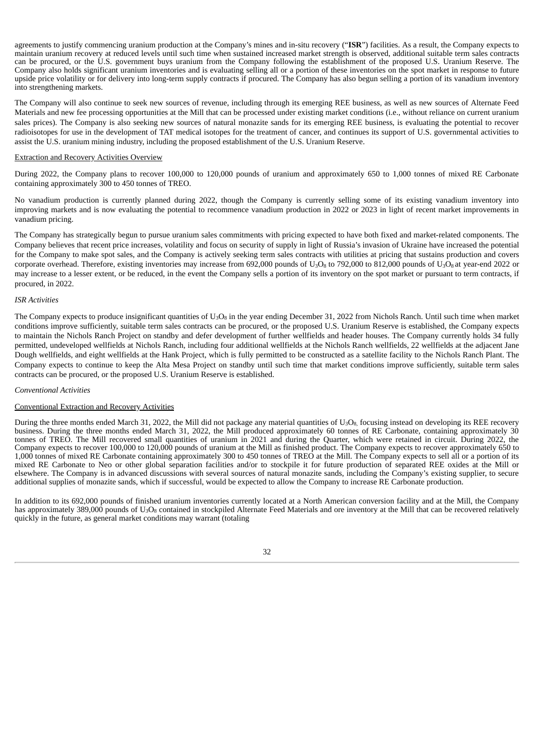agreements to justify commencing uranium production at the Company's mines and in-situ recovery ("**ISR**") facilities. As a result, the Company expects to maintain uranium recovery at reduced levels until such time when sustained increased market strength is observed, additional suitable term sales contracts can be procured, or the U.S. government buys uranium from the Company following the establishment of the proposed U.S. Uranium Reserve. The Company also holds significant uranium inventories and is evaluating selling all or a portion of these inventories on the spot market in response to future upside price volatility or for delivery into long-term supply contracts if procured. The Company has also begun selling a portion of its vanadium inventory into strengthening markets.

The Company will also continue to seek new sources of revenue, including through its emerging REE business, as well as new sources of Alternate Feed Materials and new fee processing opportunities at the Mill that can be processed under existing market conditions (i.e., without reliance on current uranium sales prices). The Company is also seeking new sources of natural monazite sands for its emerging REE business, is evaluating the potential to recover radioisotopes for use in the development of TAT medical isotopes for the treatment of cancer, and continues its support of U.S. governmental activities to assist the U.S. uranium mining industry, including the proposed establishment of the U.S. Uranium Reserve.

Extraction and Recovery Activities Overview

During 2022, the Company plans to recover 100,000 to 120,000 pounds of uranium and approximately 650 to 1,000 tonnes of mixed RE Carbonate containing approximately 300 to 450 tonnes of TREO.

No vanadium production is currently planned during 2022, though the Company is currently selling some of its existing vanadium inventory into improving markets and is now evaluating the potential to recommence vanadium production in 2022 or 2023 in light of recent market improvements in vanadium pricing.

The Company has strategically begun to pursue uranium sales commitments with pricing expected to have both fixed and market-related components. The Company believes that recent price increases, volatility and focus on security of supply in light of Russia's invasion of Ukraine have increased the potential for the Company to make spot sales, and the Company is actively seeking term sales contracts with utilities at pricing that sustains production and covers corporate overhead. Therefore, existing inventories may increase from 692,000 pounds of $U_3O_8$ to 792,000 to 812,000 pounds of $U_3O_8$ at year-end 2022 or may increase to a lesser extent, or be reduced, in the event the Company sells a portion of its inventory on the spot market or pursuant to term contracts, if procured, in 2022.

*ISR Activities*

The Company expects to produce insignificant quantities of $U_3O_8$ in the year ending December 31, 2022 from Nichols Ranch. Until such time when market conditions improve sufficiently, suitable term sales contracts can be procured, or the proposed U.S. Uranium Reserve is established, the Company expects to maintain the Nichols Ranch Project on standby and defer development of further wellfields and header houses. The Company currently holds 34 fully permitted, undeveloped wellfields at Nichols Ranch, including four additional wellfields at the Nichols Ranch wellfields, 22 wellfields at the adjacent Jane Dough wellfields, and eight wellfields at the Hank Project, which is fully permitted to be constructed as a satellite facility to the Nichols Ranch Plant. The Company expects to continue to keep the Alta Mesa Project on standby until such time that market conditions improve sufficiently, suitable term sales contracts can be procured, or the proposed U.S. Uranium Reserve is established.

*Conventional Activities*

Conventional Extraction and Recovery Activities

During the three months ended March 31, 2022, the Mill did not package any material quantities of $U_3O_8$, focusing instead on developing its REE recovery business. During the three months ended March 31, 2022, the Mill produced approximately 60 tonnes of RE Carbonate, containing approximately 30 tonnes of TREO. The Mill recovered small quantities of uranium in 2021 and during the Quarter, which were retained in circuit. During 2022, the Company expects to recover 100,000 to 120,000 pounds of uranium at the Mill as finished product. The Company expects to recover approximately 650 to 1,000 tonnes of mixed RE Carbonate containing approximately 300 to 450 tonnes of TREO at the Mill. The Company expects to sell all or a portion of its mixed RE Carbonate to Neo or other global separation facilities and/or to stockpile it for future production of separated REE oxides at the Mill or elsewhere. The Company is in advanced discussions with several sources of natural monazite sands, including the Company's existing supplier, to secure additional supplies of monazite sands, which if successful, would be expected to allow the Company to increase RE Carbonate production.

In addition to its 692,000 pounds of finished uranium inventories currently located at a North American conversion facility and at the Mill, the Company has approximately 389,000 pounds of $U_3O_8$ contained in stockpiled Alternate Feed Materials and ore inventory at the Mill that can be recovered relatively quickly in the future, as general market conditions may warrant (totaling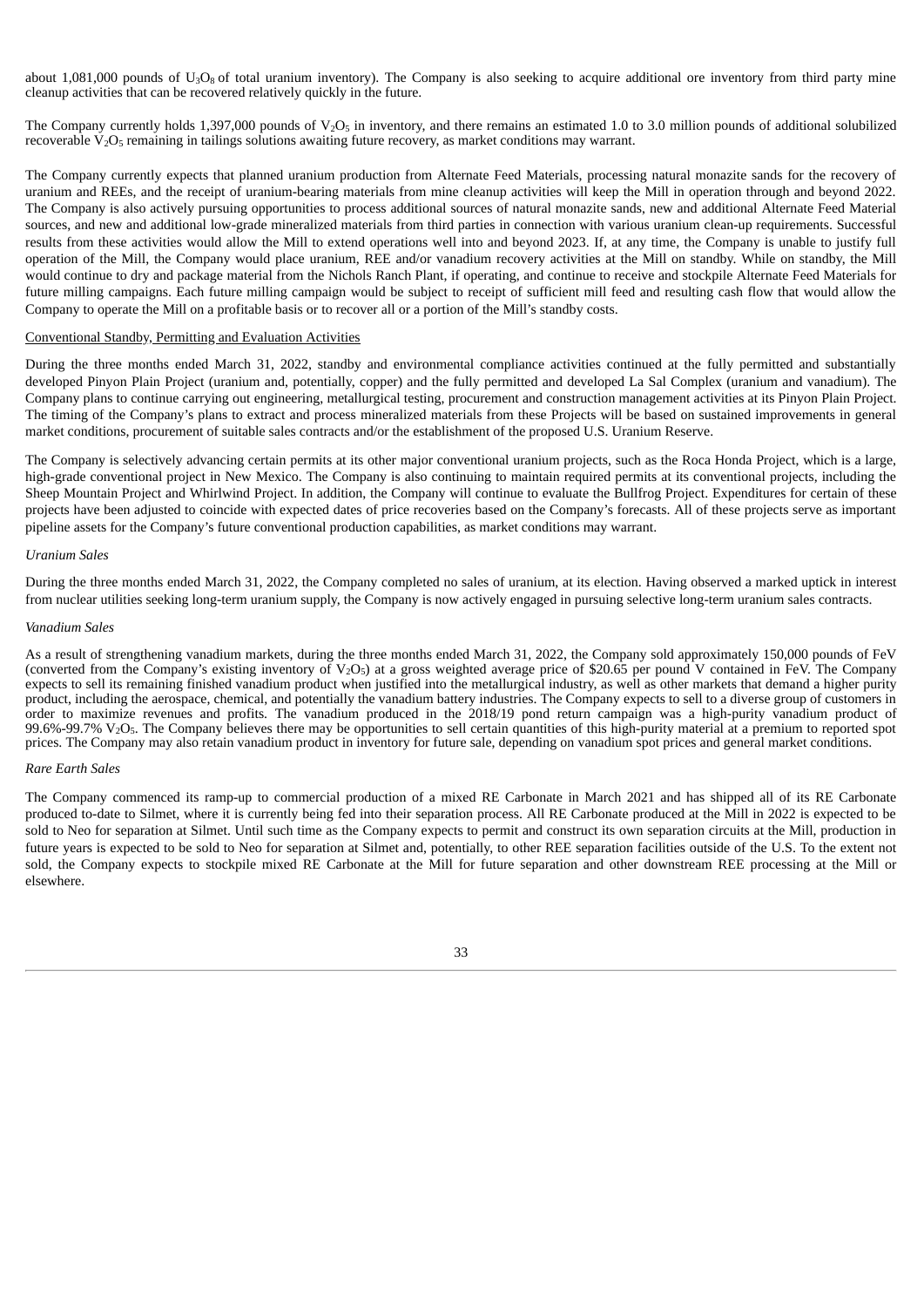about 1,081,000 pounds of $U_3O_8$ of total uranium inventory). The Company is also seeking to acquire additional ore inventory from third party mine cleanup activities that can be recovered relatively quickly in the future.

The Company currently holds 1,397,000 pounds of $V_2O_5$ in inventory, and there remains an estimated 1.0 to 3.0 million pounds of additional solubilized recoverable $V_2O_5$ remaining in tailings solutions awaiting future recovery, as market conditions may warrant.

The Company currently expects that planned uranium production from Alternate Feed Materials, processing natural monazite sands for the recovery of uranium and REEs, and the receipt of uranium-bearing materials from mine cleanup activities will keep the Mill in operation through and beyond 2022. The Company is also actively pursuing opportunities to process additional sources of natural monazite sands, new and additional Alternate Feed Material sources, and new and additional low-grade mineralized materials from third parties in connection with various uranium clean-up requirements. Successful results from these activities would allow the Mill to extend operations well into and beyond 2023. If, at any time, the Company is unable to justify full operation of the Mill, the Company would place uranium, REE and/or vanadium recovery activities at the Mill on standby. While on standby, the Mill would continue to dry and package material from the Nichols Ranch Plant, if operating, and continue to receive and stockpile Alternate Feed Materials for future milling campaigns. Each future milling campaign would be subject to receipt of sufficient mill feed and resulting cash flow that would allow the Company to operate the Mill on a profitable basis or to recover all or a portion of the Mill's standby costs.

Conventional Standby, Permitting and Evaluation Activities

During the three months ended March 31, 2022, standby and environmental compliance activities continued at the fully permitted and substantially developed Pinyon Plain Project (uranium and, potentially, copper) and the fully permitted and developed La Sal Complex (uranium and vanadium). The Company plans to continue carrying out engineering, metallurgical testing, procurement and construction management activities at its Pinyon Plain Project. The timing of the Company's plans to extract and process mineralized materials from these Projects will be based on sustained improvements in general market conditions, procurement of suitable sales contracts and/or the establishment of the proposed U.S. Uranium Reserve.

The Company is selectively advancing certain permits at its other major conventional uranium projects, such as the Roca Honda Project, which is a large, high-grade conventional project in New Mexico. The Company is also continuing to maintain required permits at its conventional projects, including the Sheep Mountain Project and Whirlwind Project. In addition, the Company will continue to evaluate the Bullfrog Project. Expenditures for certain of these projects have been adjusted to coincide with expected dates of price recoveries based on the Company's forecasts. All of these projects serve as important pipeline assets for the Company's future conventional production capabilities, as market conditions may warrant.

*Uranium Sales*

During the three months ended March 31, 2022, the Company completed no sales of uranium, at its election. Having observed a marked uptick in interest from nuclear utilities seeking long-term uranium supply, the Company is now actively engaged in pursuing selective long-term uranium sales contracts.

*Vanadium Sales*

As a result of strengthening vanadium markets, during the three months ended March 31, 2022, the Company sold approximately 150,000 pounds of FeV (converted from the Company's existing inventory of $V_2O_5$) at a gross weighted average price of $20.65 per pound V contained in FeV. The Company expects to sell its remaining finished vanadium product when justified into the metallurgical industry, as well as other markets that demand a higher purity product, including the aerospace, chemical, and potentially the vanadium battery industries. The Company expects to sell to a diverse group of customers in order to maximize revenues and profits. The vanadium produced in the 2018/19 pond return campaign was a high-purity vanadium product of 99.6%-99.7% $V_2O_5$. The Company believes there may be opportunities to sell certain quantities of this high-purity material at a premium to reported spot prices. The Company may also retain vanadium product in inventory for future sale, depending on vanadium spot prices and general market conditions.

*Rare Earth Sales*

The Company commenced its ramp-up to commercial production of a mixed RE Carbonate in March 2021 and has shipped all of its RE Carbonate produced to-date to Silmet, where it is currently being fed into their separation process. All RE Carbonate produced at the Mill in 2022 is expected to be sold to Neo for separation at Silmet. Until such time as the Company expects to permit and construct its own separation circuits at the Mill, production in future years is expected to be sold to Neo for separation at Silmet and, potentially, to other REE separation facilities outside of the U.S. To the extent not sold, the Company expects to stockpile mixed RE Carbonate at the Mill for future separation and other downstream REE processing at the Mill or elsewhere.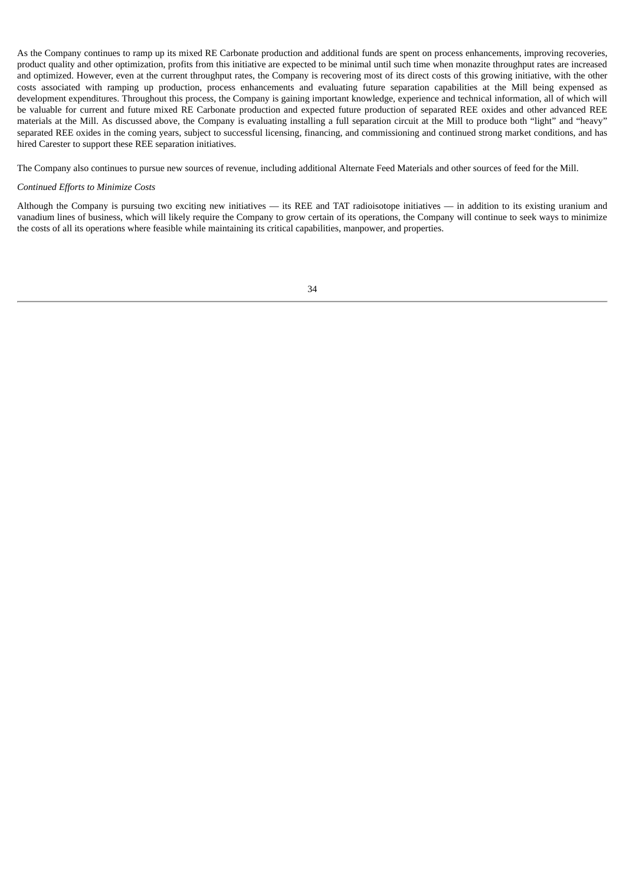As the Company continues to ramp up its mixed RE Carbonate production and additional funds are spent on process enhancements, improving recoveries, product quality and other optimization, profits from this initiative are expected to be minimal until such time when monazite throughput rates are increased and optimized. However, even at the current throughput rates, the Company is recovering most of its direct costs of this growing initiative, with the other costs associated with ramping up production, process enhancements and evaluating future separation capabilities at the Mill being expensed as development expenditures. Throughout this process, the Company is gaining important knowledge, experience and technical information, all of which will be valuable for current and future mixed RE Carbonate production and expected future production of separated REE oxides and other advanced REE materials at the Mill. As discussed above, the Company is evaluating installing a full separation circuit at the Mill to produce both "light" and "heavy" separated REE oxides in the coming years, subject to successful licensing, financing, and commissioning and continued strong market conditions, and has hired Carester to support these REE separation initiatives.

The Company also continues to pursue new sources of revenue, including additional Alternate Feed Materials and other sources of feed for the Mill.

*Continued Efforts to Minimize Costs*

Although the Company is pursuing two exciting new initiatives — its REE and TAT radioisotope initiatives — in addition to its existing uranium and vanadium lines of business, which will likely require the Company to grow certain of its operations, the Company will continue to seek ways to minimize the costs of all its operations where feasible while maintaining its critical capabilities, manpower, and properties.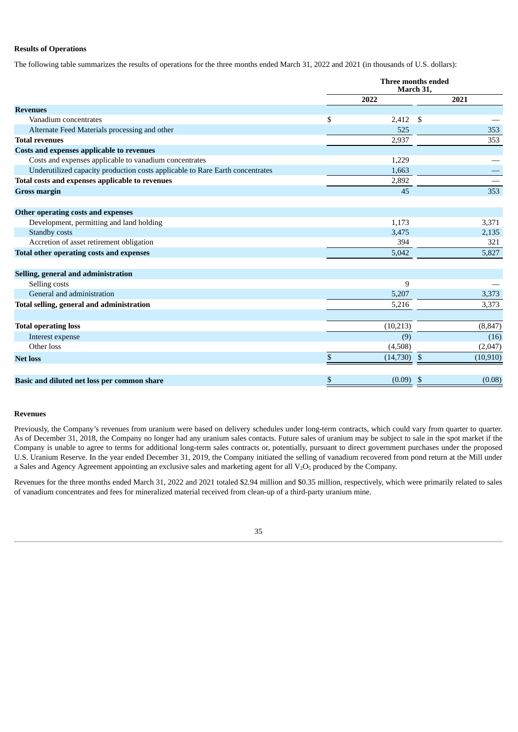**Results of Operations**

The following table summarizes the results of operations for the three months ended March 31, 2022 and 2021 (in thousands of U.S. dollars):

| | Three months ended March 31, | |
|---|---|---|
| | 2022 | 2021 |
| **Revenues** | | |
| Vanadium concentrates | $ 2,412 | $ — |
| Alternate Feed Materials processing and other | 525 | 353 |
| **Total revenues** | 2,937 | 353 |
| **Costs and expenses applicable to revenues** | | |
| Costs and expenses applicable to vanadium concentrates | 1,229 | — |
| Underutilized capacity production costs applicable to Rare Earth concentrates | 1,663 | — |
| **Total costs and expenses applicable to revenues** | 2,892 | — |
| **Gross margin** | 45 | 353 |
| | | |
| **Other operating costs and expenses** | | |
| Development, permitting and land holding | 1,173 | 3,371 |
| Standby costs | 3,475 | 2,135 |
| Accretion of asset retirement obligation | 394 | 321 |
| **Total other operating costs and expenses** | 5,042 | 5,827 |
| | | |
| **Selling, general and administration** | | |
| Selling costs | 9 | — |
| General and administration | 5,207 | 3,373 |
| **Total selling, general and administration** | 5,216 | 3,373 |
| | | |
| **Total operating loss** | (10,213) | (8,847) |
| Interest expense | (9) | (16) |
| Other loss | (4,508) | (2,047) |
| **Net loss** | $ (14,730) | $ (10,910) |
| | | |
| **Basic and diluted net loss per common share** | $ (0.09) | $ (0.08) |

**Revenues**

Previously, the Company's revenues from uranium were based on delivery schedules under long-term contracts, which could vary from quarter to quarter. As of December 31, 2018, the Company no longer had any uranium sales contacts. Future sales of uranium may be subject to sale in the spot market if the Company is unable to agree to terms for additional long-term sales contracts or, potentially, pursuant to direct government purchases under the proposed U.S. Uranium Reserve. In the year ended December 31, 2019, the Company initiated the selling of vanadium recovered from pond return at the Mill under a Sales and Agency Agreement appointing an exclusive sales and marketing agent for all $V_2O_5$ produced by the Company.

Revenues for the three months ended March 31, 2022 and 2021 totaled $2.94 million and $0.35 million, respectively, which were primarily related to sales of vanadium concentrates and fees for mineralized material received from clean-up of a third-party uranium mine.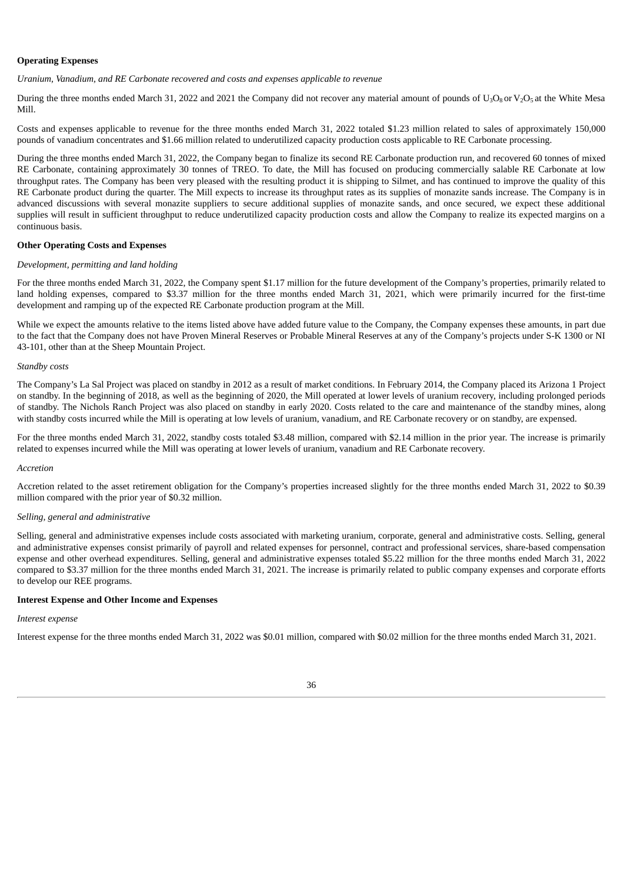**Operating Expenses**

*Uranium, Vanadium, and RE Carbonate recovered and costs and expenses applicable to revenue*

During the three months ended March 31, 2022 and 2021 the Company did not recover any material amount of pounds of $U_3O_8$ or $V_2O_5$ at the White Mesa Mill.

Costs and expenses applicable to revenue for the three months ended March 31, 2022 totaled $1.23 million related to sales of approximately 150,000 pounds of vanadium concentrates and $1.66 million related to underutilized capacity production costs applicable to RE Carbonate processing.

During the three months ended March 31, 2022, the Company began to finalize its second RE Carbonate production run, and recovered 60 tonnes of mixed RE Carbonate, containing approximately 30 tonnes of TREO. To date, the Mill has focused on producing commercially salable RE Carbonate at low throughput rates. The Company has been very pleased with the resulting product it is shipping to Silmet, and has continued to improve the quality of this RE Carbonate product during the quarter. The Mill expects to increase its throughput rates as its supplies of monazite sands increase. The Company is in advanced discussions with several monazite suppliers to secure additional supplies of monazite sands, and once secured, we expect these additional supplies will result in sufficient throughput to reduce underutilized capacity production costs and allow the Company to realize its expected margins on a continuous basis.

**Other Operating Costs and Expenses**

*Development, permitting and land holding*

For the three months ended March 31, 2022, the Company spent $1.17 million for the future development of the Company's properties, primarily related to land holding expenses, compared to $3.37 million for the three months ended March 31, 2021, which were primarily incurred for the first-time development and ramping up of the expected RE Carbonate production program at the Mill.

While we expect the amounts relative to the items listed above have added future value to the Company, the Company expenses these amounts, in part due to the fact that the Company does not have Proven Mineral Reserves or Probable Mineral Reserves at any of the Company's projects under S-K 1300 or NI 43-101, other than at the Sheep Mountain Project.

*Standby costs*

The Company's La Sal Project was placed on standby in 2012 as a result of market conditions. In February 2014, the Company placed its Arizona 1 Project on standby. In the beginning of 2018, as well as the beginning of 2020, the Mill operated at lower levels of uranium recovery, including prolonged periods of standby. The Nichols Ranch Project was also placed on standby in early 2020. Costs related to the care and maintenance of the standby mines, along with standby costs incurred while the Mill is operating at low levels of uranium, vanadium, and RE Carbonate recovery or on standby, are expensed.

For the three months ended March 31, 2022, standby costs totaled $3.48 million, compared with $2.14 million in the prior year. The increase is primarily related to expenses incurred while the Mill was operating at lower levels of uranium, vanadium and RE Carbonate recovery.

*Accretion*

Accretion related to the asset retirement obligation for the Company's properties increased slightly for the three months ended March 31, 2022 to $0.39 million compared with the prior year of $0.32 million.

*Selling, general and administrative*

Selling, general and administrative expenses include costs associated with marketing uranium, corporate, general and administrative costs. Selling, general and administrative expenses consist primarily of payroll and related expenses for personnel, contract and professional services, share-based compensation expense and other overhead expenditures. Selling, general and administrative expenses totaled $5.22 million for the three months ended March 31, 2022 compared to $3.37 million for the three months ended March 31, 2021. The increase is primarily related to public company expenses and corporate efforts to develop our REE programs.

**Interest Expense and Other Income and Expenses**

*Interest expense*

Interest expense for the three months ended March 31, 2022 was $0.01 million, compared with $0.02 million for the three months ended March 31, 2021.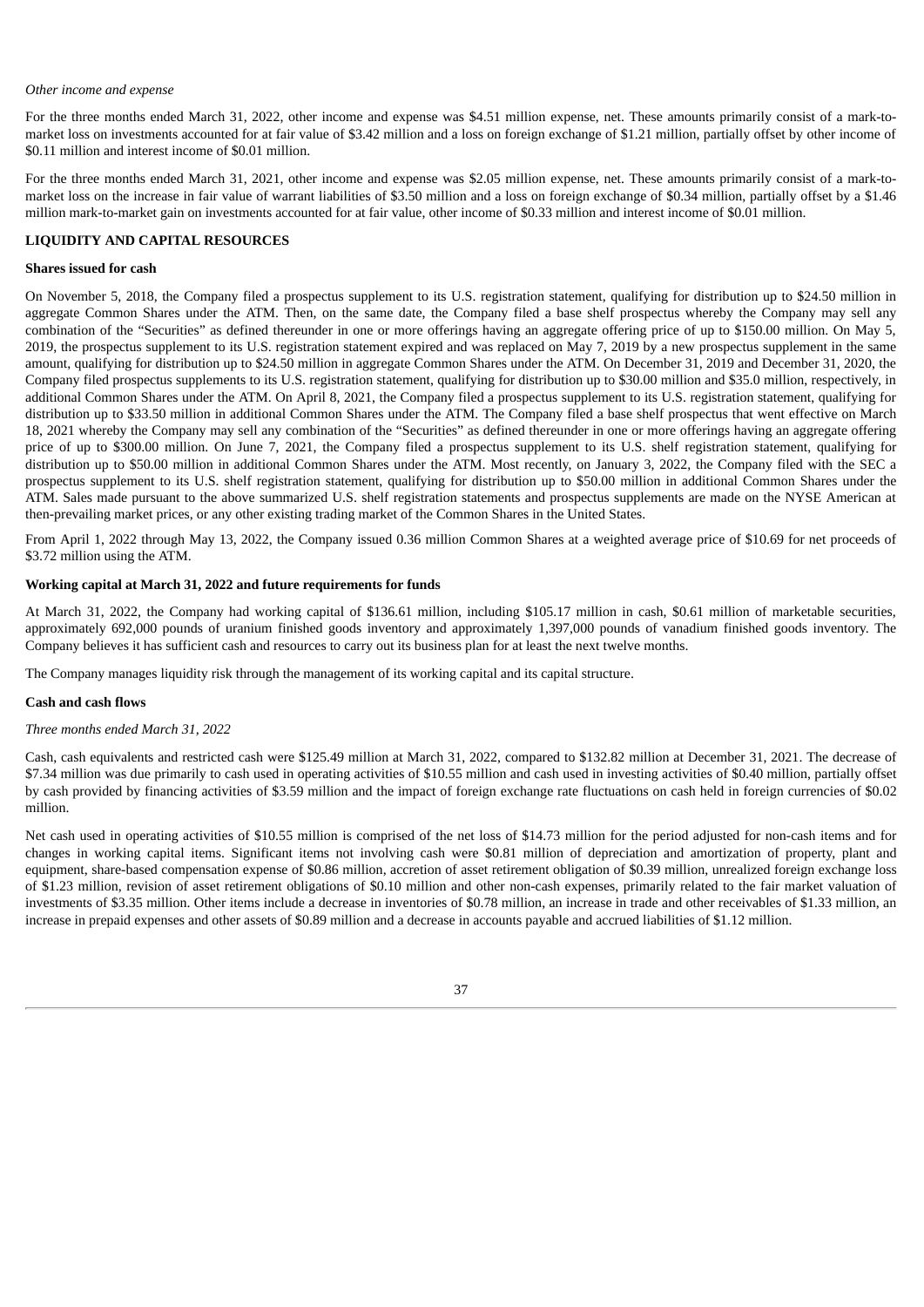*Other income and expense*

For the three months ended March 31, 2022, other income and expense was $4.51 million expense, net. These amounts primarily consist of a mark-to-market loss on investments accounted for at fair value of $3.42 million and a loss on foreign exchange of $1.21 million, partially offset by other income of $0.11 million and interest income of $0.01 million.

For the three months ended March 31, 2021, other income and expense was $2.05 million expense, net. These amounts primarily consist of a mark-to-market loss on the increase in fair value of warrant liabilities of $3.50 million and a loss on foreign exchange of $0.34 million, partially offset by a $1.46 million mark-to-market gain on investments accounted for at fair value, other income of $0.33 million and interest income of $0.01 million.

## LIQUIDITY AND CAPITAL RESOURCES

### Shares issued for cash

On November 5, 2018, the Company filed a prospectus supplement to its U.S. registration statement, qualifying for distribution up to $24.50 million in aggregate Common Shares under the ATM. Then, on the same date, the Company filed a base shelf prospectus whereby the Company may sell any combination of the "Securities" as defined thereunder in one or more offerings having an aggregate offering price of up to $150.00 million. On May 5, 2019, the prospectus supplement to its U.S. registration statement expired and was replaced on May 7, 2019 by a new prospectus supplement in the same amount, qualifying for distribution up to $24.50 million in aggregate Common Shares under the ATM. On December 31, 2019 and December 31, 2020, the Company filed prospectus supplements to its U.S. registration statement, qualifying for distribution up to $30.00 million and $35.0 million, respectively, in additional Common Shares under the ATM. On April 8, 2021, the Company filed a prospectus supplement to its U.S. registration statement, qualifying for distribution up to $33.50 million in additional Common Shares under the ATM. The Company filed a base shelf prospectus that went effective on March 18, 2021 whereby the Company may sell any combination of the "Securities" as defined thereunder in one or more offerings having an aggregate offering price of up to $300.00 million. On June 7, 2021, the Company filed a prospectus supplement to its U.S. shelf registration statement, qualifying for distribution up to $50.00 million in additional Common Shares under the ATM. Most recently, on January 3, 2022, the Company filed with the SEC a prospectus supplement to its U.S. shelf registration statement, qualifying for distribution up to $50.00 million in additional Common Shares under the ATM. Sales made pursuant to the above summarized U.S. shelf registration statements and prospectus supplements are made on the NYSE American at then-prevailing market prices, or any other existing trading market of the Common Shares in the United States.

From April 1, 2022 through May 13, 2022, the Company issued 0.36 million Common Shares at a weighted average price of $10.69 for net proceeds of $3.72 million using the ATM.

### Working capital at March 31, 2022 and future requirements for funds

At March 31, 2022, the Company had working capital of $136.61 million, including $105.17 million in cash, $0.61 million of marketable securities, approximately 692,000 pounds of uranium finished goods inventory and approximately 1,397,000 pounds of vanadium finished goods inventory. The Company believes it has sufficient cash and resources to carry out its business plan for at least the next twelve months.

The Company manages liquidity risk through the management of its working capital and its capital structure.

### Cash and cash flows

*Three months ended March 31, 2022*

Cash, cash equivalents and restricted cash were $125.49 million at March 31, 2022, compared to $132.82 million at December 31, 2021. The decrease of $7.34 million was due primarily to cash used in operating activities of $10.55 million and cash used in investing activities of $0.40 million, partially offset by cash provided by financing activities of $3.59 million and the impact of foreign exchange rate fluctuations on cash held in foreign currencies of $0.02 million.

Net cash used in operating activities of $10.55 million is comprised of the net loss of $14.73 million for the period adjusted for non-cash items and for changes in working capital items. Significant items not involving cash were $0.81 million of depreciation and amortization of property, plant and equipment, share-based compensation expense of $0.86 million, accretion of asset retirement obligation of $0.39 million, unrealized foreign exchange loss of $1.23 million, revision of asset retirement obligations of $0.10 million and other non-cash expenses, primarily related to the fair market valuation of investments of $3.35 million. Other items include a decrease in inventories of $0.78 million, an increase in trade and other receivables of $1.33 million, an increase in prepaid expenses and other assets of $0.89 million and a decrease in accounts payable and accrued liabilities of $1.12 million.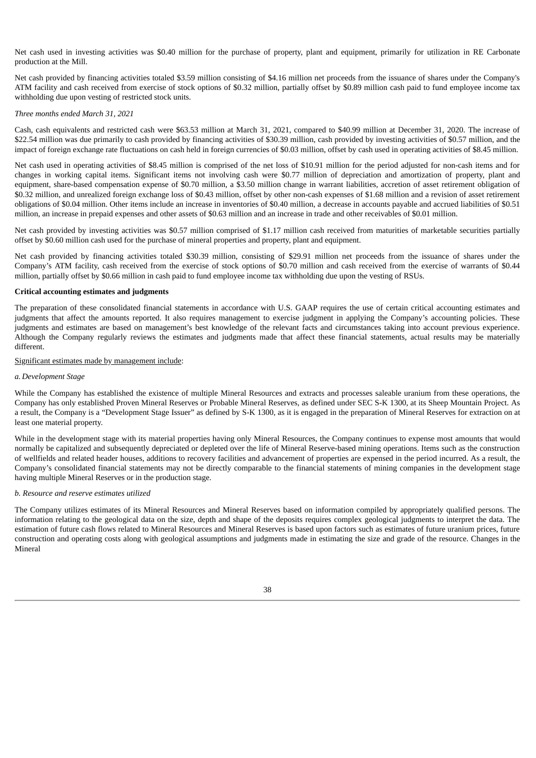Net cash used in investing activities was $0.40 million for the purchase of property, plant and equipment, primarily for utilization in RE Carbonate production at the Mill.

Net cash provided by financing activities totaled $3.59 million consisting of $4.16 million net proceeds from the issuance of shares under the Company's ATM facility and cash received from exercise of stock options of $0.32 million, partially offset by $0.89 million cash paid to fund employee income tax withholding due upon vesting of restricted stock units.

*Three months ended March 31, 2021*

Cash, cash equivalents and restricted cash were $63.53 million at March 31, 2021, compared to $40.99 million at December 31, 2020. The increase of $22.54 million was due primarily to cash provided by financing activities of $30.39 million, cash provided by investing activities of $0.57 million, and the impact of foreign exchange rate fluctuations on cash held in foreign currencies of $0.03 million, offset by cash used in operating activities of $8.45 million.

Net cash used in operating activities of $8.45 million is comprised of the net loss of $10.91 million for the period adjusted for non-cash items and for changes in working capital items. Significant items not involving cash were $0.77 million of depreciation and amortization of property, plant and equipment, share-based compensation expense of $0.70 million, a $3.50 million change in warrant liabilities, accretion of asset retirement obligation of $0.32 million, and unrealized foreign exchange loss of $0.43 million, offset by other non-cash expenses of $1.68 million and a revision of asset retirement obligations of $0.04 million. Other items include an increase in inventories of $0.40 million, a decrease in accounts payable and accrued liabilities of $0.51 million, an increase in prepaid expenses and other assets of $0.63 million and an increase in trade and other receivables of $0.01 million.

Net cash provided by investing activities was $0.57 million comprised of $1.17 million cash received from maturities of marketable securities partially offset by $0.60 million cash used for the purchase of mineral properties and property, plant and equipment.

Net cash provided by financing activities totaled $30.39 million, consisting of $29.91 million net proceeds from the issuance of shares under the Company's ATM facility, cash received from the exercise of stock options of $0.70 million and cash received from the exercise of warrants of $0.44 million, partially offset by $0.66 million in cash paid to fund employee income tax withholding due upon the vesting of RSUs.

**Critical accounting estimates and judgments**

The preparation of these consolidated financial statements in accordance with U.S. GAAP requires the use of certain critical accounting estimates and judgments that affect the amounts reported. It also requires management to exercise judgment in applying the Company's accounting policies. These judgments and estimates are based on management's best knowledge of the relevant facts and circumstances taking into account previous experience. Although the Company regularly reviews the estimates and judgments made that affect these financial statements, actual results may be materially different.

Significant estimates made by management include:

*a. Development Stage*

While the Company has established the existence of multiple Mineral Resources and extracts and processes saleable uranium from these operations, the Company has only established Proven Mineral Reserves or Probable Mineral Reserves, as defined under SEC S-K 1300, at its Sheep Mountain Project. As a result, the Company is a "Development Stage Issuer" as defined by S-K 1300, as it is engaged in the preparation of Mineral Reserves for extraction on at least one material property.

While in the development stage with its material properties having only Mineral Resources, the Company continues to expense most amounts that would normally be capitalized and subsequently depreciated or depleted over the life of Mineral Reserve-based mining operations. Items such as the construction of wellfields and related header houses, additions to recovery facilities and advancement of properties are expensed in the period incurred. As a result, the Company's consolidated financial statements may not be directly comparable to the financial statements of mining companies in the development stage having multiple Mineral Reserves or in the production stage.

*b. Resource and reserve estimates utilized*

The Company utilizes estimates of its Mineral Resources and Mineral Reserves based on information compiled by appropriately qualified persons. The information relating to the geological data on the size, depth and shape of the deposits requires complex geological judgments to interpret the data. The estimation of future cash flows related to Mineral Resources and Mineral Reserves is based upon factors such as estimates of future uranium prices, future construction and operating costs along with geological assumptions and judgments made in estimating the size and grade of the resource. Changes in the Mineral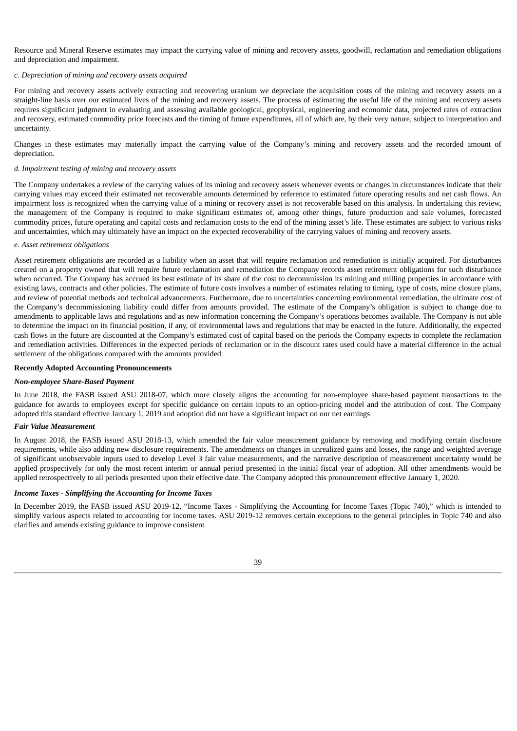Resource and Mineral Reserve estimates may impact the carrying value of mining and recovery assets, goodwill, reclamation and remediation obligations and depreciation and impairment.

*c. Depreciation of mining and recovery assets acquired*

For mining and recovery assets actively extracting and recovering uranium we depreciate the acquisition costs of the mining and recovery assets on a straight-line basis over our estimated lives of the mining and recovery assets. The process of estimating the useful life of the mining and recovery assets requires significant judgment in evaluating and assessing available geological, geophysical, engineering and economic data, projected rates of extraction and recovery, estimated commodity price forecasts and the timing of future expenditures, all of which are, by their very nature, subject to interpretation and uncertainty.

Changes in these estimates may materially impact the carrying value of the Company's mining and recovery assets and the recorded amount of depreciation.

*d. Impairment testing of mining and recovery assets*

The Company undertakes a review of the carrying values of its mining and recovery assets whenever events or changes in circumstances indicate that their carrying values may exceed their estimated net recoverable amounts determined by reference to estimated future operating results and net cash flows. An impairment loss is recognized when the carrying value of a mining or recovery asset is not recoverable based on this analysis. In undertaking this review, the management of the Company is required to make significant estimates of, among other things, future production and sale volumes, forecasted commodity prices, future operating and capital costs and reclamation costs to the end of the mining asset's life. These estimates are subject to various risks and uncertainties, which may ultimately have an impact on the expected recoverability of the carrying values of mining and recovery assets.

*e. Asset retirement obligations*

Asset retirement obligations are recorded as a liability when an asset that will require reclamation and remediation is initially acquired. For disturbances created on a property owned that will require future reclamation and remediation the Company records asset retirement obligations for such disturbance when occurred. The Company has accrued its best estimate of its share of the cost to decommission its mining and milling properties in accordance with existing laws, contracts and other policies. The estimate of future costs involves a number of estimates relating to timing, type of costs, mine closure plans, and review of potential methods and technical advancements. Furthermore, due to uncertainties concerning environmental remediation, the ultimate cost of the Company's decommissioning liability could differ from amounts provided. The estimate of the Company's obligation is subject to change due to amendments to applicable laws and regulations and as new information concerning the Company's operations becomes available. The Company is not able to determine the impact on its financial position, if any, of environmental laws and regulations that may be enacted in the future. Additionally, the expected cash flows in the future are discounted at the Company's estimated cost of capital based on the periods the Company expects to complete the reclamation and remediation activities. Differences in the expected periods of reclamation or in the discount rates used could have a material difference in the actual settlement of the obligations compared with the amounts provided.

**Recently Adopted Accounting Pronouncements**

***Non-employee Share-Based Payment***

In June 2018, the FASB issued ASU 2018-07, which more closely aligns the accounting for non-employee share-based payment transactions to the guidance for awards to employees except for specific guidance on certain inputs to an option-pricing model and the attribution of cost. The Company adopted this standard effective January 1, 2019 and adoption did not have a significant impact on our net earnings

***Fair Value Measurement***

In August 2018, the FASB issued ASU 2018-13, which amended the fair value measurement guidance by removing and modifying certain disclosure requirements, while also adding new disclosure requirements. The amendments on changes in unrealized gains and losses, the range and weighted average of significant unobservable inputs used to develop Level 3 fair value measurements, and the narrative description of measurement uncertainty would be applied prospectively for only the most recent interim or annual period presented in the initial fiscal year of adoption. All other amendments would be applied retrospectively to all periods presented upon their effective date. The Company adopted this pronouncement effective January 1, 2020.

***Income Taxes - Simplifying the Accounting for Income Taxes***

In December 2019, the FASB issued ASU 2019-12, "Income Taxes - Simplifying the Accounting for Income Taxes (Topic 740)," which is intended to simplify various aspects related to accounting for income taxes. ASU 2019-12 removes certain exceptions to the general principles in Topic 740 and also clarifies and amends existing guidance to improve consistent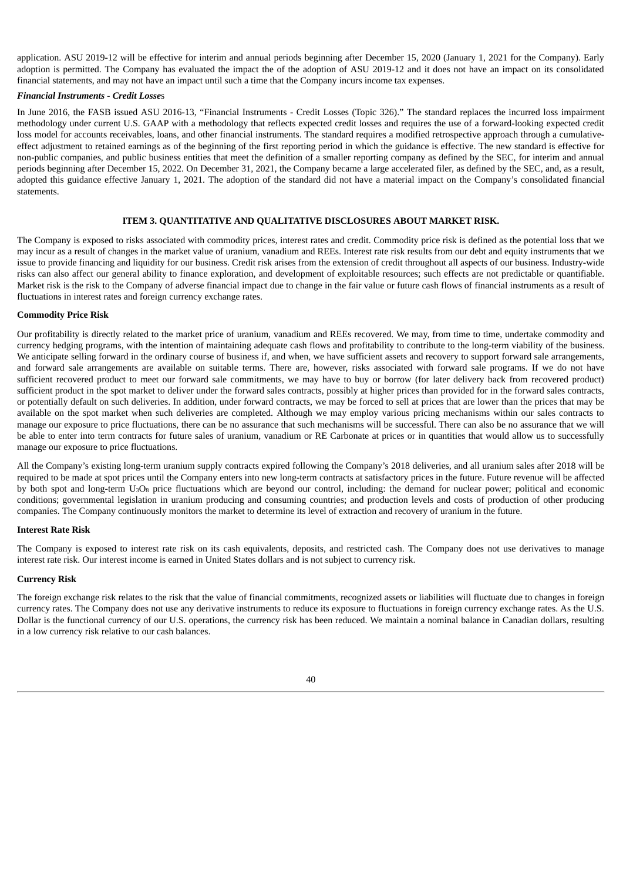application. ASU 2019-12 will be effective for interim and annual periods beginning after December 15, 2020 (January 1, 2021 for the Company). Early adoption is permitted. The Company has evaluated the impact the of the adoption of ASU 2019-12 and it does not have an impact on its consolidated financial statements, and may not have an impact until such a time that the Company incurs income tax expenses.

***Financial Instruments - Credit Losses***

In June 2016, the FASB issued ASU 2016-13, "Financial Instruments - Credit Losses (Topic 326)." The standard replaces the incurred loss impairment methodology under current U.S. GAAP with a methodology that reflects expected credit losses and requires the use of a forward-looking expected credit loss model for accounts receivables, loans, and other financial instruments. The standard requires a modified retrospective approach through a cumulative-effect adjustment to retained earnings as of the beginning of the first reporting period in which the guidance is effective. The new standard is effective for non-public companies, and public business entities that meet the definition of a smaller reporting company as defined by the SEC, for interim and annual periods beginning after December 15, 2022. On December 31, 2021, the Company became a large accelerated filer, as defined by the SEC, and, as a result, adopted this guidance effective January 1, 2021. The adoption of the standard did not have a material impact on the Company's consolidated financial statements.

## ITEM 3. QUANTITATIVE AND QUALITATIVE DISCLOSURES ABOUT MARKET RISK.

The Company is exposed to risks associated with commodity prices, interest rates and credit. Commodity price risk is defined as the potential loss that we may incur as a result of changes in the market value of uranium, vanadium and REEs. Interest rate risk results from our debt and equity instruments that we issue to provide financing and liquidity for our business. Credit risk arises from the extension of credit throughout all aspects of our business. Industry-wide risks can also affect our general ability to finance exploration, and development of exploitable resources; such effects are not predictable or quantifiable. Market risk is the risk to the Company of adverse financial impact due to change in the fair value or future cash flows of financial instruments as a result of fluctuations in interest rates and foreign currency exchange rates.

**Commodity Price Risk**

Our profitability is directly related to the market price of uranium, vanadium and REEs recovered. We may, from time to time, undertake commodity and currency hedging programs, with the intention of maintaining adequate cash flows and profitability to contribute to the long-term viability of the business. We anticipate selling forward in the ordinary course of business if, and when, we have sufficient assets and recovery to support forward sale arrangements, and forward sale arrangements are available on suitable terms. There are, however, risks associated with forward sale programs. If we do not have sufficient recovered product to meet our forward sale commitments, we may have to buy or borrow (for later delivery back from recovered product) sufficient product in the spot market to deliver under the forward sales contracts, possibly at higher prices than provided for in the forward sales contracts, or potentially default on such deliveries. In addition, under forward contracts, we may be forced to sell at prices that are lower than the prices that may be available on the spot market when such deliveries are completed. Although we may employ various pricing mechanisms within our sales contracts to manage our exposure to price fluctuations, there can be no assurance that such mechanisms will be successful. There can also be no assurance that we will be able to enter into term contracts for future sales of uranium, vanadium or RE Carbonate at prices or in quantities that would allow us to successfully manage our exposure to price fluctuations.

All the Company's existing long-term uranium supply contracts expired following the Company's 2018 deliveries, and all uranium sales after 2018 will be required to be made at spot prices until the Company enters into new long-term contracts at satisfactory prices in the future. Future revenue will be affected by both spot and long-term $U_3O_8$ price fluctuations which are beyond our control, including: the demand for nuclear power; political and economic conditions; governmental legislation in uranium producing and consuming countries; and production levels and costs of production of other producing companies. The Company continuously monitors the market to determine its level of extraction and recovery of uranium in the future.

**Interest Rate Risk**

The Company is exposed to interest rate risk on its cash equivalents, deposits, and restricted cash. The Company does not use derivatives to manage interest rate risk. Our interest income is earned in United States dollars and is not subject to currency risk.

**Currency Risk**

The foreign exchange risk relates to the risk that the value of financial commitments, recognized assets or liabilities will fluctuate due to changes in foreign currency rates. The Company does not use any derivative instruments to reduce its exposure to fluctuations in foreign currency exchange rates. As the U.S. Dollar is the functional currency of our U.S. operations, the currency risk has been reduced. We maintain a nominal balance in Canadian dollars, resulting in a low currency risk relative to our cash balances.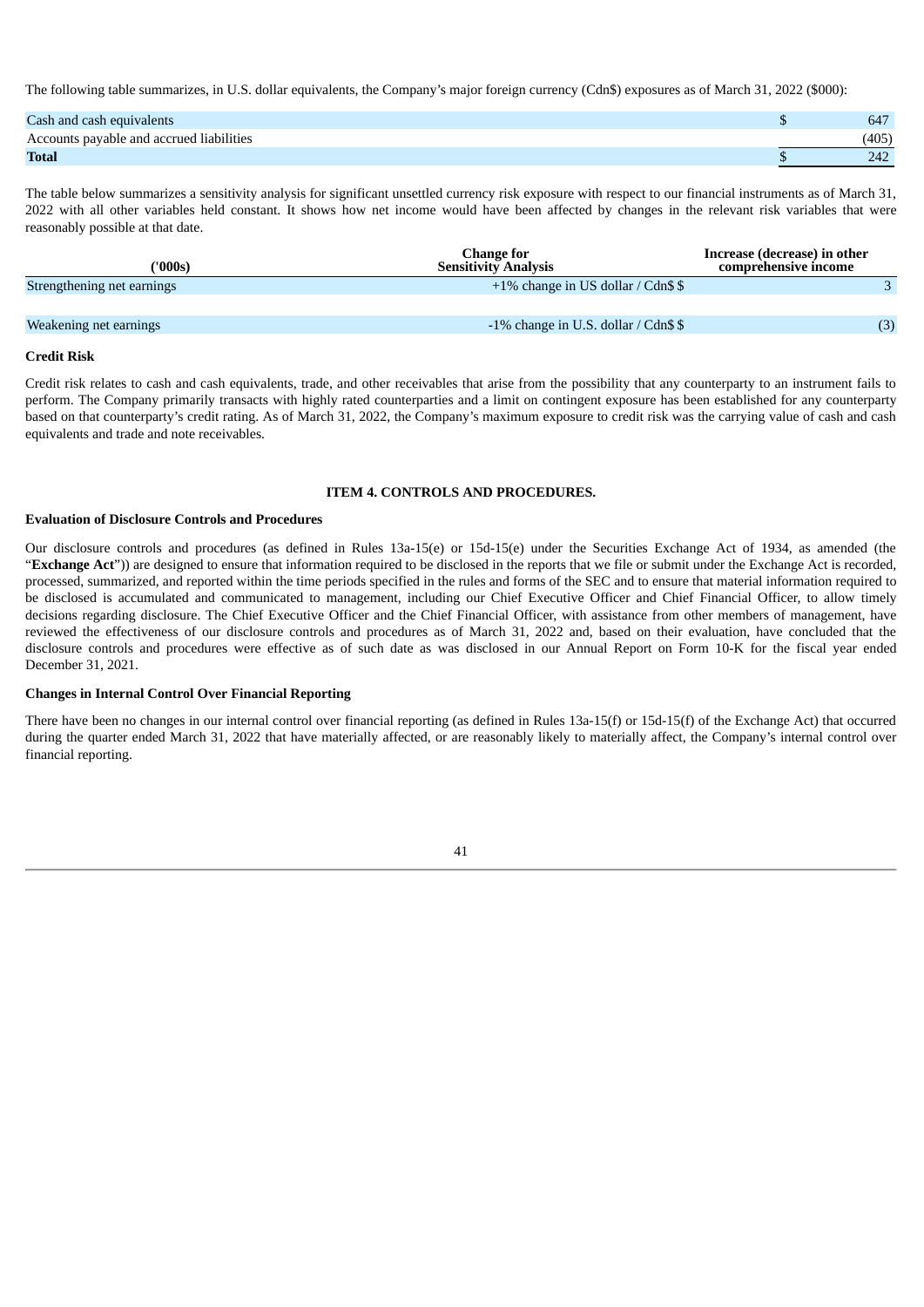The following table summarizes, in U.S. dollar equivalents, the Company's major foreign currency (Cdn$) exposures as of March 31, 2022 ($000):

| | | |
|---|---|---|
| Cash and cash equivalents | $ | 647 |
| Accounts payable and accrued liabilities | | (405) |
| **Total** | $ | 242 |

The table below summarizes a sensitivity analysis for significant unsettled currency risk exposure with respect to our financial instruments as of March 31, 2022 with all other variables held constant. It shows how net income would have been affected by changes in the relevant risk variables that were reasonably possible at that date.

| ('000s) | Change for Sensitivity Analysis | Increase (decrease) in other comprehensive income |
|---|---|---|
| Strengthening net earnings | +1% change in US dollar / Cdn$ $ | 3 |
| Weakening net earnings | -1% change in U.S. dollar / Cdn$ $ | (3) |

**Credit Risk**

Credit risk relates to cash and cash equivalents, trade, and other receivables that arise from the possibility that any counterparty to an instrument fails to perform. The Company primarily transacts with highly rated counterparties and a limit on contingent exposure has been established for any counterparty based on that counterparty's credit rating. As of March 31, 2022, the Company's maximum exposure to credit risk was the carrying value of cash and cash equivalents and trade and note receivables.

## ITEM 4. CONTROLS AND PROCEDURES.

**Evaluation of Disclosure Controls and Procedures**

Our disclosure controls and procedures (as defined in Rules 13a-15(e) or 15d-15(e) under the Securities Exchange Act of 1934, as amended (the "**Exchange Act**")) are designed to ensure that information required to be disclosed in the reports that we file or submit under the Exchange Act is recorded, processed, summarized, and reported within the time periods specified in the rules and forms of the SEC and to ensure that material information required to be disclosed is accumulated and communicated to management, including our Chief Executive Officer and Chief Financial Officer, to allow timely decisions regarding disclosure. The Chief Executive Officer and the Chief Financial Officer, with assistance from other members of management, have reviewed the effectiveness of our disclosure controls and procedures as of March 31, 2022 and, based on their evaluation, have concluded that the disclosure controls and procedures were effective as of such date as was disclosed in our Annual Report on Form 10-K for the fiscal year ended December 31, 2021.

**Changes in Internal Control Over Financial Reporting**

There have been no changes in our internal control over financial reporting (as defined in Rules 13a-15(f) or 15d-15(f) of the Exchange Act) that occurred during the quarter ended March 31, 2022 that have materially affected, or are reasonably likely to materially affect, the Company's internal control over financial reporting.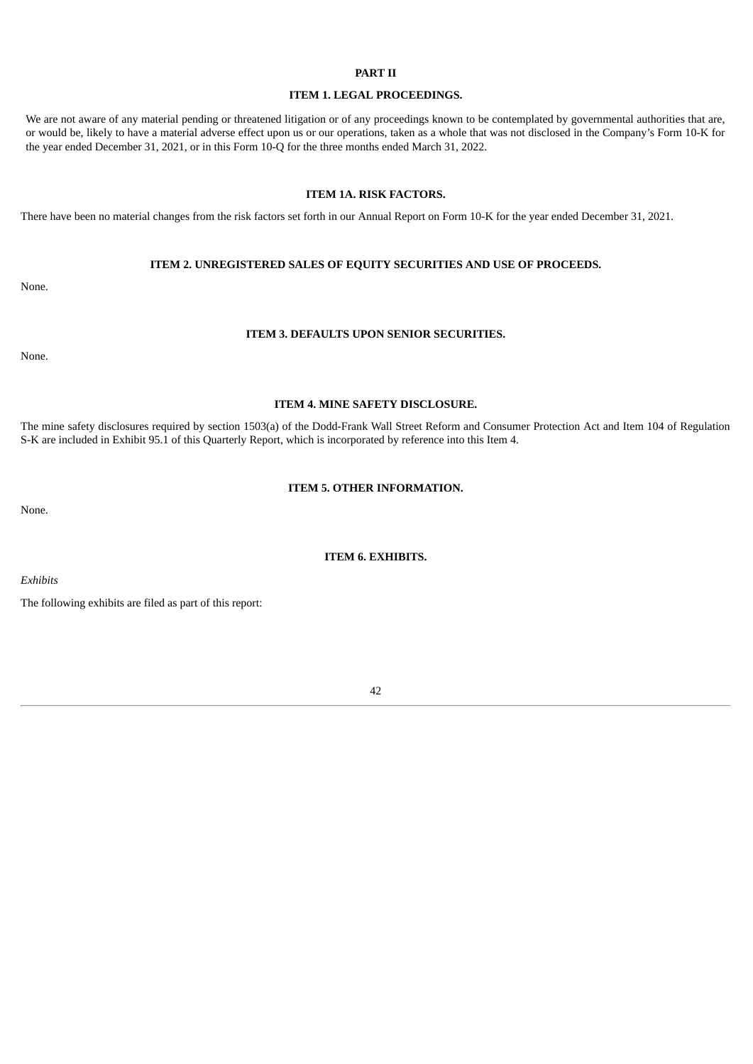# PART II

## ITEM 1. LEGAL PROCEEDINGS.

We are not aware of any material pending or threatened litigation or of any proceedings known to be contemplated by governmental authorities that are, or would be, likely to have a material adverse effect upon us or our operations, taken as a whole that was not disclosed in the Company's Form 10-K for the year ended December 31, 2021, or in this Form 10-Q for the three months ended March 31, 2022.

## ITEM 1A. RISK FACTORS.

There have been no material changes from the risk factors set forth in our Annual Report on Form 10-K for the year ended December 31, 2021.

## ITEM 2. UNREGISTERED SALES OF EQUITY SECURITIES AND USE OF PROCEEDS.

None.

## ITEM 3. DEFAULTS UPON SENIOR SECURITIES.

None.

## ITEM 4. MINE SAFETY DISCLOSURE.

The mine safety disclosures required by section 1503(a) of the Dodd-Frank Wall Street Reform and Consumer Protection Act and Item 104 of Regulation S-K are included in Exhibit 95.1 of this Quarterly Report, which is incorporated by reference into this Item 4.

## ITEM 5. OTHER INFORMATION.

None.

## ITEM 6. EXHIBITS.

*Exhibits*

The following exhibits are filed as part of this report: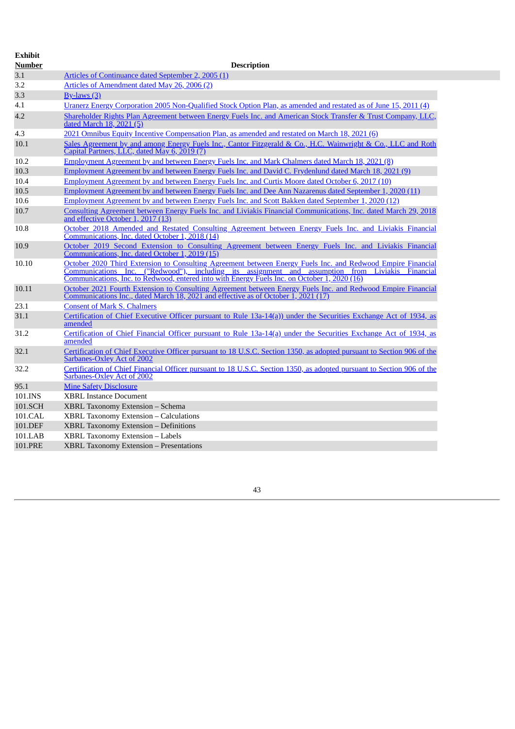| Exhibit Number | Description |
|---|---|
| 3.1 | Articles of Continuance dated September 2, 2005 (1) |
| 3.2 | Articles of Amendment dated May 26, 2006 (2) |
| 3.3 | By-laws (3) |
| 4.1 | Uranerz Energy Corporation 2005 Non-Qualified Stock Option Plan, as amended and restated as of June 15, 2011 (4) |
| 4.2 | Shareholder Rights Plan Agreement between Energy Fuels Inc. and American Stock Transfer & Trust Company, LLC, dated March 18, 2021 (5) |
| 4.3 | 2021 Omnibus Equity Incentive Compensation Plan, as amended and restated on March 18, 2021 (6) |
| 10.1 | Sales Agreement by and among Energy Fuels Inc., Cantor Fitzgerald & Co., H.C. Wainwright & Co., LLC and Roth Capital Partners, LLC, dated May 6, 2019 (7) |
| 10.2 | Employment Agreement by and between Energy Fuels Inc. and Mark Chalmers dated March 18, 2021 (8) |
| 10.3 | Employment Agreement by and between Energy Fuels Inc. and David C. Frydenlund dated March 18, 2021 (9) |
| 10.4 | Employment Agreement by and between Energy Fuels Inc. and Curtis Moore dated October 6, 2017 (10) |
| 10.5 | Employment Agreement by and between Energy Fuels Inc. and Dee Ann Nazarenus dated September 1, 2020 (11) |
| 10.6 | Employment Agreement by and between Energy Fuels Inc. and Scott Bakken dated September 1, 2020 (12) |
| 10.7 | Consulting Agreement between Energy Fuels Inc. and Liviakis Financial Communications, Inc. dated March 29, 2018 and effective October 1, 2017 (13) |
| 10.8 | October 2018 Amended and Restated Consulting Agreement between Energy Fuels Inc. and Liviakis Financial Communications, Inc. dated October 1, 2018 (14) |
| 10.9 | October 2019 Second Extension to Consulting Agreement between Energy Fuels Inc. and Liviakis Financial Communications, Inc. dated October 1, 2019 (15) |
| 10.10 | October 2020 Third Extension to Consulting Agreement between Energy Fuels Inc. and Redwood Empire Financial Communications Inc. ("Redwood"), including its assignment and assumption from Liviakis Financial Communications, Inc. to Redwood, entered into with Energy Fuels Inc. on October 1, 2020 (16) |
| 10.11 | October 2021 Fourth Extension to Consulting Agreement between Energy Fuels Inc. and Redwood Empire Financial Communications Inc., dated March 18, 2021 and effective as of October 1, 2021 (17) |
| 23.1 | Consent of Mark S. Chalmers |
| 31.1 | Certification of Chief Executive Officer pursuant to Rule 13a-14(a)) under the Securities Exchange Act of 1934, as amended |
| 31.2 | Certification of Chief Financial Officer pursuant to Rule 13a-14(a) under the Securities Exchange Act of 1934, as amended |
| 32.1 | Certification of Chief Executive Officer pursuant to 18 U.S.C. Section 1350, as adopted pursuant to Section 906 of the Sarbanes-Oxley Act of 2002 |
| 32.2 | Certification of Chief Financial Officer pursuant to 18 U.S.C. Section 1350, as adopted pursuant to Section 906 of the Sarbanes-Oxley Act of 2002 |
| 95.1 | Mine Safety Disclosure |
| 101.INS | XBRL Instance Document |
| 101.SCH | XBRL Taxonomy Extension – Schema |
| 101.CAL | XBRL Taxonomy Extension – Calculations |
| 101.DEF | XBRL Taxonomy Extension – Definitions |
| 101.LAB | XBRL Taxonomy Extension – Labels |
| 101.PRE | XBRL Taxonomy Extension – Presentations |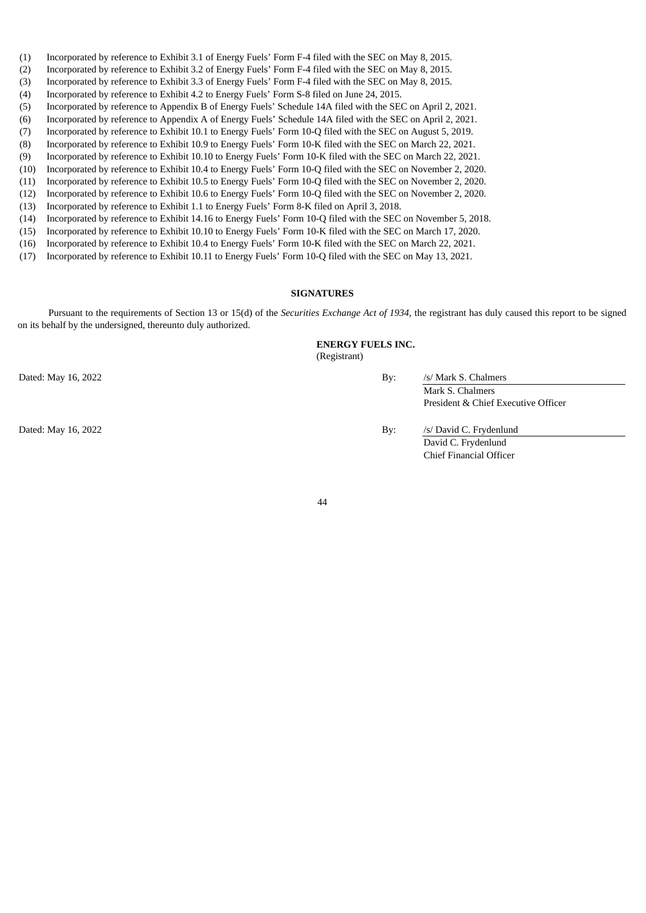(1) Incorporated by reference to Exhibit 3.1 of Energy Fuels' Form F-4 filed with the SEC on May 8, 2015.
(2) Incorporated by reference to Exhibit 3.2 of Energy Fuels' Form F-4 filed with the SEC on May 8, 2015.
(3) Incorporated by reference to Exhibit 3.3 of Energy Fuels' Form F-4 filed with the SEC on May 8, 2015.
(4) Incorporated by reference to Exhibit 4.2 to Energy Fuels' Form S-8 filed on June 24, 2015.
(5) Incorporated by reference to Appendix B of Energy Fuels' Schedule 14A filed with the SEC on April 2, 2021.
(6) Incorporated by reference to Appendix A of Energy Fuels' Schedule 14A filed with the SEC on April 2, 2021.
(7) Incorporated by reference to Exhibit 10.1 to Energy Fuels' Form 10-Q filed with the SEC on August 5, 2019.
(8) Incorporated by reference to Exhibit 10.9 to Energy Fuels' Form 10-K filed with the SEC on March 22, 2021.
(9) Incorporated by reference to Exhibit 10.10 to Energy Fuels' Form 10-K filed with the SEC on March 22, 2021.
(10) Incorporated by reference to Exhibit 10.4 to Energy Fuels' Form 10-Q filed with the SEC on November 2, 2020.
(11) Incorporated by reference to Exhibit 10.5 to Energy Fuels' Form 10-Q filed with the SEC on November 2, 2020.
(12) Incorporated by reference to Exhibit 10.6 to Energy Fuels' Form 10-Q filed with the SEC on November 2, 2020.
(13) Incorporated by reference to Exhibit 1.1 to Energy Fuels' Form 8-K filed on April 3, 2018.
(14) Incorporated by reference to Exhibit 14.16 to Energy Fuels' Form 10-Q filed with the SEC on November 5, 2018.
(15) Incorporated by reference to Exhibit 10.10 to Energy Fuels' Form 10-K filed with the SEC on March 17, 2020.
(16) Incorporated by reference to Exhibit 10.4 to Energy Fuels' Form 10-K filed with the SEC on March 22, 2021.
(17) Incorporated by reference to Exhibit 10.11 to Energy Fuels' Form 10-Q filed with the SEC on May 13, 2021.

## SIGNATURES

Pursuant to the requirements of Section 13 or 15(d) of the *Securities Exchange Act of 1934*, the registrant has duly caused this report to be signed on its behalf by the undersigned, thereunto duly authorized.

**ENERGY FUELS INC.**
(Registrant)

Dated: May 16, 2022

By: /s/ Mark S. Chalmers
Mark S. Chalmers
President & Chief Executive Officer

Dated: May 16, 2022

By: /s/ David C. Frydenlund
David C. Frydenlund
Chief Financial Officer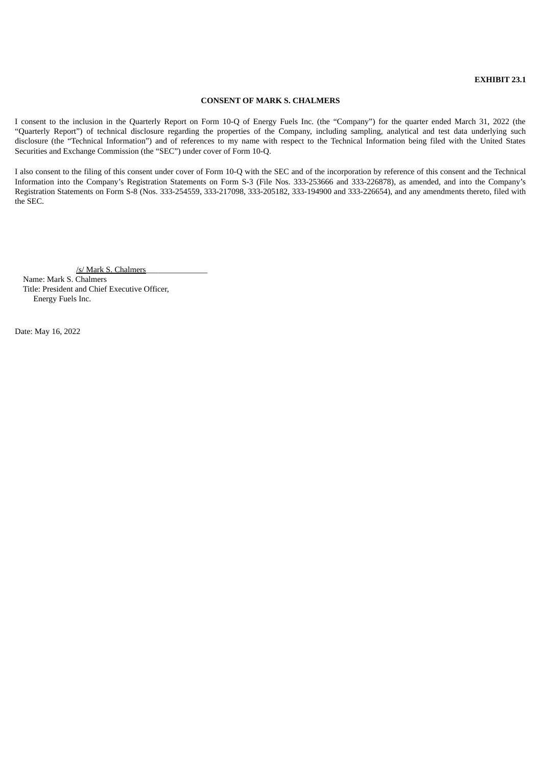**EXHIBIT 23.1**

**CONSENT OF MARK S. CHALMERS**

I consent to the inclusion in the Quarterly Report on Form 10-Q of Energy Fuels Inc. (the "Company") for the quarter ended March 31, 2022 (the "Quarterly Report") of technical disclosure regarding the properties of the Company, including sampling, analytical and test data underlying such disclosure (the "Technical Information") and of references to my name with respect to the Technical Information being filed with the United States Securities and Exchange Commission (the "SEC") under cover of Form 10-Q.

I also consent to the filing of this consent under cover of Form 10-Q with the SEC and of the incorporation by reference of this consent and the Technical Information into the Company's Registration Statements on Form S-3 (File Nos. 333-253666 and 333-226878), as amended, and into the Company's Registration Statements on Form S-8 (Nos. 333-254559, 333-217098, 333-205182, 333-194900 and 333-226654), and any amendments thereto, filed with the SEC.

/s/ Mark S. Chalmers

Name: Mark S. Chalmers

Title: President and Chief Executive Officer, Energy Fuels Inc.

Date: May 16, 2022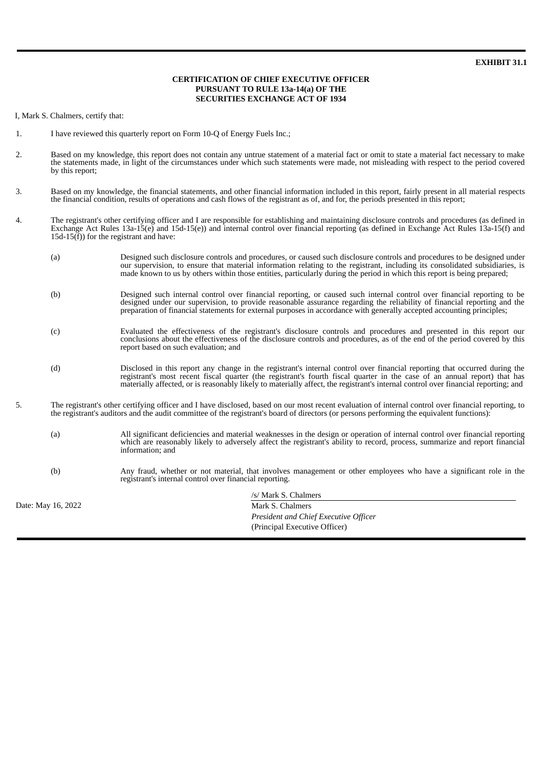**EXHIBIT 31.1**

**CERTIFICATION OF CHIEF EXECUTIVE OFFICER**
**PURSUANT TO RULE 13a-14(a) OF THE**
**SECURITIES EXCHANGE ACT OF 1934**

I, Mark S. Chalmers, certify that:

1. I have reviewed this quarterly report on Form 10-Q of Energy Fuels Inc.;

2. Based on my knowledge, this report does not contain any untrue statement of a material fact or omit to state a material fact necessary to make the statements made, in light of the circumstances under which such statements were made, not misleading with respect to the period covered by this report;

3. Based on my knowledge, the financial statements, and other financial information included in this report, fairly present in all material respects the financial condition, results of operations and cash flows of the registrant as of, and for, the periods presented in this report;

4. The registrant's other certifying officer and I are responsible for establishing and maintaining disclosure controls and procedures (as defined in Exchange Act Rules 13a-15(e) and 15d-15(e)) and internal control over financial reporting (as defined in Exchange Act Rules 13a-15(f) and 15d-15(f)) for the registrant and have:

   (a) Designed such disclosure controls and procedures, or caused such disclosure controls and procedures to be designed under our supervision, to ensure that material information relating to the registrant, including its consolidated subsidiaries, is made known to us by others within those entities, particularly during the period in which this report is being prepared;

   (b) Designed such internal control over financial reporting, or caused such internal control over financial reporting to be designed under our supervision, to provide reasonable assurance regarding the reliability of financial reporting and the preparation of financial statements for external purposes in accordance with generally accepted accounting principles;

   (c) Evaluated the effectiveness of the registrant's disclosure controls and procedures and presented in this report our conclusions about the effectiveness of the disclosure controls and procedures, as of the end of the period covered by this report based on such evaluation; and

   (d) Disclosed in this report any change in the registrant's internal control over financial reporting that occurred during the registrant's most recent fiscal quarter (the registrant's fourth fiscal quarter in the case of an annual report) that has materially affected, or is reasonably likely to materially affect, the registrant's internal control over financial reporting; and

5. The registrant's other certifying officer and I have disclosed, based on our most recent evaluation of internal control over financial reporting, to the registrant's auditors and the audit committee of the registrant's board of directors (or persons performing the equivalent functions):

   (a) All significant deficiencies and material weaknesses in the design or operation of internal control over financial reporting which are reasonably likely to adversely affect the registrant's ability to record, process, summarize and report financial information; and

   (b) Any fraud, whether or not material, that involves management or other employees who have a significant role in the registrant's internal control over financial reporting.

Date: May 16, 2022

/s/ Mark S. Chalmers
Mark S. Chalmers
*President and Chief Executive Officer*
(Principal Executive Officer)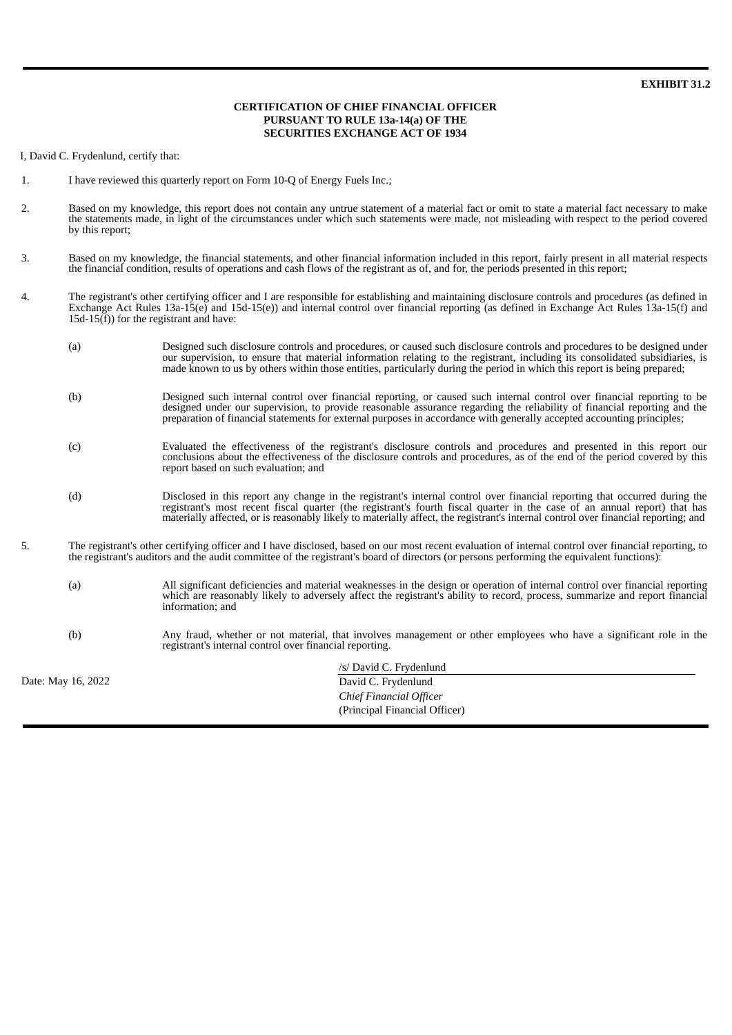**EXHIBIT 31.2**

**CERTIFICATION OF CHIEF FINANCIAL OFFICER**
**PURSUANT TO RULE 13a-14(a) OF THE**
**SECURITIES EXCHANGE ACT OF 1934**

I, David C. Frydenlund, certify that:

1. I have reviewed this quarterly report on Form 10-Q of Energy Fuels Inc.;

2. Based on my knowledge, this report does not contain any untrue statement of a material fact or omit to state a material fact necessary to make the statements made, in light of the circumstances under which such statements were made, not misleading with respect to the period covered by this report;

3. Based on my knowledge, the financial statements, and other financial information included in this report, fairly present in all material respects the financial condition, results of operations and cash flows of the registrant as of, and for, the periods presented in this report;

4. The registrant's other certifying officer and I are responsible for establishing and maintaining disclosure controls and procedures (as defined in Exchange Act Rules 13a-15(e) and 15d-15(e)) and internal control over financial reporting (as defined in Exchange Act Rules 13a-15(f) and 15d-15(f)) for the registrant and have:

   (a) Designed such disclosure controls and procedures, or caused such disclosure controls and procedures to be designed under our supervision, to ensure that material information relating to the registrant, including its consolidated subsidiaries, is made known to us by others within those entities, particularly during the period in which this report is being prepared;

   (b) Designed such internal control over financial reporting, or caused such internal control over financial reporting to be designed under our supervision, to provide reasonable assurance regarding the reliability of financial reporting and the preparation of financial statements for external purposes in accordance with generally accepted accounting principles;

   (c) Evaluated the effectiveness of the registrant's disclosure controls and procedures and presented in this report our conclusions about the effectiveness of the disclosure controls and procedures, as of the end of the period covered by this report based on such evaluation; and

   (d) Disclosed in this report any change in the registrant's internal control over financial reporting that occurred during the registrant's most recent fiscal quarter (the registrant's fourth fiscal quarter in the case of an annual report) that has materially affected, or is reasonably likely to materially affect, the registrant's internal control over financial reporting; and

5. The registrant's other certifying officer and I have disclosed, based on our most recent evaluation of internal control over financial reporting, to the registrant's auditors and the audit committee of the registrant's board of directors (or persons performing the equivalent functions):

   (a) All significant deficiencies and material weaknesses in the design or operation of internal control over financial reporting which are reasonably likely to adversely affect the registrant's ability to record, process, summarize and report financial information; and

   (b) Any fraud, whether or not material, that involves management or other employees who have a significant role in the registrant's internal control over financial reporting.

Date: May 16, 2022

/s/ David C. Frydenlund
David C. Frydenlund
*Chief Financial Officer*
(Principal Financial Officer)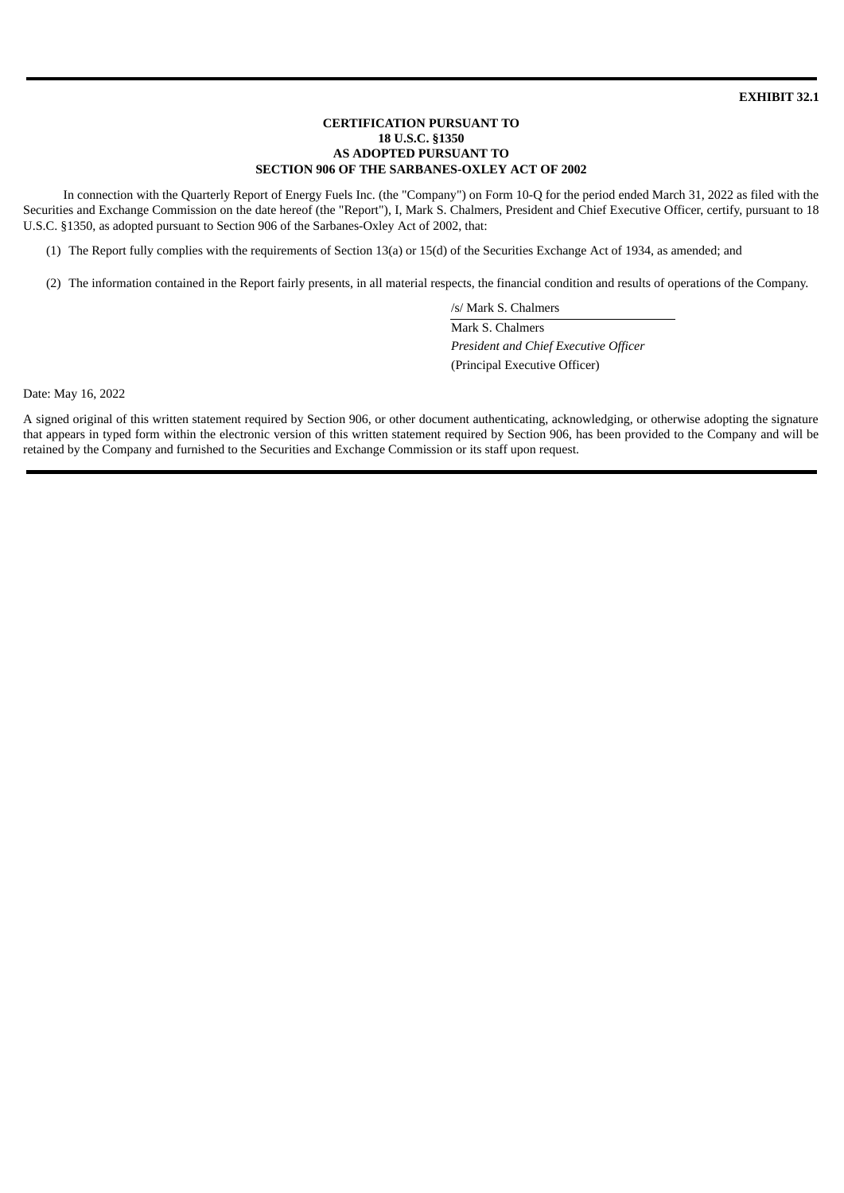**EXHIBIT 32.1**

**CERTIFICATION PURSUANT TO**
**18 U.S.C. §1350**
**AS ADOPTED PURSUANT TO**
**SECTION 906 OF THE SARBANES-OXLEY ACT OF 2002**

In connection with the Quarterly Report of Energy Fuels Inc. (the "Company") on Form 10-Q for the period ended March 31, 2022 as filed with the Securities and Exchange Commission on the date hereof (the "Report"), I, Mark S. Chalmers, President and Chief Executive Officer, certify, pursuant to 18 U.S.C. §1350, as adopted pursuant to Section 906 of the Sarbanes-Oxley Act of 2002, that:

(1) The Report fully complies with the requirements of Section 13(a) or 15(d) of the Securities Exchange Act of 1934, as amended; and

(2) The information contained in the Report fairly presents, in all material respects, the financial condition and results of operations of the Company.

/s/ Mark S. Chalmers

Mark S. Chalmers
*President and Chief Executive Officer*
(Principal Executive Officer)

Date: May 16, 2022

A signed original of this written statement required by Section 906, or other document authenticating, acknowledging, or otherwise adopting the signature that appears in typed form within the electronic version of this written statement required by Section 906, has been provided to the Company and will be retained by the Company and furnished to the Securities and Exchange Commission or its staff upon request.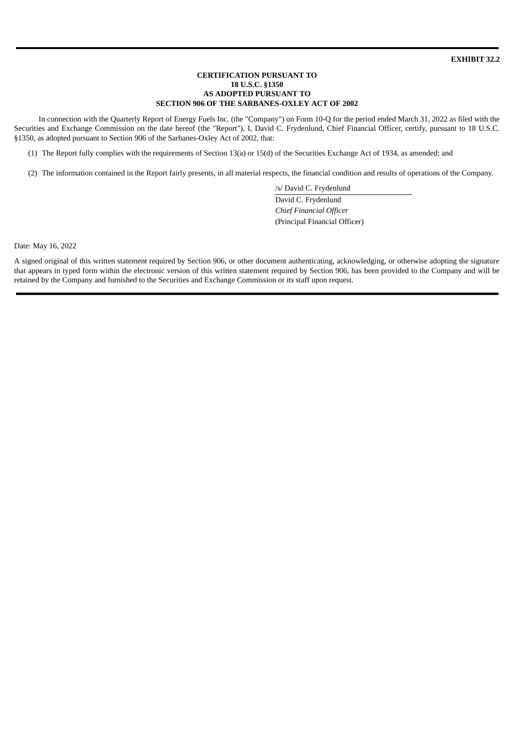**EXHIBIT 32.2**

**CERTIFICATION PURSUANT TO**
**18 U.S.C. §1350**
**AS ADOPTED PURSUANT TO**
**SECTION 906 OF THE SARBANES-OXLEY ACT OF 2002**

In connection with the Quarterly Report of Energy Fuels Inc. (the "Company") on Form 10-Q for the period ended March 31, 2022 as filed with the Securities and Exchange Commission on the date hereof (the "Report"), I, David C. Frydenlund, Chief Financial Officer, certify, pursuant to 18 U.S.C. §1350, as adopted pursuant to Section 906 of the Sarbanes-Oxley Act of 2002, that:

(1) The Report fully complies with the requirements of Section 13(a) or 15(d) of the Securities Exchange Act of 1934, as amended; and

(2) The information contained in the Report fairly presents, in all material respects, the financial condition and results of operations of the Company.

/s/ David C. Frydenlund

David C. Frydenlund
*Chief Financial Officer*
(Principal Financial Officer)

Date: May 16, 2022

A signed original of this written statement required by Section 906, or other document authenticating, acknowledging, or otherwise adopting the signature that appears in typed form within the electronic version of this written statement required by Section 906, has been provided to the Company and will be retained by the Company and furnished to the Securities and Exchange Commission or its staff upon request.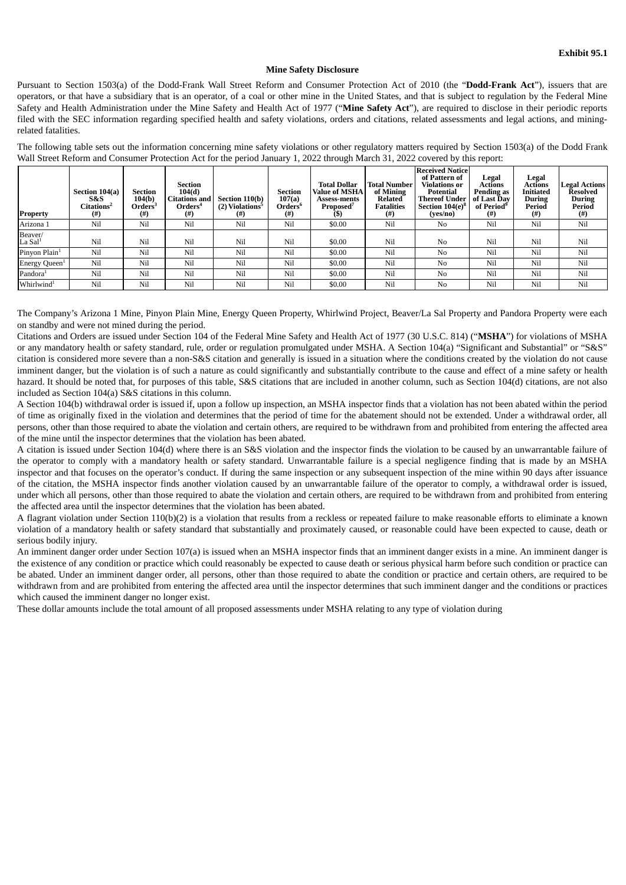**Exhibit 95.1**

## Mine Safety Disclosure

Pursuant to Section 1503(a) of the Dodd-Frank Wall Street Reform and Consumer Protection Act of 2010 (the "**Dodd-Frank Act**"), issuers that are operators, or that have a subsidiary that is an operator, of a coal or other mine in the United States, and that is subject to regulation by the Federal Mine Safety and Health Administration under the Mine Safety and Health Act of 1977 ("**Mine Safety Act**"), are required to disclose in their periodic reports filed with the SEC information regarding specified health and safety violations, orders and citations, related assessments and legal actions, and mining-related fatalities.

The following table sets out the information concerning mine safety violations or other regulatory matters required by Section 1503(a) of the Dodd Frank Wall Street Reform and Consumer Protection Act for the period January 1, 2022 through March 31, 2022 covered by this report:

| Property | Section 104(a) S&S Citations[2] (#) | Section 104(b) Orders[3] (#) | Section 104(d) Citations and Orders[4] (#) | Section 110(b) (2) Violations[5] (#) | Section 107(a) Orders[6] (#) | Total Dollar Value of MSHA Assess-ments Proposed[7] ($) | Total Number of Mining Related Fatalities (#) | Received Notice of Pattern of Violations or Potential Thereof Under Section 104(e)[8] (yes/no) | Legal Actions Pending as of Last Day of Period[9] (#) | Legal Actions Initiated During Period (#) | Legal Actions Resolved During Period (#) |
|---|---|---|---|---|---|---|---|---|---|---|---|
| Arizona 1 | Nil | Nil | Nil | Nil | Nil | $0.00 | Nil | No | Nil | Nil | Nil |
| Beaver/ La Sal[1] | Nil | Nil | Nil | Nil | Nil | $0.00 | Nil | No | Nil | Nil | Nil |
| Pinyon Plain[1] | Nil | Nil | Nil | Nil | Nil | $0.00 | Nil | No | Nil | Nil | Nil |
| Energy Queen[1] | Nil | Nil | Nil | Nil | Nil | $0.00 | Nil | No | Nil | Nil | Nil |
| Pandora[1] | Nil | Nil | Nil | Nil | Nil | $0.00 | Nil | No | Nil | Nil | Nil |
| Whirlwind[1] | Nil | Nil | Nil | Nil | Nil | $0.00 | Nil | No | Nil | Nil | Nil |

The Company's Arizona 1 Mine, Pinyon Plain Mine, Energy Queen Property, Whirlwind Project, Beaver/La Sal Property and Pandora Property were each on standby and were not mined during the period.

Citations and Orders are issued under Section 104 of the Federal Mine Safety and Health Act of 1977 (30 U.S.C. 814) ("**MSHA**") for violations of MSHA or any mandatory health or safety standard, rule, order or regulation promulgated under MSHA. A Section 104(a) "Significant and Substantial" or "S&S" citation is considered more severe than a non-S&S citation and generally is issued in a situation where the conditions created by the violation do not cause imminent danger, but the violation is of such a nature as could significantly and substantially contribute to the cause and effect of a mine safety or health hazard. It should be noted that, for purposes of this table, S&S citations that are included in another column, such as Section 104(d) citations, are not also included as Section 104(a) S&S citations in this column.

A Section 104(b) withdrawal order is issued if, upon a follow up inspection, an MSHA inspector finds that a violation has not been abated within the period of time as originally fixed in the violation and determines that the period of time for the abatement should not be extended. Under a withdrawal order, all persons, other than those required to abate the violation and certain others, are required to be withdrawn from and prohibited from entering the affected area of the mine until the inspector determines that the violation has been abated.

A citation is issued under Section 104(d) where there is an S&S violation and the inspector finds the violation to be caused by an unwarrantable failure of the operator to comply with a mandatory health or safety standard. Unwarrantable failure is a special negligence finding that is made by an MSHA inspector and that focuses on the operator's conduct. If during the same inspection or any subsequent inspection of the mine within 90 days after issuance of the citation, the MSHA inspector finds another violation caused by an unwarrantable failure of the operator to comply, a withdrawal order is issued, under which all persons, other than those required to abate the violation and certain others, are required to be withdrawn from and prohibited from entering the affected area until the inspector determines that the violation has been abated.

A flagrant violation under Section 110(b)(2) is a violation that results from a reckless or repeated failure to make reasonable efforts to eliminate a known violation of a mandatory health or safety standard that substantially and proximately caused, or reasonable could have been expected to cause, death or serious bodily injury.

An imminent danger order under Section 107(a) is issued when an MSHA inspector finds that an imminent danger exists in a mine. An imminent danger is the existence of any condition or practice which could reasonably be expected to cause death or serious physical harm before such condition or practice can be abated. Under an imminent danger order, all persons, other than those required to abate the condition or practice and certain others, are required to be withdrawn from and are prohibited from entering the affected area until the inspector determines that such imminent danger and the conditions or practices which caused the imminent danger no longer exist.

These dollar amounts include the total amount of all proposed assessments under MSHA relating to any type of violation during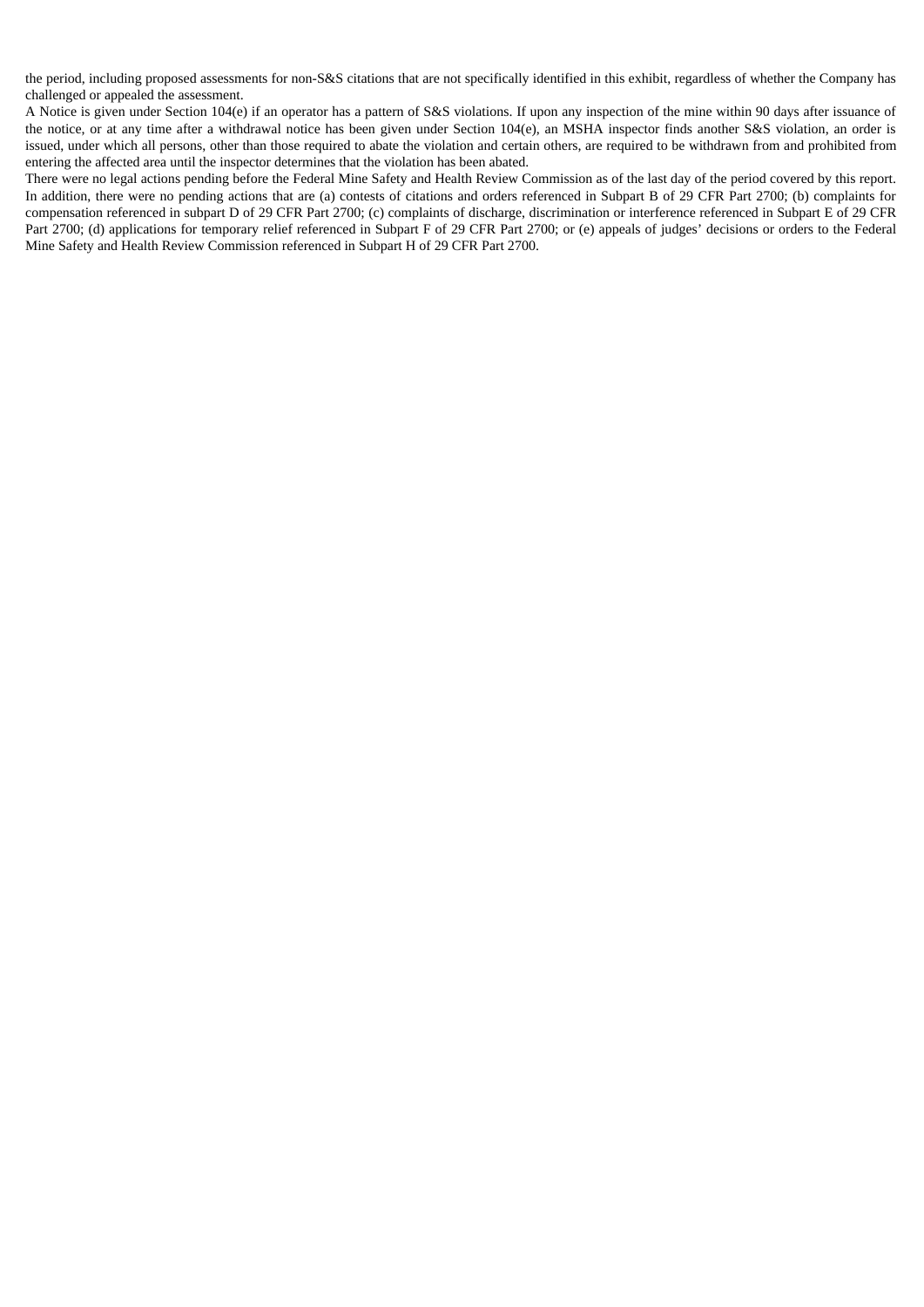the period, including proposed assessments for non-S&S citations that are not specifically identified in this exhibit, regardless of whether the Company has challenged or appealed the assessment.

A Notice is given under Section 104(e) if an operator has a pattern of S&S violations. If upon any inspection of the mine within 90 days after issuance of the notice, or at any time after a withdrawal notice has been given under Section 104(e), an MSHA inspector finds another S&S violation, an order is issued, under which all persons, other than those required to abate the violation and certain others, are required to be withdrawn from and prohibited from entering the affected area until the inspector determines that the violation has been abated.

There were no legal actions pending before the Federal Mine Safety and Health Review Commission as of the last day of the period covered by this report. In addition, there were no pending actions that are (a) contests of citations and orders referenced in Subpart B of 29 CFR Part 2700; (b) complaints for compensation referenced in subpart D of 29 CFR Part 2700; (c) complaints of discharge, discrimination or interference referenced in Subpart E of 29 CFR Part 2700; (d) applications for temporary relief referenced in Subpart F of 29 CFR Part 2700; or (e) appeals of judges' decisions or orders to the Federal Mine Safety and Health Review Commission referenced in Subpart H of 29 CFR Part 2700.